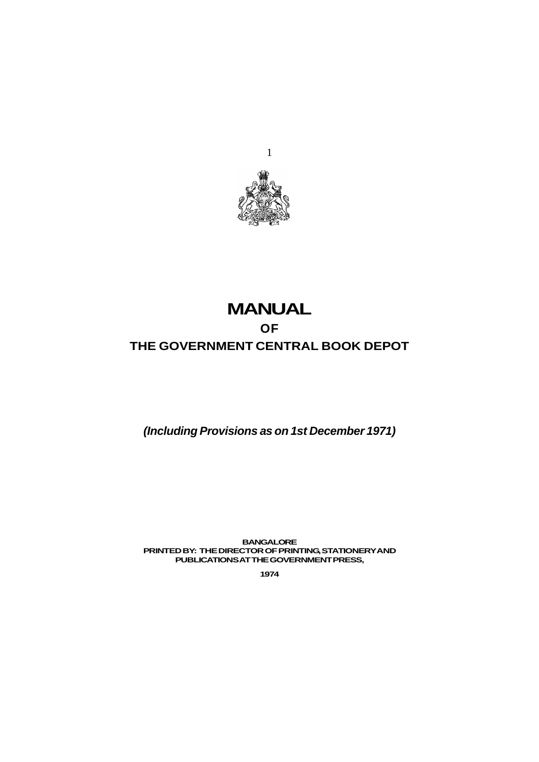# MANUAL

## OF

## THE GOVERNMENT CENTRAL BOOK DEPOT

***(Including Provisions as on 1st December 1971)***

**BANGALORE**
**PRINTED BY: THE DIRECTOR OF PRINTING, STATIONERY AND PUBLICATIONS AT THE GOVERNMENT PRESS,**

**1974**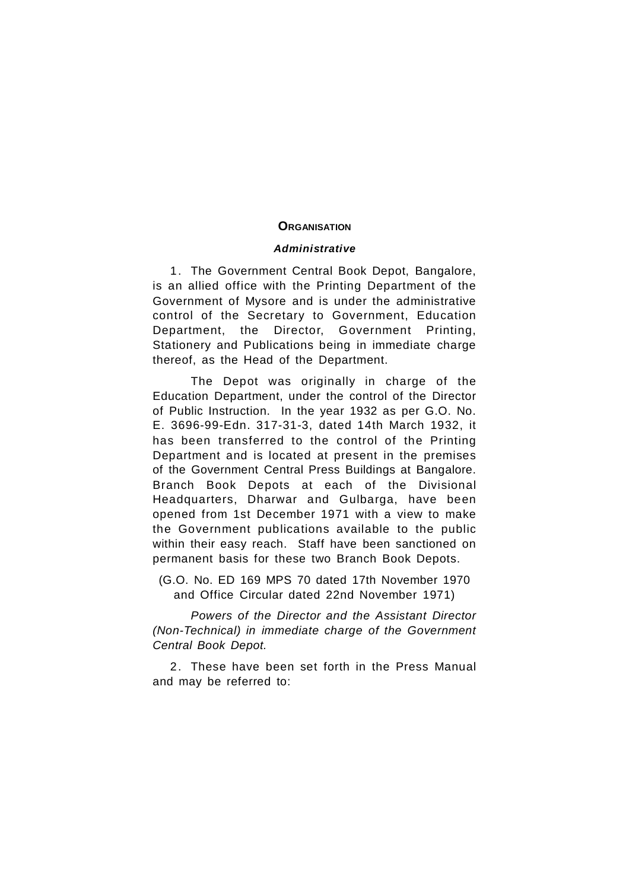## ORGANISATION

### *Administrative*

1. The Government Central Book Depot, Bangalore, is an allied office with the Printing Department of the Government of Mysore and is under the administrative control of the Secretary to Government, Education Department, the Director, Government Printing, Stationery and Publications being in immediate charge thereof, as the Head of the Department.

The Depot was originally in charge of the Education Department, under the control of the Director of Public Instruction. In the year 1932 as per G.O. No. E. 3696-99-Edn. 317-31-3, dated 14th March 1932, it has been transferred to the control of the Printing Department and is located at present in the premises of the Government Central Press Buildings at Bangalore. Branch Book Depots at each of the Divisional Headquarters, Dharwar and Gulbarga, have been opened from 1st December 1971 with a view to make the Government publications available to the public within their easy reach. Staff have been sanctioned on permanent basis for these two Branch Book Depots.

(G.O. No. ED 169 MPS 70 dated 17th November 1970 and Office Circular dated 22nd November 1971)

*Powers of the Director and the Assistant Director (Non-Technical) in immediate charge of the Government Central Book Depot.*

2. These have been set forth in the Press Manual and may be referred to: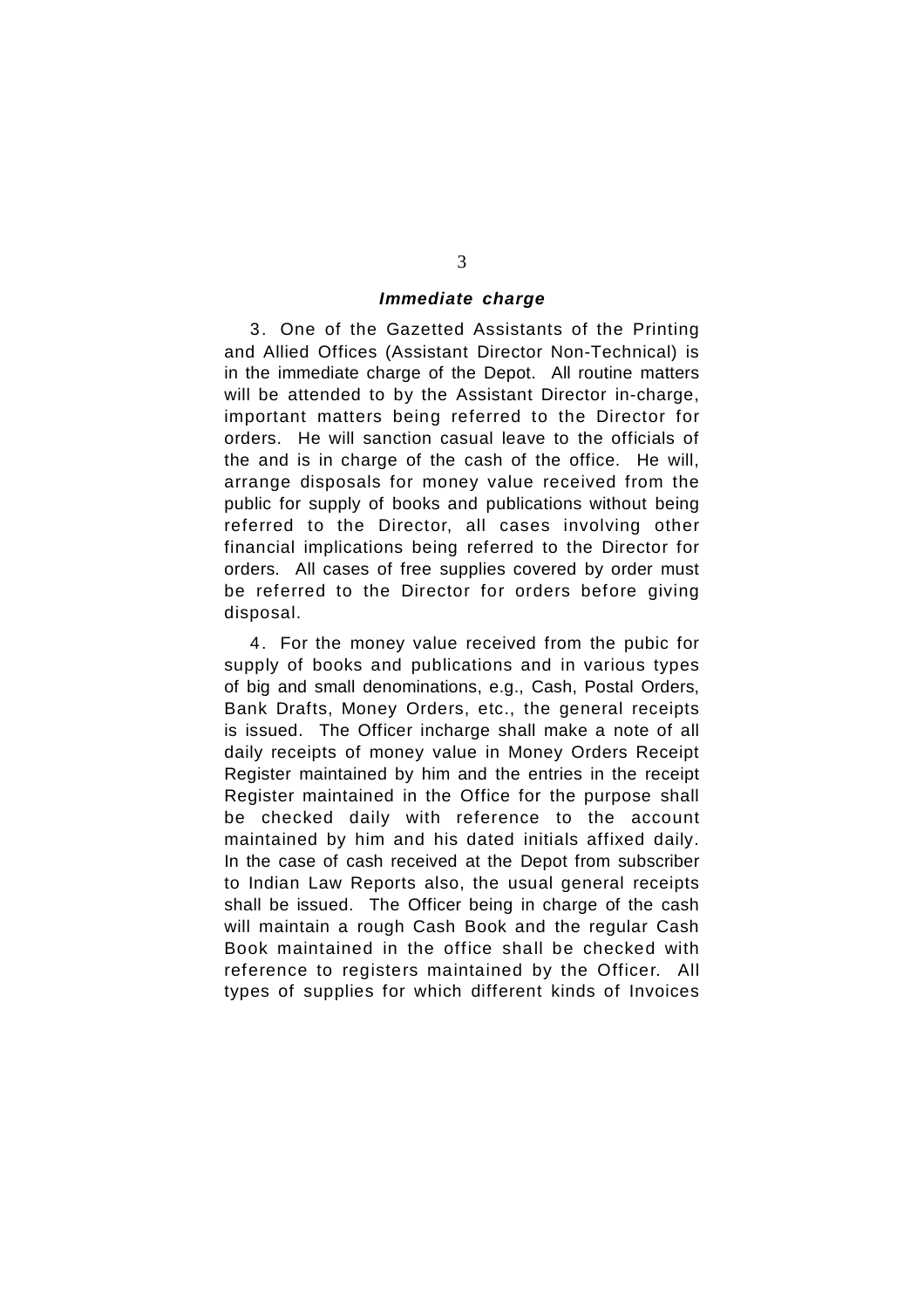***Immediate charge***

3. One of the Gazetted Assistants of the Printing and Allied Offices (Assistant Director Non-Technical) is in the immediate charge of the Depot. All routine matters will be attended to by the Assistant Director in-charge, important matters being referred to the Director for orders. He will sanction casual leave to the officials of the and is in charge of the cash of the office. He will, arrange disposals for money value received from the public for supply of books and publications without being referred to the Director, all cases involving other financial implications being referred to the Director for orders. All cases of free supplies covered by order must be referred to the Director for orders before giving disposal.

4. For the money value received from the pubic for supply of books and publications and in various types of big and small denominations, e.g., Cash, Postal Orders, Bank Drafts, Money Orders, etc., the general receipts is issued. The Officer incharge shall make a note of all daily receipts of money value in Money Orders Receipt Register maintained by him and the entries in the receipt Register maintained in the Office for the purpose shall be checked daily with reference to the account maintained by him and his dated initials affixed daily. In the case of cash received at the Depot from subscriber to Indian Law Reports also, the usual general receipts shall be issued. The Officer being in charge of the cash will maintain a rough Cash Book and the regular Cash Book maintained in the office shall be checked with reference to registers maintained by the Officer. All types of supplies for which different kinds of Invoices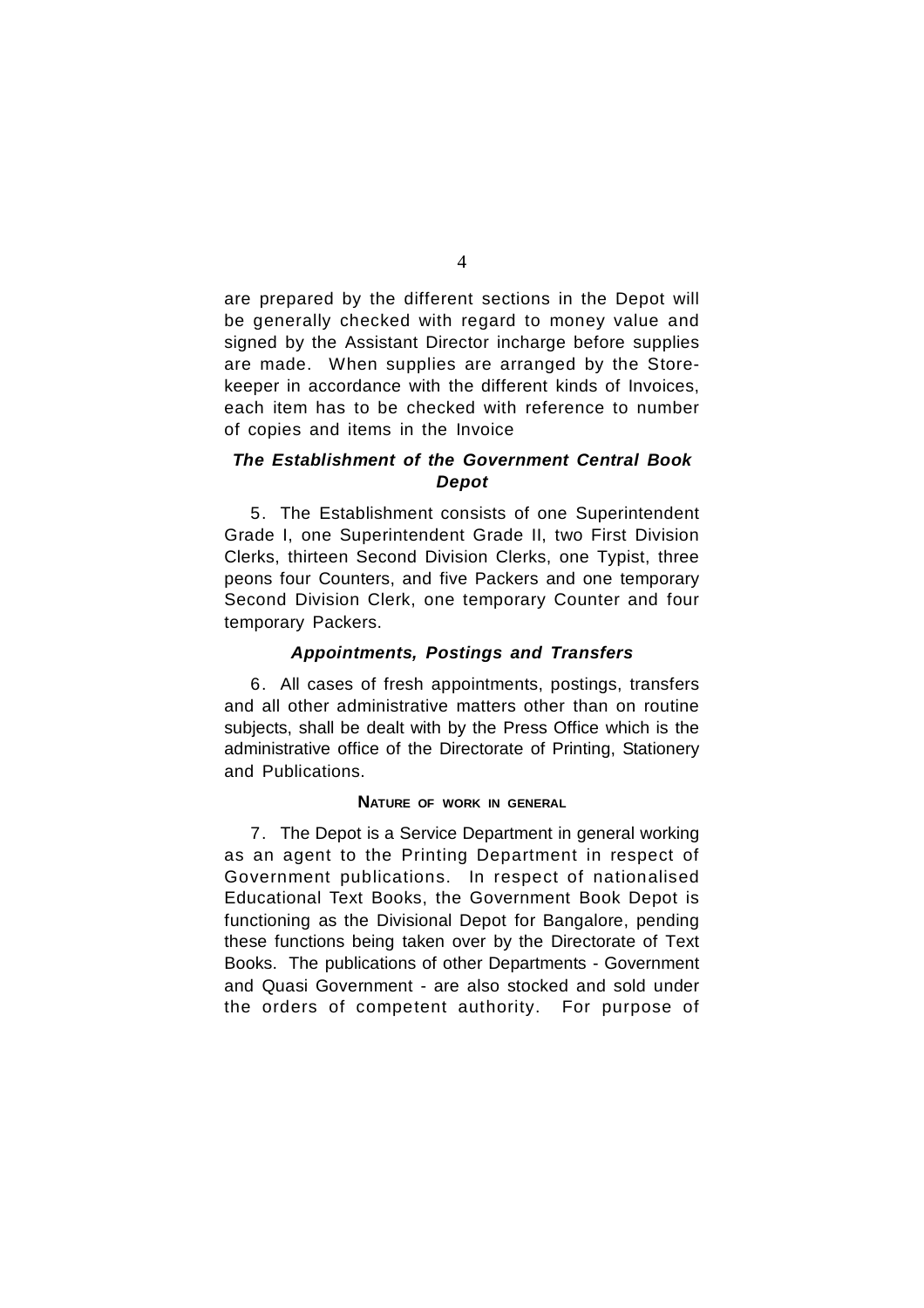are prepared by the different sections in the Depot will be generally checked with regard to money value and signed by the Assistant Director incharge before supplies are made. When supplies are arranged by the Store-keeper in accordance with the different kinds of Invoices, each item has to be checked with reference to number of copies and items in the Invoice

### ***The Establishment of the Government Central Book Depot***

5. The Establishment consists of one Superintendent Grade I, one Superintendent Grade II, two First Division Clerks, thirteen Second Division Clerks, one Typist, three peons four Counters, and five Packers and one temporary Second Division Clerk, one temporary Counter and four temporary Packers.

### ***Appointments, Postings and Transfers***

6. All cases of fresh appointments, postings, transfers and all other administrative matters other than on routine subjects, shall be dealt with by the Press Office which is the administrative office of the Directorate of Printing, Stationery and Publications.

### NATURE OF WORK IN GENERAL

7. The Depot is a Service Department in general working as an agent to the Printing Department in respect of Government publications. In respect of nationalised Educational Text Books, the Government Book Depot is functioning as the Divisional Depot for Bangalore, pending these functions being taken over by the Directorate of Text Books. The publications of other Departments - Government and Quasi Government - are also stocked and sold under the orders of competent authority. For purpose of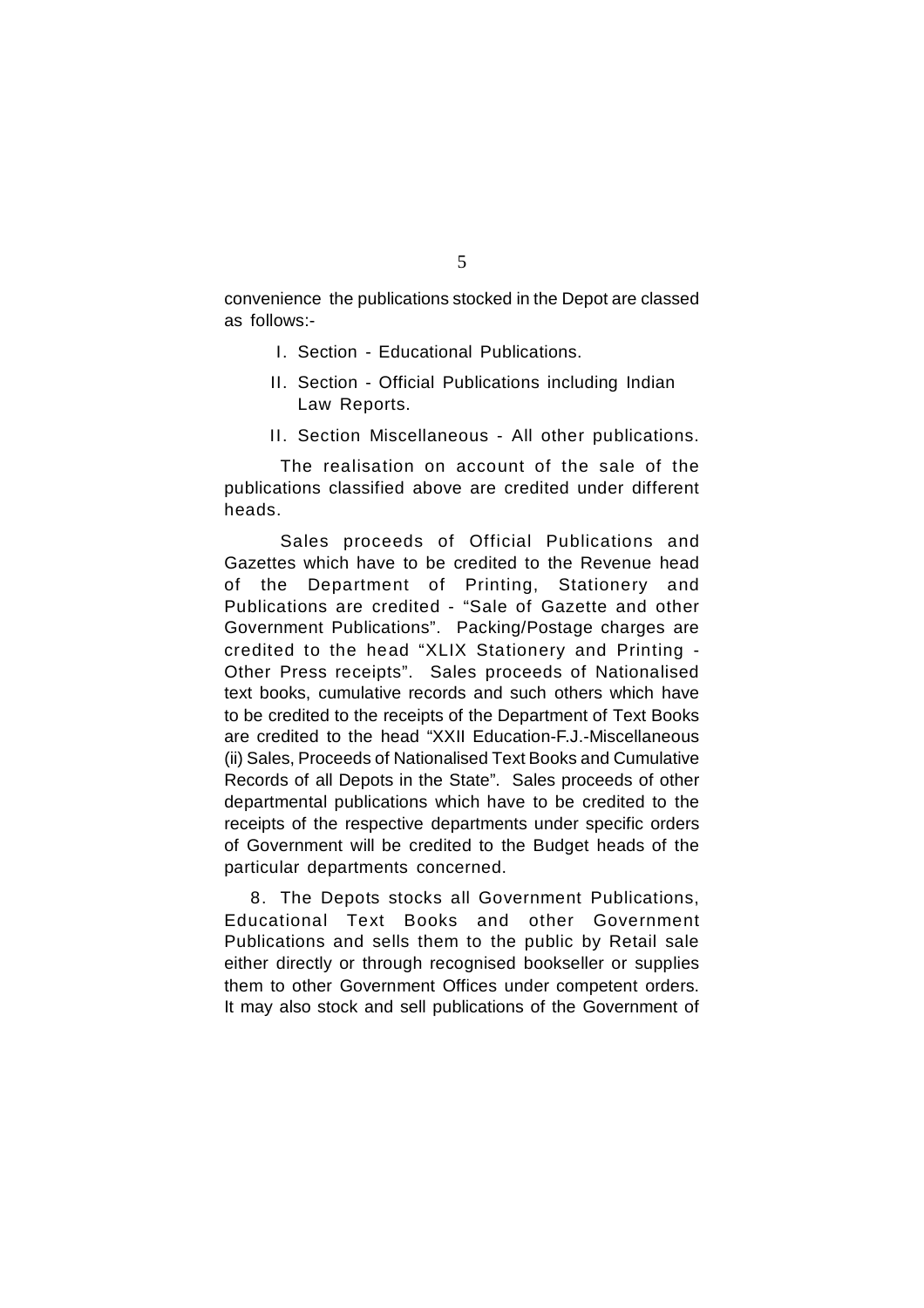convenience the publications stocked in the Depot are classed as follows:-

I. Section - Educational Publications.

II. Section - Official Publications including Indian Law Reports.

II. Section Miscellaneous - All other publications.

The realisation on account of the sale of the publications classified above are credited under different heads.

Sales proceeds of Official Publications and Gazettes which have to be credited to the Revenue head of the Department of Printing, Stationery and Publications are credited - "Sale of Gazette and other Government Publications". Packing/Postage charges are credited to the head "XLIX Stationery and Printing - Other Press receipts". Sales proceeds of Nationalised text books, cumulative records and such others which have to be credited to the receipts of the Department of Text Books are credited to the head "XXII Education-F.J.-Miscellaneous (ii) Sales, Proceeds of Nationalised Text Books and Cumulative Records of all Depots in the State". Sales proceeds of other departmental publications which have to be credited to the receipts of the respective departments under specific orders of Government will be credited to the Budget heads of the particular departments concerned.

8. The Depots stocks all Government Publications, Educational Text Books and other Government Publications and sells them to the public by Retail sale either directly or through recognised bookseller or supplies them to other Government Offices under competent orders. It may also stock and sell publications of the Government of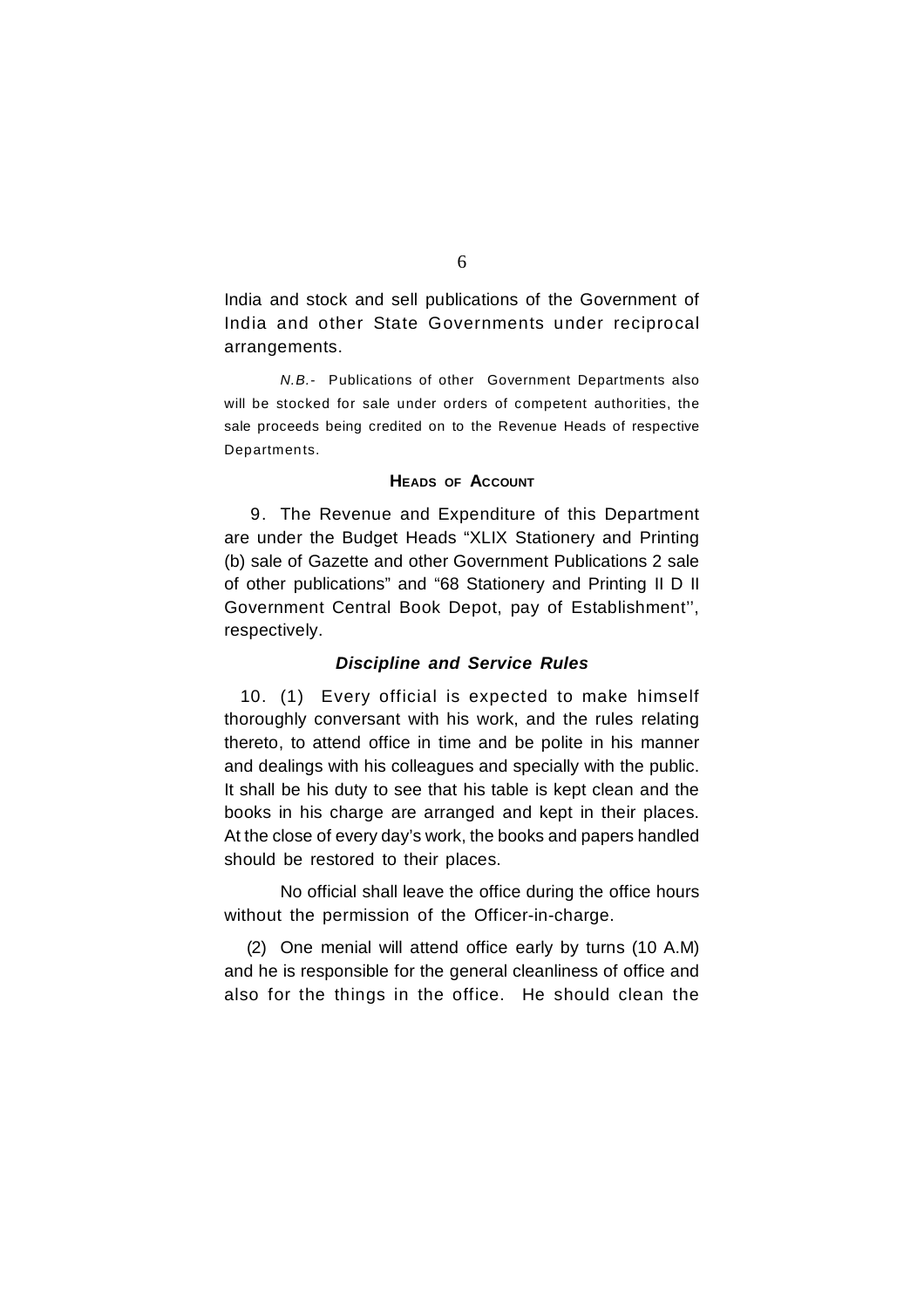India and stock and sell publications of the Government of India and other State Governments under reciprocal arrangements.

*N.B.-* Publications of other Government Departments also will be stocked for sale under orders of competent authorities, the sale proceeds being credited on to the Revenue Heads of respective Departments.

## HEADS OF ACCOUNT

9. The Revenue and Expenditure of this Department are under the Budget Heads "XLIX Stationery and Printing (b) sale of Gazette and other Government Publications 2 sale of other publications" and "68 Stationery and Printing II D II Government Central Book Depot, pay of Establishment'', respectively.

## *Discipline and Service Rules*

10. (1) Every official is expected to make himself thoroughly conversant with his work, and the rules relating thereto, to attend office in time and be polite in his manner and dealings with his colleagues and specially with the public. It shall be his duty to see that his table is kept clean and the books in his charge are arranged and kept in their places. At the close of every day's work, the books and papers handled should be restored to their places.

No official shall leave the office during the office hours without the permission of the Officer-in-charge.

(2) One menial will attend office early by turns (10 A.M) and he is responsible for the general cleanliness of office and also for the things in the office. He should clean the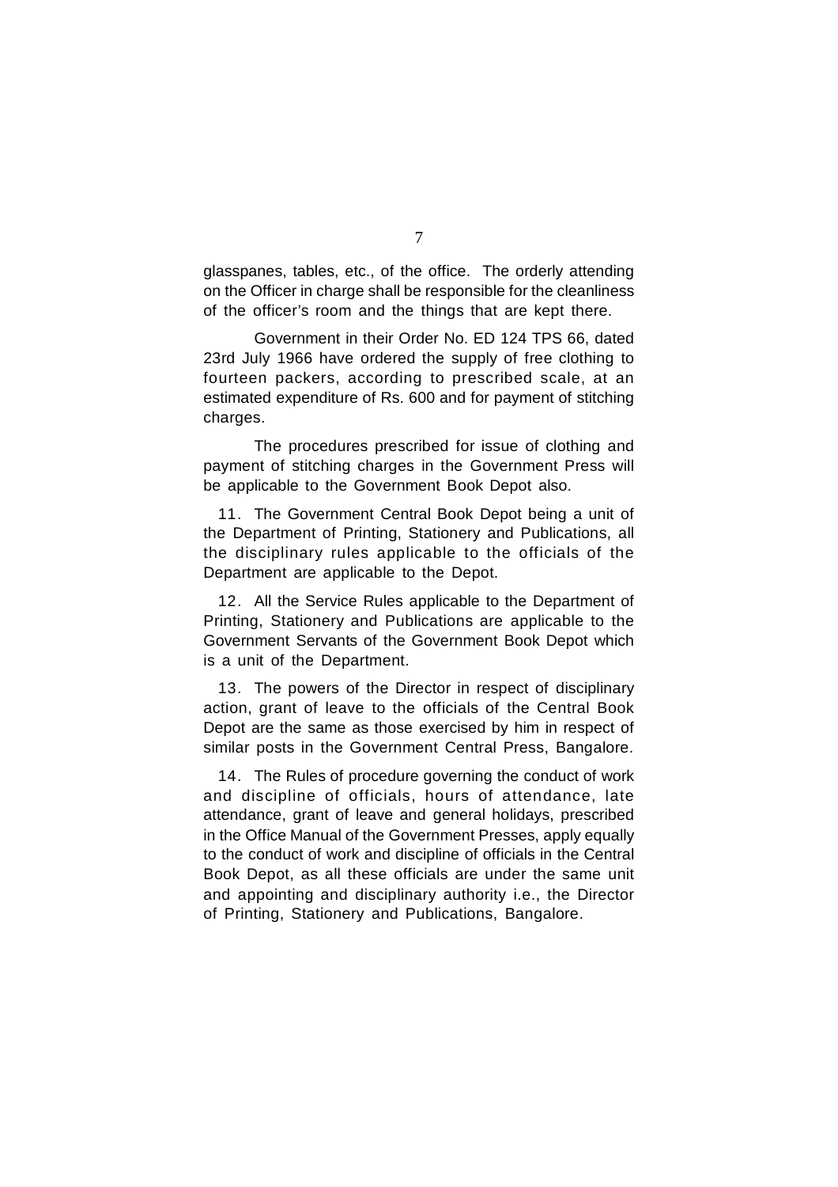glasspanes, tables, etc., of the office. The orderly attending on the Officer in charge shall be responsible for the cleanliness of the officer's room and the things that are kept there.

Government in their Order No. ED 124 TPS 66, dated 23rd July 1966 have ordered the supply of free clothing to fourteen packers, according to prescribed scale, at an estimated expenditure of Rs. 600 and for payment of stitching charges.

The procedures prescribed for issue of clothing and payment of stitching charges in the Government Press will be applicable to the Government Book Depot also.

11. The Government Central Book Depot being a unit of the Department of Printing, Stationery and Publications, all the disciplinary rules applicable to the officials of the Department are applicable to the Depot.

12. All the Service Rules applicable to the Department of Printing, Stationery and Publications are applicable to the Government Servants of the Government Book Depot which is a unit of the Department.

13. The powers of the Director in respect of disciplinary action, grant of leave to the officials of the Central Book Depot are the same as those exercised by him in respect of similar posts in the Government Central Press, Bangalore.

14. The Rules of procedure governing the conduct of work and discipline of officials, hours of attendance, late attendance, grant of leave and general holidays, prescribed in the Office Manual of the Government Presses, apply equally to the conduct of work and discipline of officials in the Central Book Depot, as all these officials are under the same unit and appointing and disciplinary authority i.e., the Director of Printing, Stationery and Publications, Bangalore.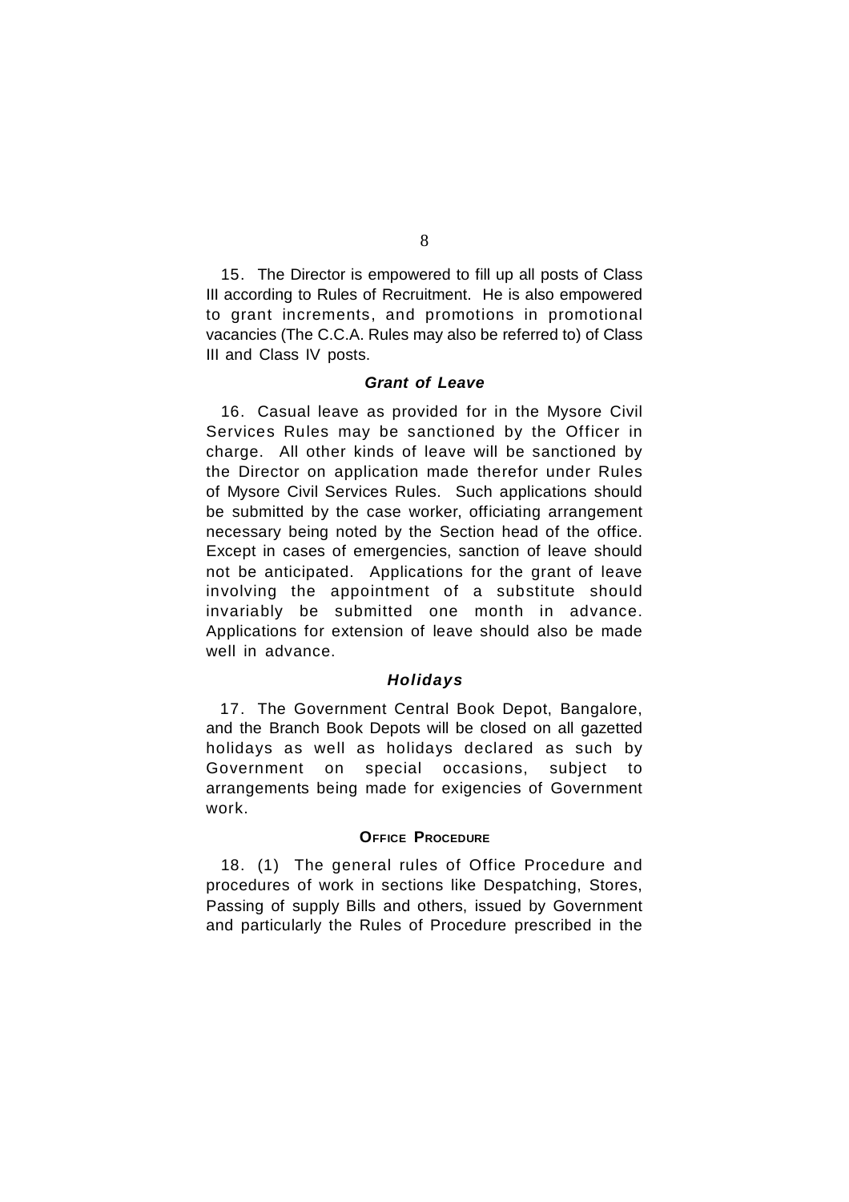15. The Director is empowered to fill up all posts of Class III according to Rules of Recruitment. He is also empowered to grant increments, and promotions in promotional vacancies (The C.C.A. Rules may also be referred to) of Class III and Class IV posts.

### *Grant of Leave*

16. Casual leave as provided for in the Mysore Civil Services Rules may be sanctioned by the Officer in charge. All other kinds of leave will be sanctioned by the Director on application made therefor under Rules of Mysore Civil Services Rules. Such applications should be submitted by the case worker, officiating arrangement necessary being noted by the Section head of the office. Except in cases of emergencies, sanction of leave should not be anticipated. Applications for the grant of leave involving the appointment of a substitute should invariably be submitted one month in advance. Applications for extension of leave should also be made well in advance.

### *Holidays*

17. The Government Central Book Depot, Bangalore, and the Branch Book Depots will be closed on all gazetted holidays as well as holidays declared as such by Government on special occasions, subject to arrangements being made for exigencies of Government work.

### OFFICE PROCEDURE

18. (1) The general rules of Office Procedure and procedures of work in sections like Despatching, Stores, Passing of supply Bills and others, issued by Government and particularly the Rules of Procedure prescribed in the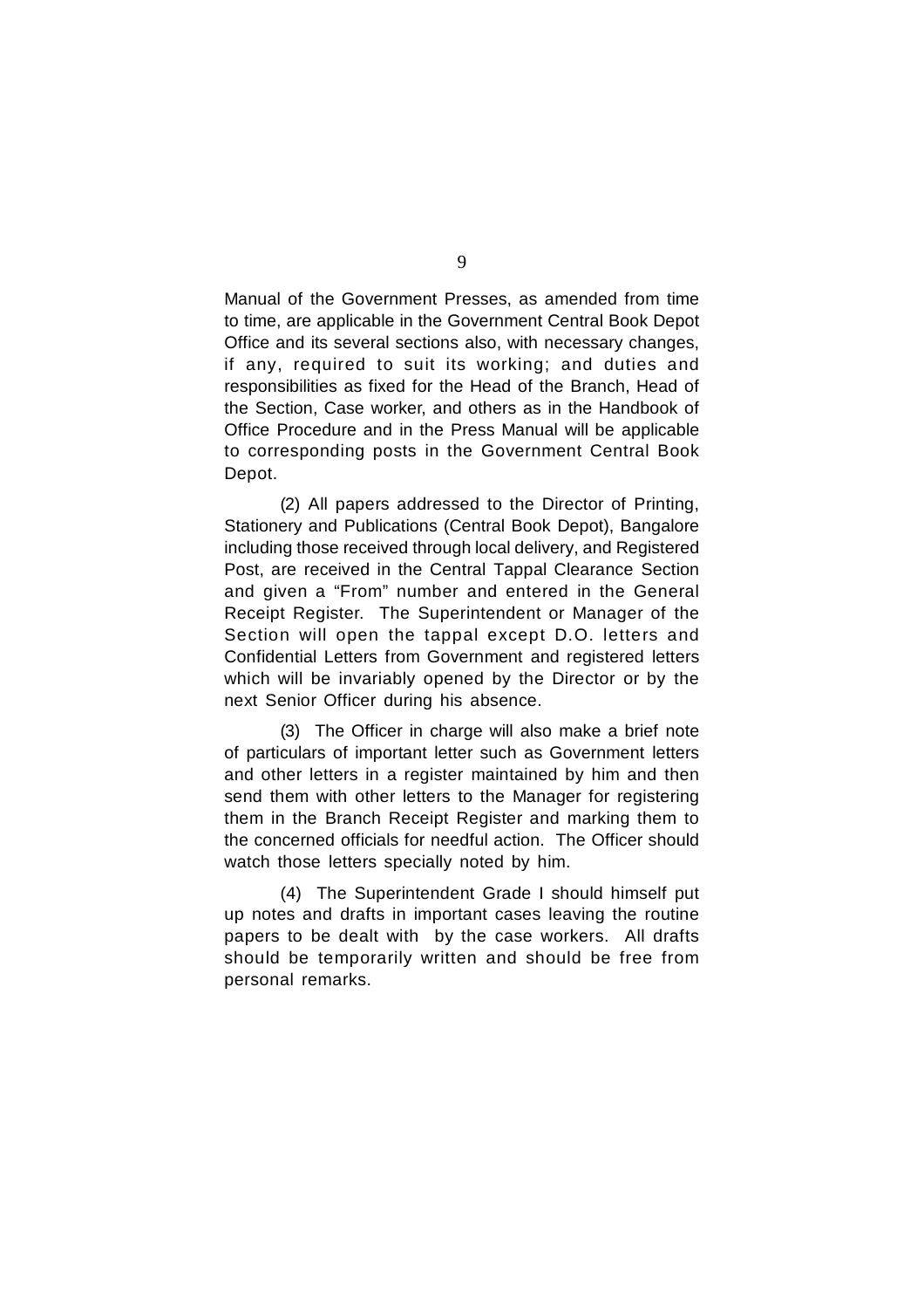Manual of the Government Presses, as amended from time to time, are applicable in the Government Central Book Depot Office and its several sections also, with necessary changes, if any, required to suit its working; and duties and responsibilities as fixed for the Head of the Branch, Head of the Section, Case worker, and others as in the Handbook of Office Procedure and in the Press Manual will be applicable to corresponding posts in the Government Central Book Depot.

(2) All papers addressed to the Director of Printing, Stationery and Publications (Central Book Depot), Bangalore including those received through local delivery, and Registered Post, are received in the Central Tappal Clearance Section and given a "From" number and entered in the General Receipt Register. The Superintendent or Manager of the Section will open the tappal except D.O. letters and Confidential Letters from Government and registered letters which will be invariably opened by the Director or by the next Senior Officer during his absence.

(3) The Officer in charge will also make a brief note of particulars of important letter such as Government letters and other letters in a register maintained by him and then send them with other letters to the Manager for registering them in the Branch Receipt Register and marking them to the concerned officials for needful action. The Officer should watch those letters specially noted by him.

(4) The Superintendent Grade I should himself put up notes and drafts in important cases leaving the routine papers to be dealt with by the case workers. All drafts should be temporarily written and should be free from personal remarks.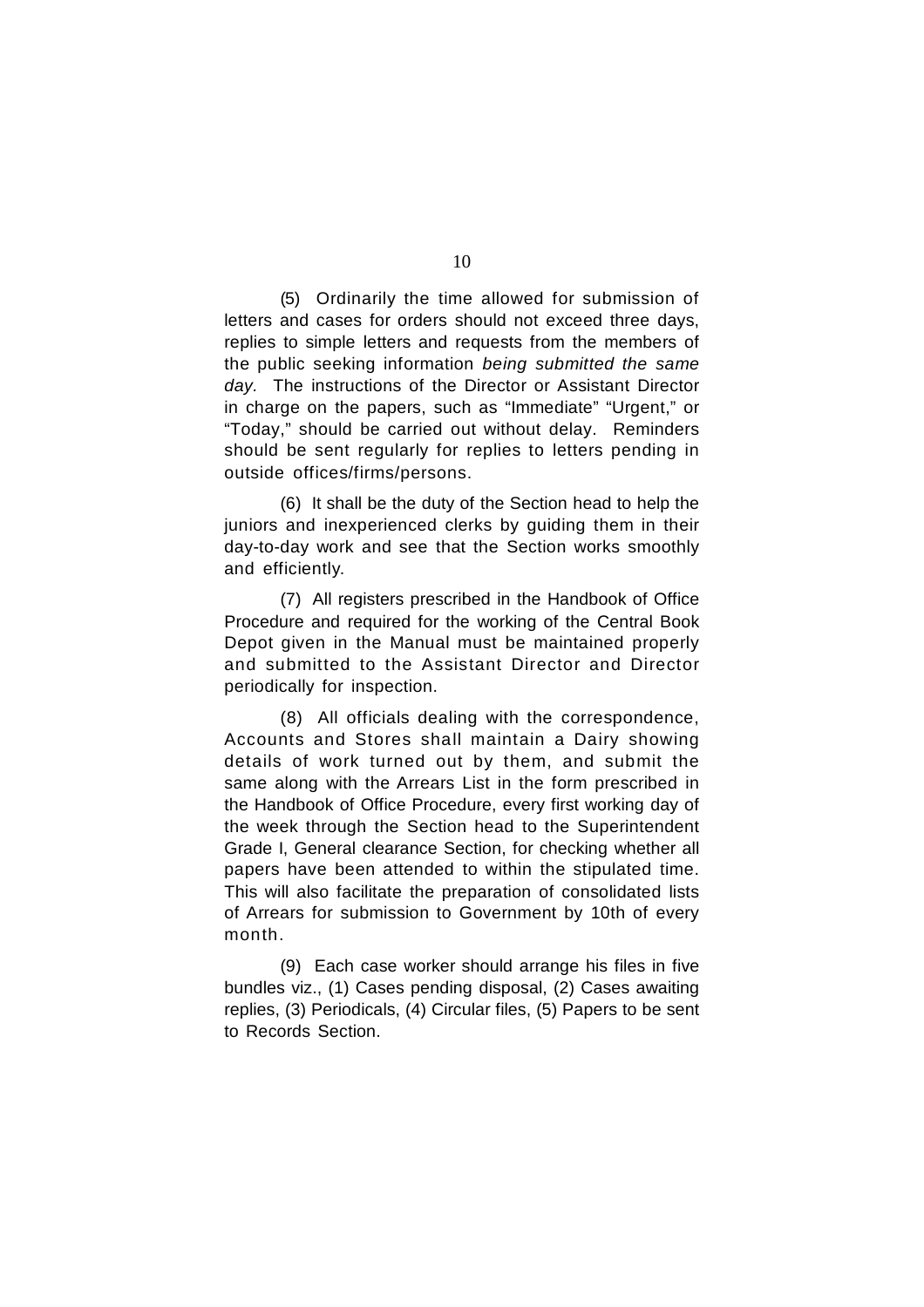(5) Ordinarily the time allowed for submission of letters and cases for orders should not exceed three days, replies to simple letters and requests from the members of the public seeking information *being submitted the same day.* The instructions of the Director or Assistant Director in charge on the papers, such as "Immediate" "Urgent," or "Today," should be carried out without delay. Reminders should be sent regularly for replies to letters pending in outside offices/firms/persons.

(6) It shall be the duty of the Section head to help the juniors and inexperienced clerks by guiding them in their day-to-day work and see that the Section works smoothly and efficiently.

(7) All registers prescribed in the Handbook of Office Procedure and required for the working of the Central Book Depot given in the Manual must be maintained properly and submitted to the Assistant Director and Director periodically for inspection.

(8) All officials dealing with the correspondence, Accounts and Stores shall maintain a Dairy showing details of work turned out by them, and submit the same along with the Arrears List in the form prescribed in the Handbook of Office Procedure, every first working day of the week through the Section head to the Superintendent Grade I, General clearance Section, for checking whether all papers have been attended to within the stipulated time. This will also facilitate the preparation of consolidated lists of Arrears for submission to Government by 10th of every month.

(9) Each case worker should arrange his files in five bundles viz., (1) Cases pending disposal, (2) Cases awaiting replies, (3) Periodicals, (4) Circular files, (5) Papers to be sent to Records Section.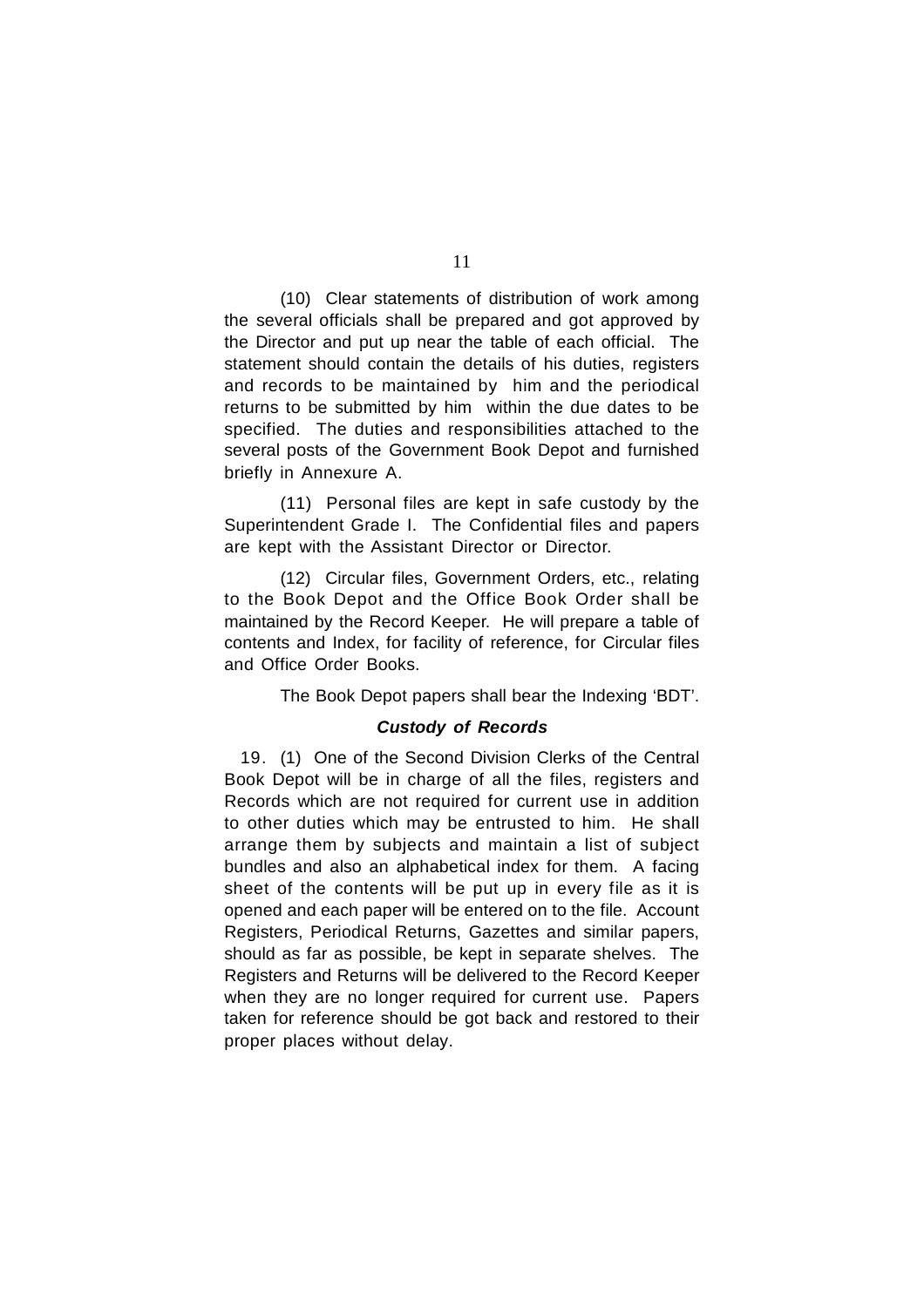(10) Clear statements of distribution of work among the several officials shall be prepared and got approved by the Director and put up near the table of each official. The statement should contain the details of his duties, registers and records to be maintained by him and the periodical returns to be submitted by him within the due dates to be specified. The duties and responsibilities attached to the several posts of the Government Book Depot and furnished briefly in Annexure A.

(11) Personal files are kept in safe custody by the Superintendent Grade I. The Confidential files and papers are kept with the Assistant Director or Director.

(12) Circular files, Government Orders, etc., relating to the Book Depot and the Office Book Order shall be maintained by the Record Keeper. He will prepare a table of contents and Index, for facility of reference, for Circular files and Office Order Books.

The Book Depot papers shall bear the Indexing 'BDT'.

### ***Custody of Records***

19. (1) One of the Second Division Clerks of the Central Book Depot will be in charge of all the files, registers and Records which are not required for current use in addition to other duties which may be entrusted to him. He shall arrange them by subjects and maintain a list of subject bundles and also an alphabetical index for them. A facing sheet of the contents will be put up in every file as it is opened and each paper will be entered on to the file. Account Registers, Periodical Returns, Gazettes and similar papers, should as far as possible, be kept in separate shelves. The Registers and Returns will be delivered to the Record Keeper when they are no longer required for current use. Papers taken for reference should be got back and restored to their proper places without delay.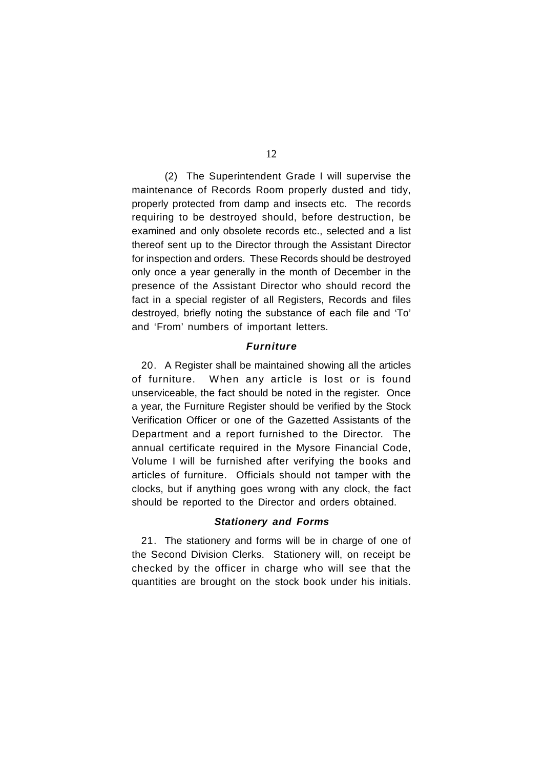(2) The Superintendent Grade I will supervise the maintenance of Records Room properly dusted and tidy, properly protected from damp and insects etc. The records requiring to be destroyed should, before destruction, be examined and only obsolete records etc., selected and a list thereof sent up to the Director through the Assistant Director for inspection and orders. These Records should be destroyed only once a year generally in the month of December in the presence of the Assistant Director who should record the fact in a special register of all Registers, Records and files destroyed, briefly noting the substance of each file and 'To' and 'From' numbers of important letters.

### ***Furniture***

20. A Register shall be maintained showing all the articles of furniture. When any article is lost or is found unserviceable, the fact should be noted in the register. Once a year, the Furniture Register should be verified by the Stock Verification Officer or one of the Gazetted Assistants of the Department and a report furnished to the Director. The annual certificate required in the Mysore Financial Code, Volume I will be furnished after verifying the books and articles of furniture. Officials should not tamper with the clocks, but if anything goes wrong with any clock, the fact should be reported to the Director and orders obtained.

### ***Stationery and Forms***

21. The stationery and forms will be in charge of one of the Second Division Clerks. Stationery will, on receipt be checked by the officer in charge who will see that the quantities are brought on the stock book under his initials.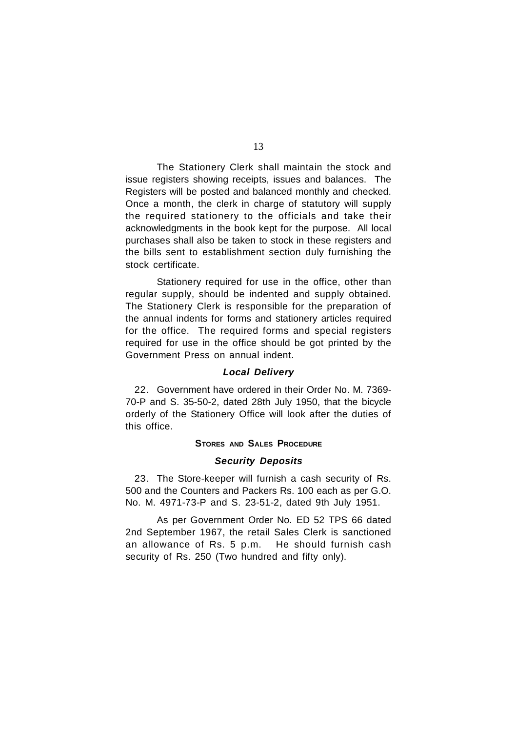The Stationery Clerk shall maintain the stock and issue registers showing receipts, issues and balances. The Registers will be posted and balanced monthly and checked. Once a month, the clerk in charge of statutory will supply the required stationery to the officials and take their acknowledgments in the book kept for the purpose. All local purchases shall also be taken to stock in these registers and the bills sent to establishment section duly furnishing the stock certificate.

Stationery required for use in the office, other than regular supply, should be indented and supply obtained. The Stationery Clerk is responsible for the preparation of the annual indents for forms and stationery articles required for the office. The required forms and special registers required for use in the office should be got printed by the Government Press on annual indent.

### *Local Delivery*

22. Government have ordered in their Order No. M. 7369-70-P and S. 35-50-2, dated 28th July 1950, that the bicycle orderly of the Stationery Office will look after the duties of this office.

## STORES AND SALES PROCEDURE

### *Security Deposits*

23. The Store-keeper will furnish a cash security of Rs. 500 and the Counters and Packers Rs. 100 each as per G.O. No. M. 4971-73-P and S. 23-51-2, dated 9th July 1951.

As per Government Order No. ED 52 TPS 66 dated 2nd September 1967, the retail Sales Clerk is sanctioned an allowance of Rs. 5 p.m. He should furnish cash security of Rs. 250 (Two hundred and fifty only).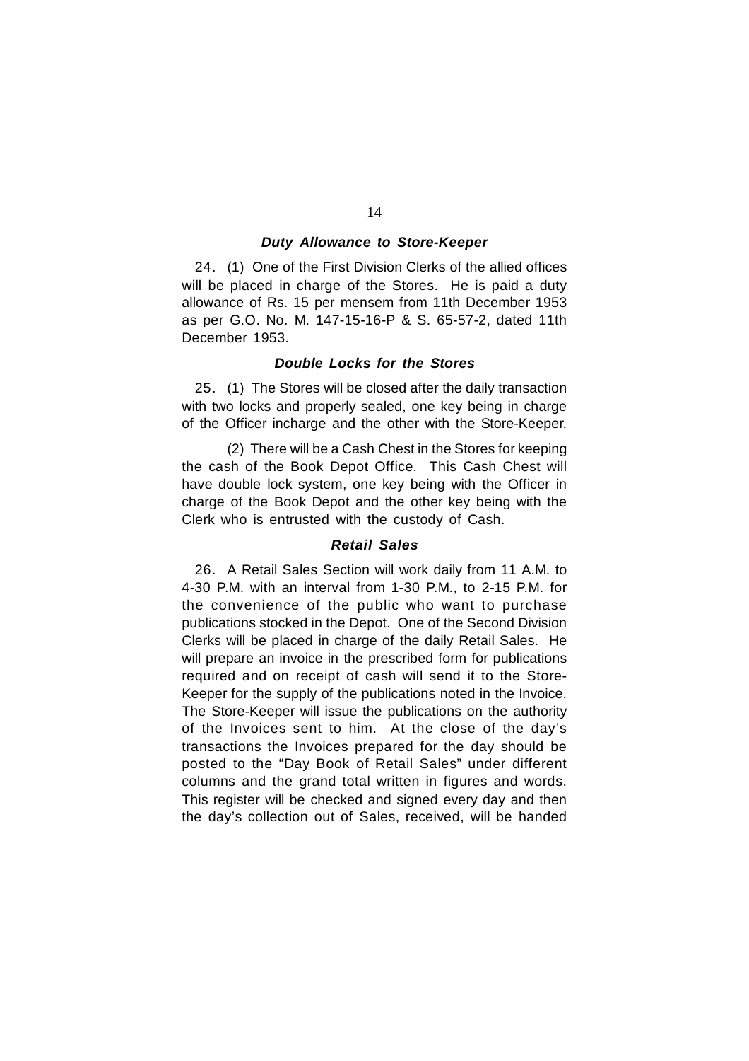### ***Duty Allowance to Store-Keeper***

24. (1) One of the First Division Clerks of the allied offices will be placed in charge of the Stores. He is paid a duty allowance of Rs. 15 per mensem from 11th December 1953 as per G.O. No. M. 147-15-16-P & S. 65-57-2, dated 11th December 1953.

### ***Double Locks for the Stores***

25. (1) The Stores will be closed after the daily transaction with two locks and properly sealed, one key being in charge of the Officer incharge and the other with the Store-Keeper.

(2) There will be a Cash Chest in the Stores for keeping the cash of the Book Depot Office. This Cash Chest will have double lock system, one key being with the Officer in charge of the Book Depot and the other key being with the Clerk who is entrusted with the custody of Cash.

### ***Retail Sales***

26. A Retail Sales Section will work daily from 11 A.M. to 4-30 P.M. with an interval from 1-30 P.M., to 2-15 P.M. for the convenience of the public who want to purchase publications stocked in the Depot. One of the Second Division Clerks will be placed in charge of the daily Retail Sales. He will prepare an invoice in the prescribed form for publications required and on receipt of cash will send it to the Store-Keeper for the supply of the publications noted in the Invoice. The Store-Keeper will issue the publications on the authority of the Invoices sent to him. At the close of the day's transactions the Invoices prepared for the day should be posted to the "Day Book of Retail Sales" under different columns and the grand total written in figures and words. This register will be checked and signed every day and then the day's collection out of Sales, received, will be handed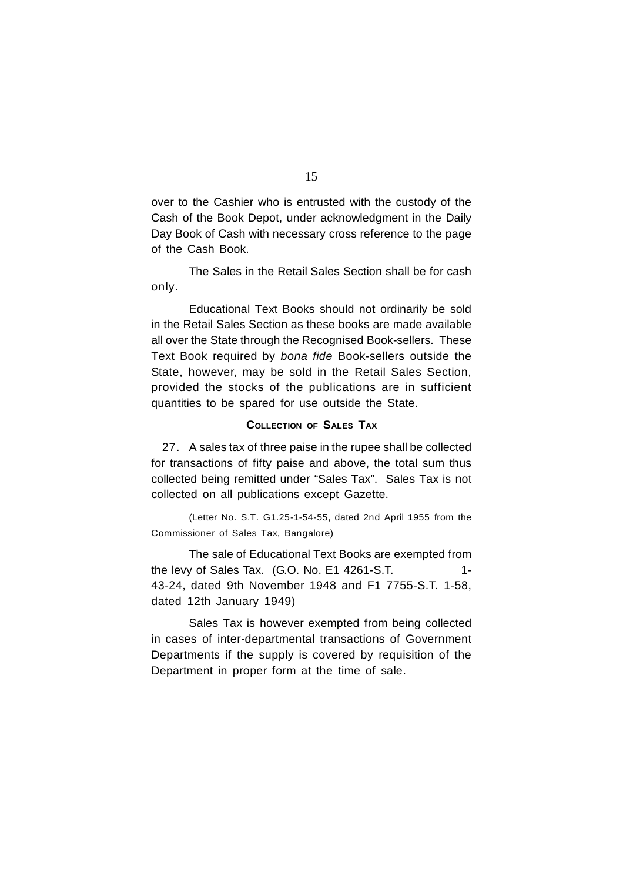over to the Cashier who is entrusted with the custody of the Cash of the Book Depot, under acknowledgment in the Daily Day Book of Cash with necessary cross reference to the page of the Cash Book.

The Sales in the Retail Sales Section shall be for cash only.

Educational Text Books should not ordinarily be sold in the Retail Sales Section as these books are made available all over the State through the Recognised Book-sellers. These Text Book required by *bona fide* Book-sellers outside the State, however, may be sold in the Retail Sales Section, provided the stocks of the publications are in sufficient quantities to be spared for use outside the State.

### Collection of Sales Tax

27. A sales tax of three paise in the rupee shall be collected for transactions of fifty paise and above, the total sum thus collected being remitted under "Sales Tax". Sales Tax is not collected on all publications except Gazette.

(Letter No. S.T. G1.25-1-54-55, dated 2nd April 1955 from the Commissioner of Sales Tax, Bangalore)

The sale of Educational Text Books are exempted from the levy of Sales Tax. (G.O. No. E1 4261-S.T. 1-43-24, dated 9th November 1948 and F1 7755-S.T. 1-58, dated 12th January 1949)

Sales Tax is however exempted from being collected in cases of inter-departmental transactions of Government Departments if the supply is covered by requisition of the Department in proper form at the time of sale.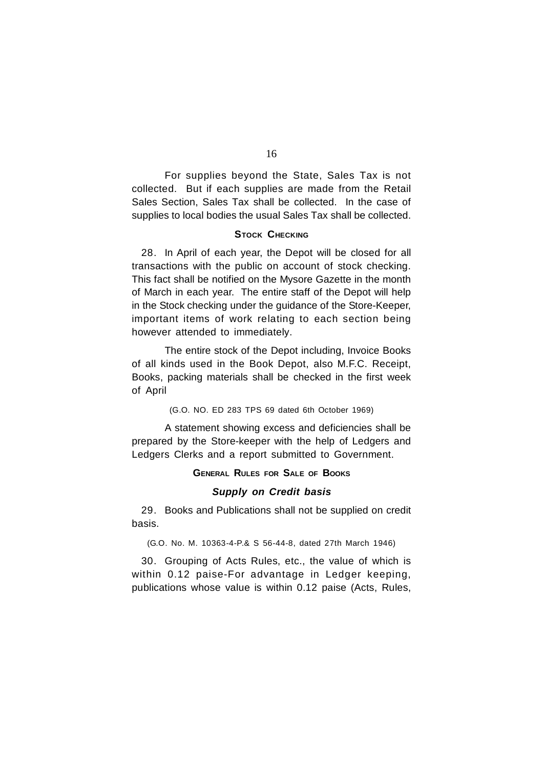For supplies beyond the State, Sales Tax is not collected. But if each supplies are made from the Retail Sales Section, Sales Tax shall be collected. In the case of supplies to local bodies the usual Sales Tax shall be collected.

### STOCK CHECKING

28. In April of each year, the Depot will be closed for all transactions with the public on account of stock checking. This fact shall be notified on the Mysore Gazette in the month of March in each year. The entire staff of the Depot will help in the Stock checking under the guidance of the Store-Keeper, important items of work relating to each section being however attended to immediately.

The entire stock of the Depot including, Invoice Books of all kinds used in the Book Depot, also M.F.C. Receipt, Books, packing materials shall be checked in the first week of April

(G.O. NO. ED 283 TPS 69 dated 6th October 1969)

A statement showing excess and deficiencies shall be prepared by the Store-keeper with the help of Ledgers and Ledgers Clerks and a report submitted to Government.

### GENERAL RULES FOR SALE OF BOOKS

#### *Supply on Credit basis*

29. Books and Publications shall not be supplied on credit basis.

(G.O. No. M. 10363-4-P.& S 56-44-8, dated 27th March 1946)

30. Grouping of Acts Rules, etc., the value of which is within 0.12 paise-For advantage in Ledger keeping, publications whose value is within 0.12 paise (Acts, Rules,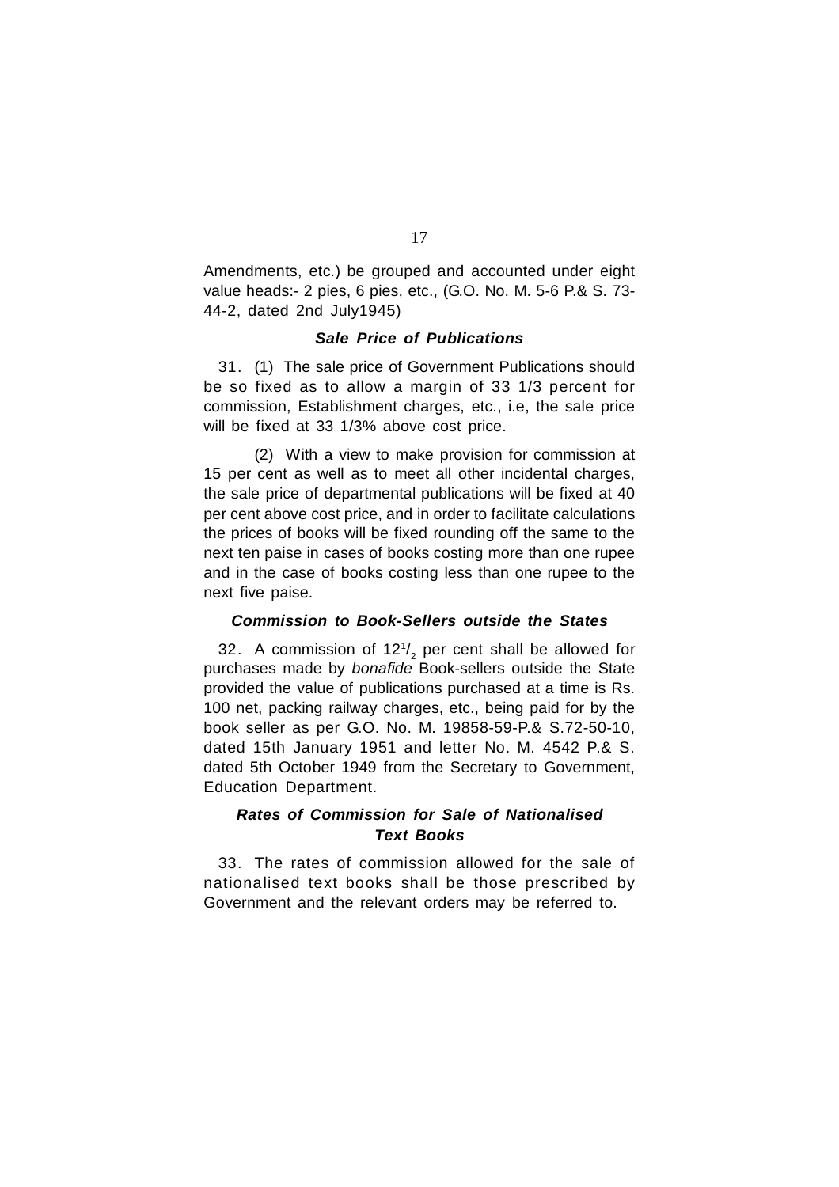Amendments, etc.) be grouped and accounted under eight value heads:- 2 pies, 6 pies, etc., (G.O. No. M. 5-6 P.& S. 73-44-2, dated 2nd July1945)

### *Sale Price of Publications*

31. (1) The sale price of Government Publications should be so fixed as to allow a margin of 33 1/3 percent for commission, Establishment charges, etc., i.e, the sale price will be fixed at 33 1/3% above cost price.

(2) With a view to make provision for commission at 15 per cent as well as to meet all other incidental charges, the sale price of departmental publications will be fixed at 40 per cent above cost price, and in order to facilitate calculations the prices of books will be fixed rounding off the same to the next ten paise in cases of books costing more than one rupee and in the case of books costing less than one rupee to the next five paise.

### *Commission to Book-Sellers outside the States*

32. A commission of $12^1/_2$ per cent shall be allowed for purchases made by *bonafide* Book-sellers outside the State provided the value of publications purchased at a time is Rs. 100 net, packing railway charges, etc., being paid for by the book seller as per G.O. No. M. 19858-59-P.& S.72-50-10, dated 15th January 1951 and letter No. M. 4542 P.& S. dated 5th October 1949 from the Secretary to Government, Education Department.

### *Rates of Commission for Sale of Nationalised Text Books*

33. The rates of commission allowed for the sale of nationalised text books shall be those prescribed by Government and the relevant orders may be referred to.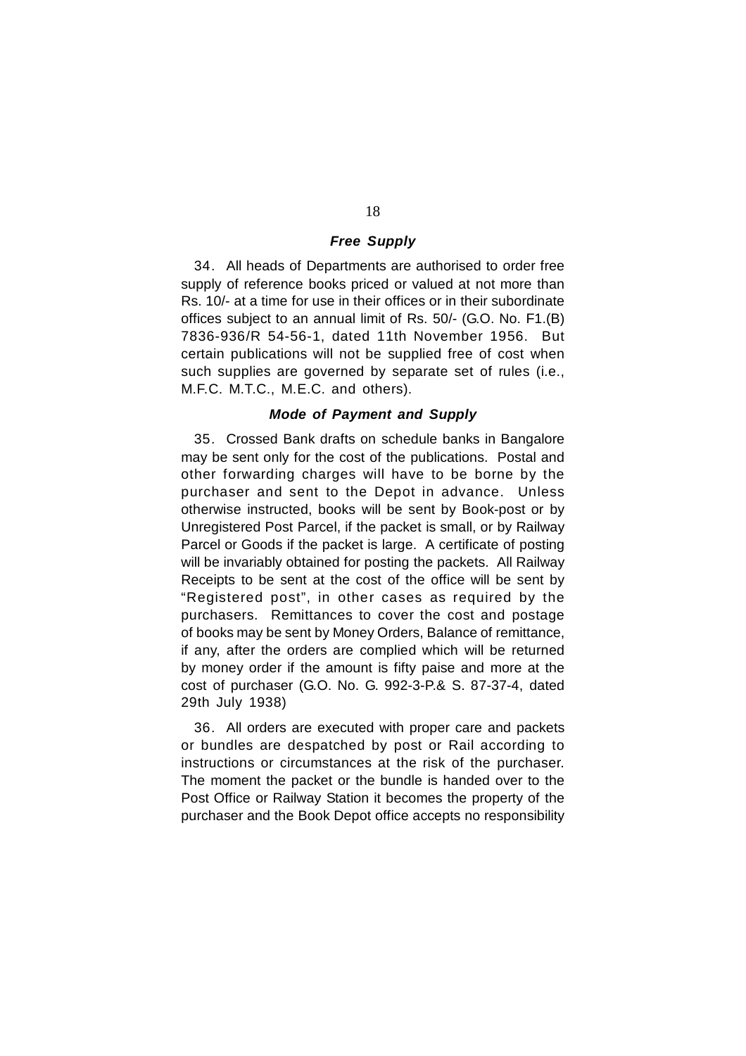### *Free Supply*

34. All heads of Departments are authorised to order free supply of reference books priced or valued at not more than Rs. 10/- at a time for use in their offices or in their subordinate offices subject to an annual limit of Rs. 50/- (G.O. No. F1.(B) 7836-936/R 54-56-1, dated 11th November 1956. But certain publications will not be supplied free of cost when such supplies are governed by separate set of rules (i.e., M.F.C. M.T.C., M.E.C. and others).

### *Mode of Payment and Supply*

35. Crossed Bank drafts on schedule banks in Bangalore may be sent only for the cost of the publications. Postal and other forwarding charges will have to be borne by the purchaser and sent to the Depot in advance. Unless otherwise instructed, books will be sent by Book-post or by Unregistered Post Parcel, if the packet is small, or by Railway Parcel or Goods if the packet is large. A certificate of posting will be invariably obtained for posting the packets. All Railway Receipts to be sent at the cost of the office will be sent by "Registered post", in other cases as required by the purchasers. Remittances to cover the cost and postage of books may be sent by Money Orders, Balance of remittance, if any, after the orders are complied which will be returned by money order if the amount is fifty paise and more at the cost of purchaser (G.O. No. G. 992-3-P.& S. 87-37-4, dated 29th July 1938)

36. All orders are executed with proper care and packets or bundles are despatched by post or Rail according to instructions or circumstances at the risk of the purchaser. The moment the packet or the bundle is handed over to the Post Office or Railway Station it becomes the property of the purchaser and the Book Depot office accepts no responsibility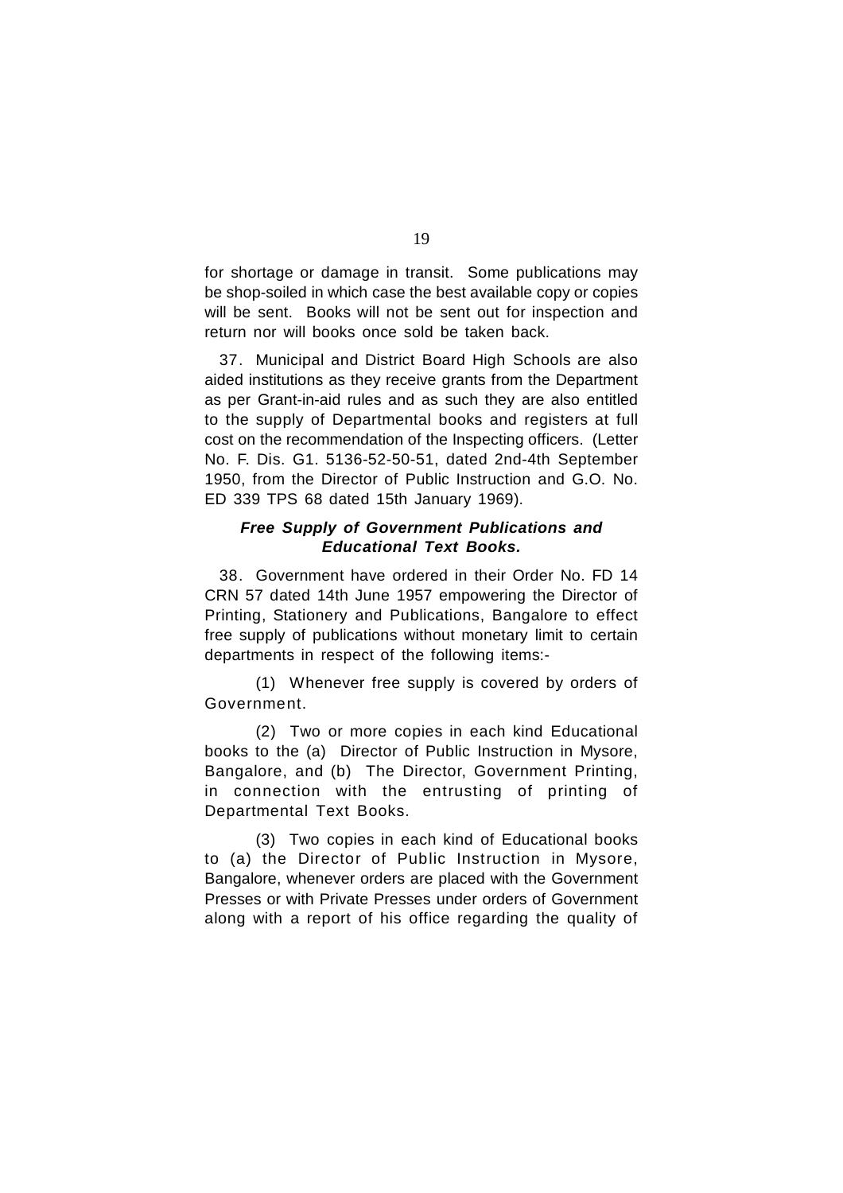for shortage or damage in transit. Some publications may be shop-soiled in which case the best available copy or copies will be sent. Books will not be sent out for inspection and return nor will books once sold be taken back.

37. Municipal and District Board High Schools are also aided institutions as they receive grants from the Department as per Grant-in-aid rules and as such they are also entitled to the supply of Departmental books and registers at full cost on the recommendation of the Inspecting officers. (Letter No. F. Dis. G1. 5136-52-50-51, dated 2nd-4th September 1950, from the Director of Public Instruction and G.O. No. ED 339 TPS 68 dated 15th January 1969).

### *Free Supply of Government Publications and Educational Text Books.*

38. Government have ordered in their Order No. FD 14 CRN 57 dated 14th June 1957 empowering the Director of Printing, Stationery and Publications, Bangalore to effect free supply of publications without monetary limit to certain departments in respect of the following items:-

(1) Whenever free supply is covered by orders of Government.

(2) Two or more copies in each kind Educational books to the (a) Director of Public Instruction in Mysore, Bangalore, and (b) The Director, Government Printing, in connection with the entrusting of printing of Departmental Text Books.

(3) Two copies in each kind of Educational books to (a) the Director of Public Instruction in Mysore, Bangalore, whenever orders are placed with the Government Presses or with Private Presses under orders of Government along with a report of his office regarding the quality of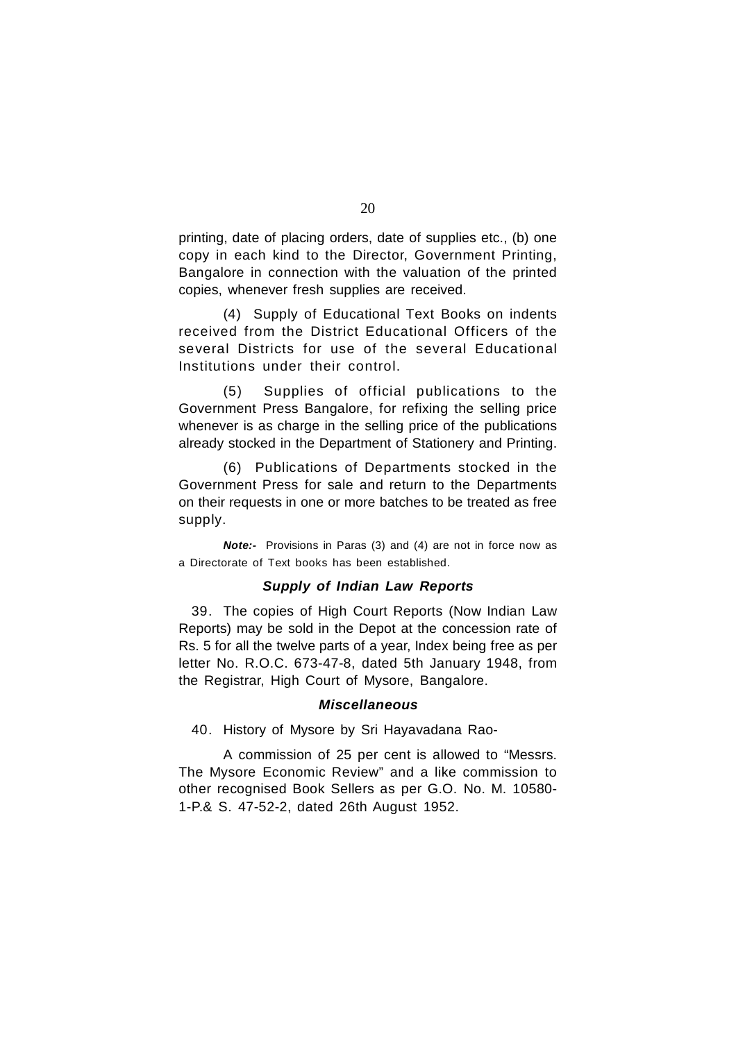printing, date of placing orders, date of supplies etc., (b) one copy in each kind to the Director, Government Printing, Bangalore in connection with the valuation of the printed copies, whenever fresh supplies are received.

(4) Supply of Educational Text Books on indents received from the District Educational Officers of the several Districts for use of the several Educational Institutions under their control.

(5) Supplies of official publications to the Government Press Bangalore, for refixing the selling price whenever is as charge in the selling price of the publications already stocked in the Department of Stationery and Printing.

(6) Publications of Departments stocked in the Government Press for sale and return to the Departments on their requests in one or more batches to be treated as free supply.

***Note:-*** Provisions in Paras (3) and (4) are not in force now as a Directorate of Text books has been established.

### *Supply of Indian Law Reports*

39. The copies of High Court Reports (Now Indian Law Reports) may be sold in the Depot at the concession rate of Rs. 5 for all the twelve parts of a year, Index being free as per letter No. R.O.C. 673-47-8, dated 5th January 1948, from the Registrar, High Court of Mysore, Bangalore.

### *Miscellaneous*

40. History of Mysore by Sri Hayavadana Rao-

A commission of 25 per cent is allowed to "Messrs. The Mysore Economic Review" and a like commission to other recognised Book Sellers as per G.O. No. M. 10580-1-P.& S. 47-52-2, dated 26th August 1952.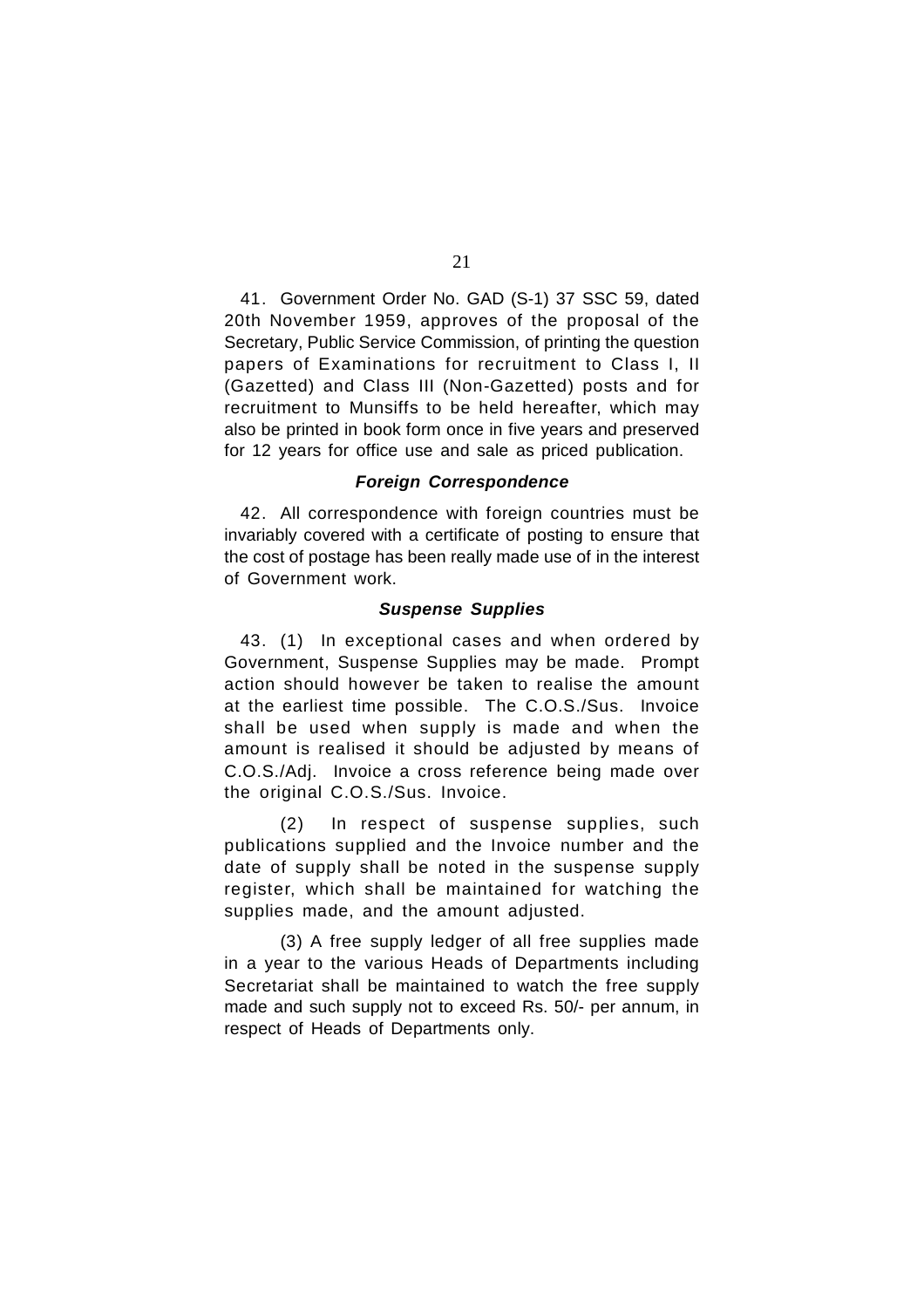41. Government Order No. GAD (S-1) 37 SSC 59, dated 20th November 1959, approves of the proposal of the Secretary, Public Service Commission, of printing the question papers of Examinations for recruitment to Class I, II (Gazetted) and Class III (Non-Gazetted) posts and for recruitment to Munsiffs to be held hereafter, which may also be printed in book form once in five years and preserved for 12 years for office use and sale as priced publication.

### *Foreign Correspondence*

42. All correspondence with foreign countries must be invariably covered with a certificate of posting to ensure that the cost of postage has been really made use of in the interest of Government work.

### *Suspense Supplies*

43. (1) In exceptional cases and when ordered by Government, Suspense Supplies may be made. Prompt action should however be taken to realise the amount at the earliest time possible. The C.O.S./Sus. Invoice shall be used when supply is made and when the amount is realised it should be adjusted by means of C.O.S./Adj. Invoice a cross reference being made over the original C.O.S./Sus. Invoice.

(2) In respect of suspense supplies, such publications supplied and the Invoice number and the date of supply shall be noted in the suspense supply register, which shall be maintained for watching the supplies made, and the amount adjusted.

(3) A free supply ledger of all free supplies made in a year to the various Heads of Departments including Secretariat shall be maintained to watch the free supply made and such supply not to exceed Rs. 50/- per annum, in respect of Heads of Departments only.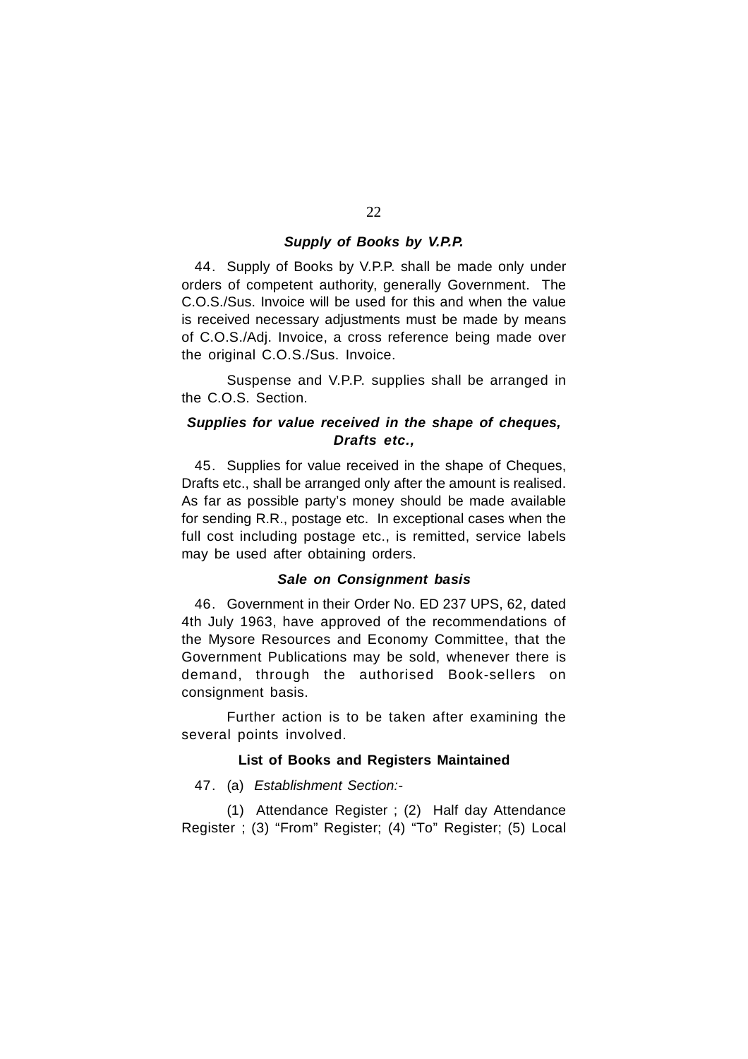### ***Supply of Books by V.P.P.***

44. Supply of Books by V.P.P. shall be made only under orders of competent authority, generally Government. The C.O.S./Sus. Invoice will be used for this and when the value is received necessary adjustments must be made by means of C.O.S./Adj. Invoice, a cross reference being made over the original C.O.S./Sus. Invoice.

Suspense and V.P.P. supplies shall be arranged in the C.O.S. Section.

### ***Supplies for value received in the shape of cheques, Drafts etc.,***

45. Supplies for value received in the shape of Cheques, Drafts etc., shall be arranged only after the amount is realised. As far as possible party's money should be made available for sending R.R., postage etc. In exceptional cases when the full cost including postage etc., is remitted, service labels may be used after obtaining orders.

### ***Sale on Consignment basis***

46. Government in their Order No. ED 237 UPS, 62, dated 4th July 1963, have approved of the recommendations of the Mysore Resources and Economy Committee, that the Government Publications may be sold, whenever there is demand, through the authorised Book-sellers on consignment basis.

Further action is to be taken after examining the several points involved.

### **List of Books and Registers Maintained**

47. (a) *Establishment Section:-*

(1) Attendance Register ; (2) Half day Attendance Register ; (3) "From" Register; (4) "To" Register; (5) Local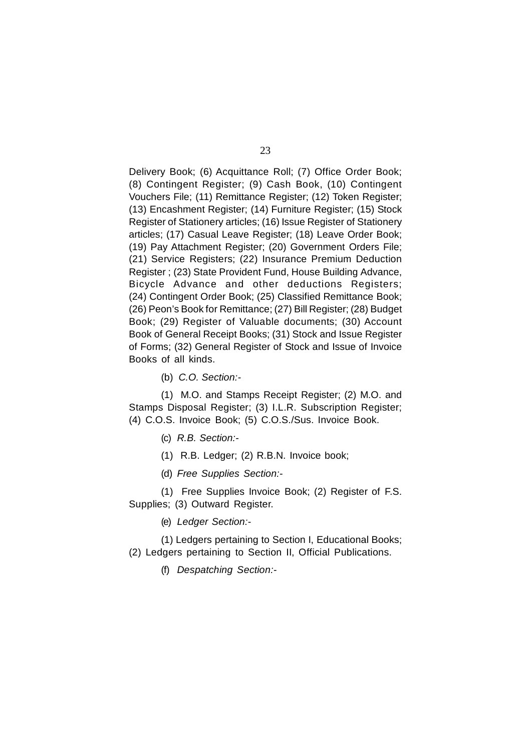Delivery Book; (6) Acquittance Roll; (7) Office Order Book; (8) Contingent Register; (9) Cash Book, (10) Contingent Vouchers File; (11) Remittance Register; (12) Token Register; (13) Encashment Register; (14) Furniture Register; (15) Stock Register of Stationery articles; (16) Issue Register of Stationery articles; (17) Casual Leave Register; (18) Leave Order Book; (19) Pay Attachment Register; (20) Government Orders File; (21) Service Registers; (22) Insurance Premium Deduction Register ; (23) State Provident Fund, House Building Advance, Bicycle Advance and other deductions Registers; (24) Contingent Order Book; (25) Classified Remittance Book; (26) Peon's Book for Remittance; (27) Bill Register; (28) Budget Book; (29) Register of Valuable documents; (30) Account Book of General Receipt Books; (31) Stock and Issue Register of Forms; (32) General Register of Stock and Issue of Invoice Books of all kinds.

(b) *C.O. Section:-*

(1) M.O. and Stamps Receipt Register; (2) M.O. and Stamps Disposal Register; (3) I.L.R. Subscription Register; (4) C.O.S. Invoice Book; (5) C.O.S./Sus. Invoice Book.

(c) *R.B. Section:-*

(1) R.B. Ledger; (2) R.B.N. Invoice book;

(d) *Free Supplies Section:-*

(1) Free Supplies Invoice Book; (2) Register of F.S. Supplies; (3) Outward Register.

(e) *Ledger Section:-*

(1) Ledgers pertaining to Section I, Educational Books; (2) Ledgers pertaining to Section II, Official Publications.

(f) *Despatching Section:-*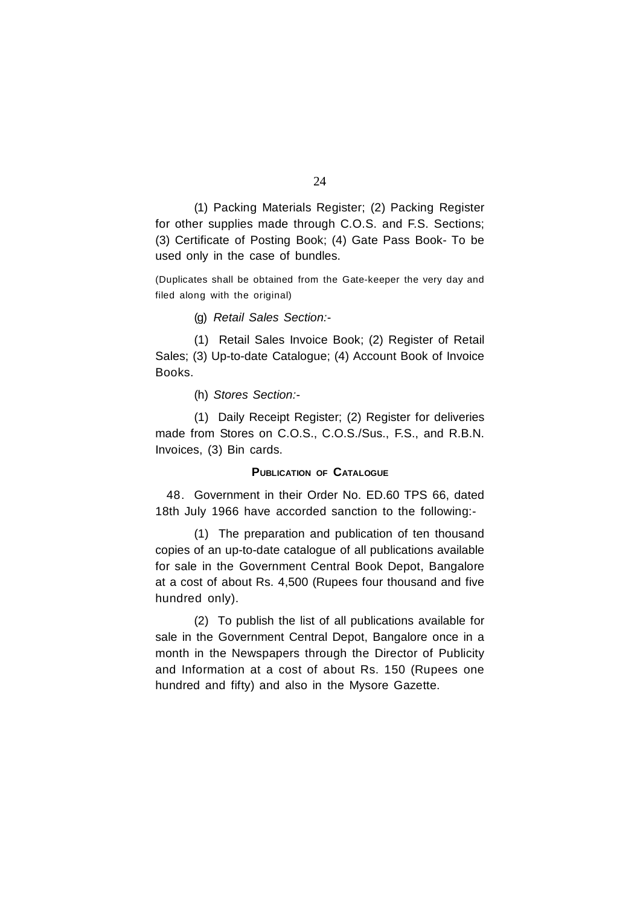(1) Packing Materials Register; (2) Packing Register for other supplies made through C.O.S. and F.S. Sections; (3) Certificate of Posting Book; (4) Gate Pass Book- To be used only in the case of bundles.

(Duplicates shall be obtained from the Gate-keeper the very day and filed along with the original)

(g) *Retail Sales Section:-*

(1) Retail Sales Invoice Book; (2) Register of Retail Sales; (3) Up-to-date Catalogue; (4) Account Book of Invoice Books.

(h) *Stores Section:-*

(1) Daily Receipt Register; (2) Register for deliveries made from Stores on C.O.S., C.O.S./Sus., F.S., and R.B.N. Invoices, (3) Bin cards.

## PUBLICATION OF CATALOGUE

48. Government in their Order No. ED.60 TPS 66, dated 18th July 1966 have accorded sanction to the following:-

(1) The preparation and publication of ten thousand copies of an up-to-date catalogue of all publications available for sale in the Government Central Book Depot, Bangalore at a cost of about Rs. 4,500 (Rupees four thousand and five hundred only).

(2) To publish the list of all publications available for sale in the Government Central Depot, Bangalore once in a month in the Newspapers through the Director of Publicity and Information at a cost of about Rs. 150 (Rupees one hundred and fifty) and also in the Mysore Gazette.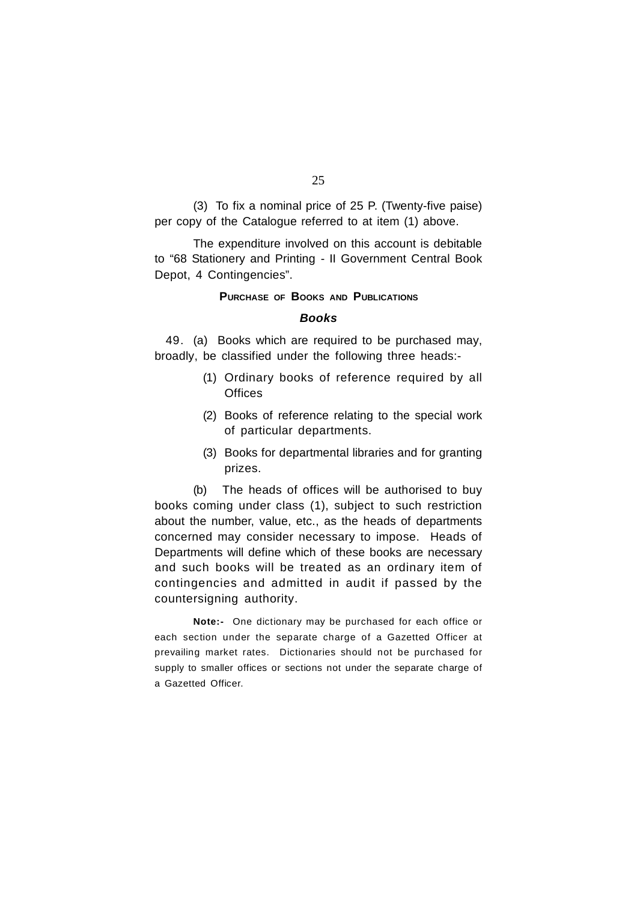(3) To fix a nominal price of 25 P. (Twenty-five paise) per copy of the Catalogue referred to at item (1) above.

The expenditure involved on this account is debitable to "68 Stationery and Printing - II Government Central Book Depot, 4 Contingencies".

## PURCHASE OF BOOKS AND PUBLICATIONS

### *Books*

49. (a) Books which are required to be purchased may, broadly, be classified under the following three heads:-

(1) Ordinary books of reference required by all Offices

(2) Books of reference relating to the special work of particular departments.

(3) Books for departmental libraries and for granting prizes.

(b) The heads of offices will be authorised to buy books coming under class (1), subject to such restriction about the number, value, etc., as the heads of departments concerned may consider necessary to impose. Heads of Departments will define which of these books are necessary and such books will be treated as an ordinary item of contingencies and admitted in audit if passed by the countersigning authority.

**Note:-** One dictionary may be purchased for each office or each section under the separate charge of a Gazetted Officer at prevailing market rates. Dictionaries should not be purchased for supply to smaller offices or sections not under the separate charge of a Gazetted Officer.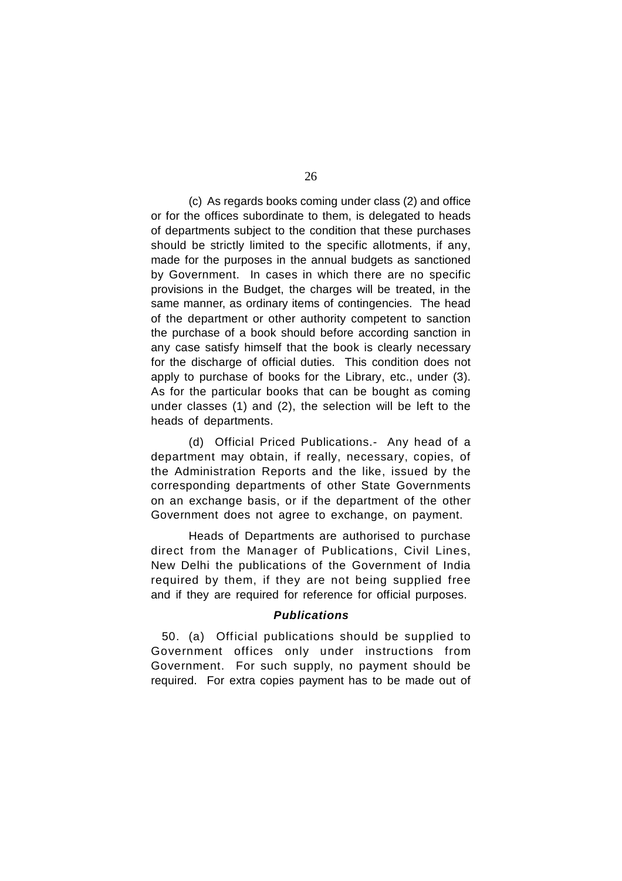(c) As regards books coming under class (2) and office or for the offices subordinate to them, is delegated to heads of departments subject to the condition that these purchases should be strictly limited to the specific allotments, if any, made for the purposes in the annual budgets as sanctioned by Government. In cases in which there are no specific provisions in the Budget, the charges will be treated, in the same manner, as ordinary items of contingencies. The head of the department or other authority competent to sanction the purchase of a book should before according sanction in any case satisfy himself that the book is clearly necessary for the discharge of official duties. This condition does not apply to purchase of books for the Library, etc., under (3). As for the particular books that can be bought as coming under classes (1) and (2), the selection will be left to the heads of departments.

(d) Official Priced Publications.- Any head of a department may obtain, if really, necessary, copies, of the Administration Reports and the like, issued by the corresponding departments of other State Governments on an exchange basis, or if the department of the other Government does not agree to exchange, on payment.

Heads of Departments are authorised to purchase direct from the Manager of Publications, Civil Lines, New Delhi the publications of the Government of India required by them, if they are not being supplied free and if they are required for reference for official purposes.

### *Publications*

50. (a) Official publications should be supplied to Government offices only under instructions from Government. For such supply, no payment should be required. For extra copies payment has to be made out of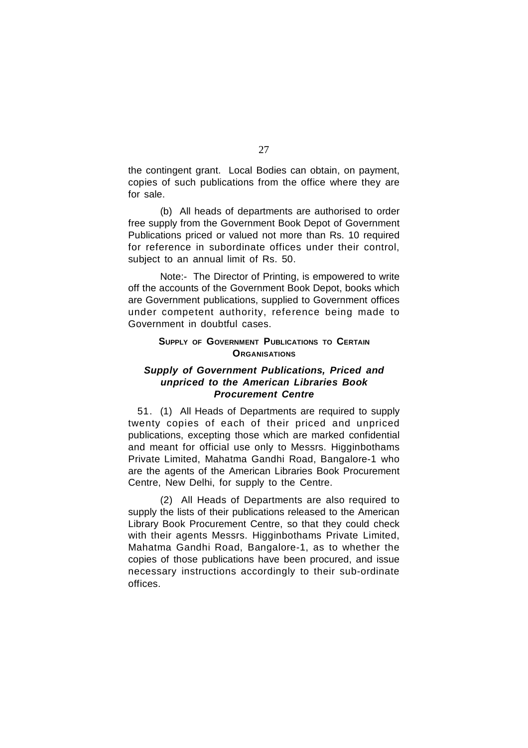the contingent grant. Local Bodies can obtain, on payment, copies of such publications from the office where they are for sale.

(b) All heads of departments are authorised to order free supply from the Government Book Depot of Government Publications priced or valued not more than Rs. 10 required for reference in subordinate offices under their control, subject to an annual limit of Rs. 50.

Note:- The Director of Printing, is empowered to write off the accounts of the Government Book Depot, books which are Government publications, supplied to Government offices under competent authority, reference being made to Government in doubtful cases.

## SUPPLY OF GOVERNMENT PUBLICATIONS TO CERTAIN ORGANISATIONS

### *Supply of Government Publications, Priced and unpriced to the American Libraries Book Procurement Centre*

51. (1) All Heads of Departments are required to supply twenty copies of each of their priced and unpriced publications, excepting those which are marked confidential and meant for official use only to Messrs. Higginbothams Private Limited, Mahatma Gandhi Road, Bangalore-1 who are the agents of the American Libraries Book Procurement Centre, New Delhi, for supply to the Centre.

(2) All Heads of Departments are also required to supply the lists of their publications released to the American Library Book Procurement Centre, so that they could check with their agents Messrs. Higginbothams Private Limited, Mahatma Gandhi Road, Bangalore-1, as to whether the copies of those publications have been procured, and issue necessary instructions accordingly to their sub-ordinate offices.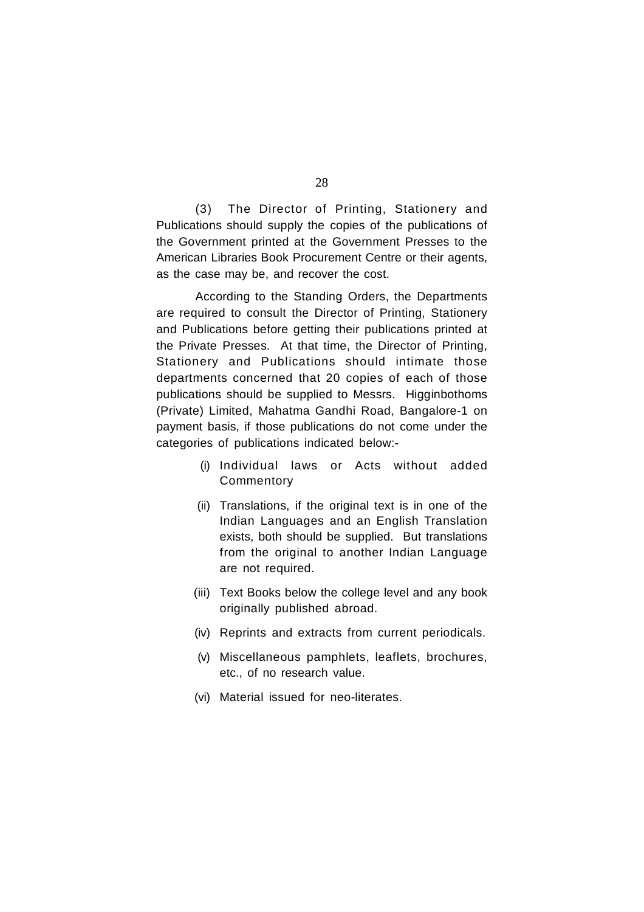(3) The Director of Printing, Stationery and Publications should supply the copies of the publications of the Government printed at the Government Presses to the American Libraries Book Procurement Centre or their agents, as the case may be, and recover the cost.

According to the Standing Orders, the Departments are required to consult the Director of Printing, Stationery and Publications before getting their publications printed at the Private Presses. At that time, the Director of Printing, Stationery and Publications should intimate those departments concerned that 20 copies of each of those publications should be supplied to Messrs. Higginbothoms (Private) Limited, Mahatma Gandhi Road, Bangalore-1 on payment basis, if those publications do not come under the categories of publications indicated below:-

- (i) Individual laws or Acts without added Commentory
- (ii) Translations, if the original text is in one of the Indian Languages and an English Translation exists, both should be supplied. But translations from the original to another Indian Language are not required.
- (iii) Text Books below the college level and any book originally published abroad.
- (iv) Reprints and extracts from current periodicals.
- (v) Miscellaneous pamphlets, leaflets, brochures, etc., of no research value.
- (vi) Material issued for neo-literates.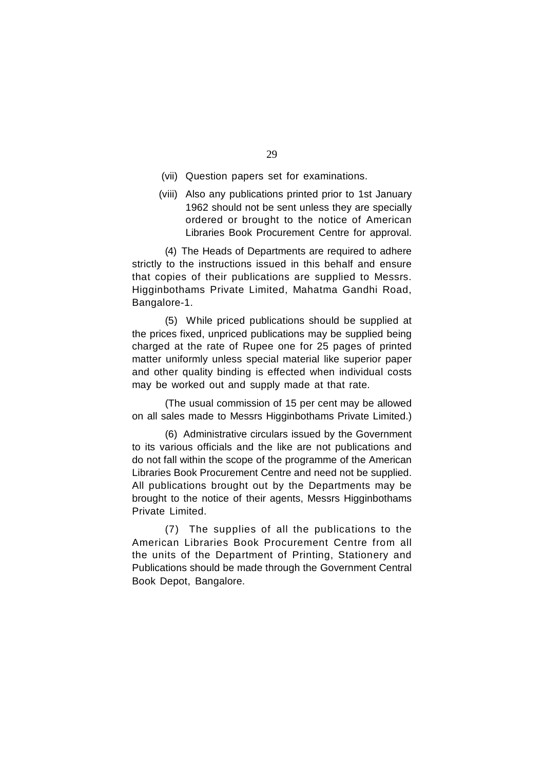(vii) Question papers set for examinations.

(viii) Also any publications printed prior to 1st January 1962 should not be sent unless they are specially ordered or brought to the notice of American Libraries Book Procurement Centre for approval.

(4) The Heads of Departments are required to adhere strictly to the instructions issued in this behalf and ensure that copies of their publications are supplied to Messrs. Higginbothams Private Limited, Mahatma Gandhi Road, Bangalore-1.

(5) While priced publications should be supplied at the prices fixed, unpriced publications may be supplied being charged at the rate of Rupee one for 25 pages of printed matter uniformly unless special material like superior paper and other quality binding is effected when individual costs may be worked out and supply made at that rate.

(The usual commission of 15 per cent may be allowed on all sales made to Messrs Higginbothams Private Limited.)

(6) Administrative circulars issued by the Government to its various officials and the like are not publications and do not fall within the scope of the programme of the American Libraries Book Procurement Centre and need not be supplied. All publications brought out by the Departments may be brought to the notice of their agents, Messrs Higginbothams Private Limited.

(7) The supplies of all the publications to the American Libraries Book Procurement Centre from all the units of the Department of Printing, Stationery and Publications should be made through the Government Central Book Depot, Bangalore.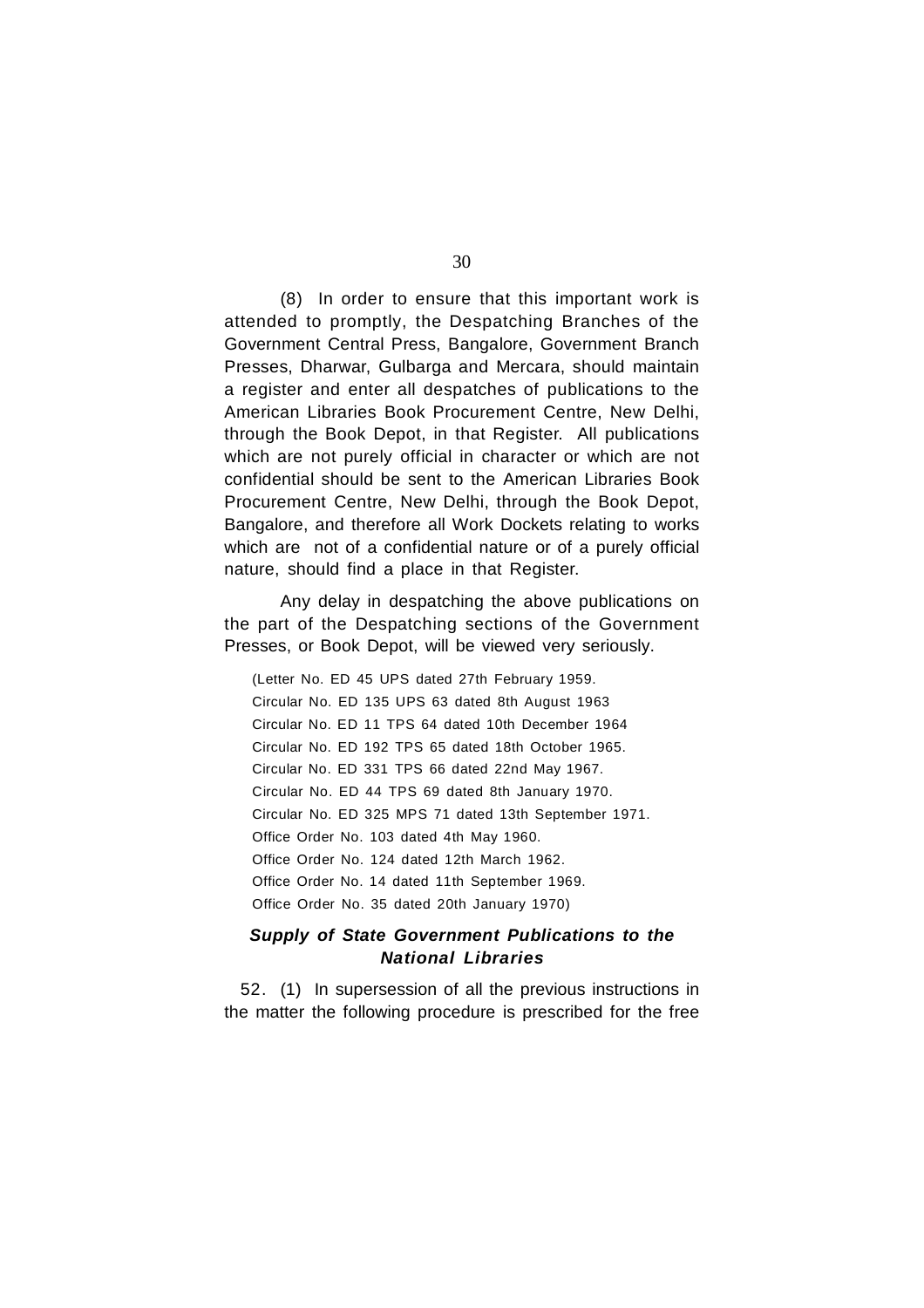(8) In order to ensure that this important work is attended to promptly, the Despatching Branches of the Government Central Press, Bangalore, Government Branch Presses, Dharwar, Gulbarga and Mercara, should maintain a register and enter all despatches of publications to the American Libraries Book Procurement Centre, New Delhi, through the Book Depot, in that Register. All publications which are not purely official in character or which are not confidential should be sent to the American Libraries Book Procurement Centre, New Delhi, through the Book Depot, Bangalore, and therefore all Work Dockets relating to works which are not of a confidential nature or of a purely official nature, should find a place in that Register.

Any delay in despatching the above publications on the part of the Despatching sections of the Government Presses, or Book Depot, will be viewed very seriously.

(Letter No. ED 45 UPS dated 27th February 1959.
Circular No. ED 135 UPS 63 dated 8th August 1963
Circular No. ED 11 TPS 64 dated 10th December 1964
Circular No. ED 192 TPS 65 dated 18th October 1965.
Circular No. ED 331 TPS 66 dated 22nd May 1967.
Circular No. ED 44 TPS 69 dated 8th January 1970.
Circular No. ED 325 MPS 71 dated 13th September 1971.
Office Order No. 103 dated 4th May 1960.
Office Order No. 124 dated 12th March 1962.
Office Order No. 14 dated 11th September 1969.
Office Order No. 35 dated 20th January 1970)

### ***Supply of State Government Publications to the National Libraries***

52. (1) In supersession of all the previous instructions in the matter the following procedure is prescribed for the free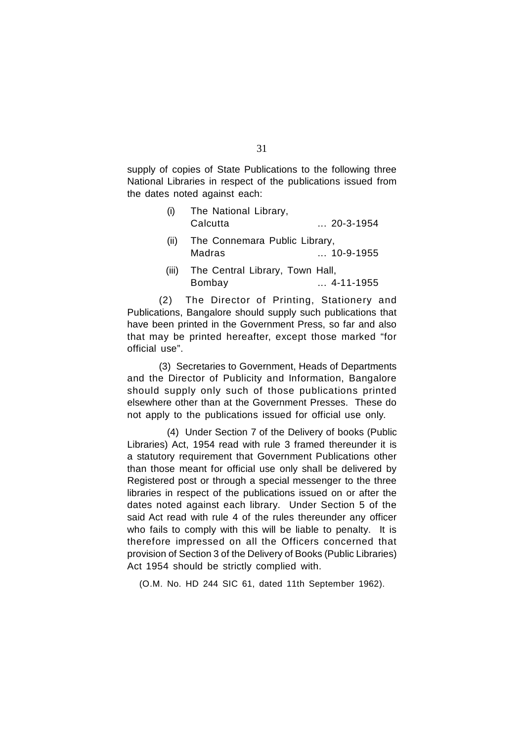supply of copies of State Publications to the following three National Libraries in respect of the publications issued from the dates noted against each:

(i) The National Library, Calcutta ... 20-3-1954

(ii) The Connemara Public Library, Madras ... 10-9-1955

(iii) The Central Library, Town Hall, Bombay ... 4-11-1955

(2) The Director of Printing, Stationery and Publications, Bangalore should supply such publications that have been printed in the Government Press, so far and also that may be printed hereafter, except those marked "for official use".

(3) Secretaries to Government, Heads of Departments and the Director of Publicity and Information, Bangalore should supply only such of those publications printed elsewhere other than at the Government Presses. These do not apply to the publications issued for official use only.

(4) Under Section 7 of the Delivery of books (Public Libraries) Act, 1954 read with rule 3 framed thereunder it is a statutory requirement that Government Publications other than those meant for official use only shall be delivered by Registered post or through a special messenger to the three libraries in respect of the publications issued on or after the dates noted against each library. Under Section 5 of the said Act read with rule 4 of the rules thereunder any officer who fails to comply with this will be liable to penalty. It is therefore impressed on all the Officers concerned that provision of Section 3 of the Delivery of Books (Public Libraries) Act 1954 should be strictly complied with.

(O.M. No. HD 244 SIC 61, dated 11th September 1962).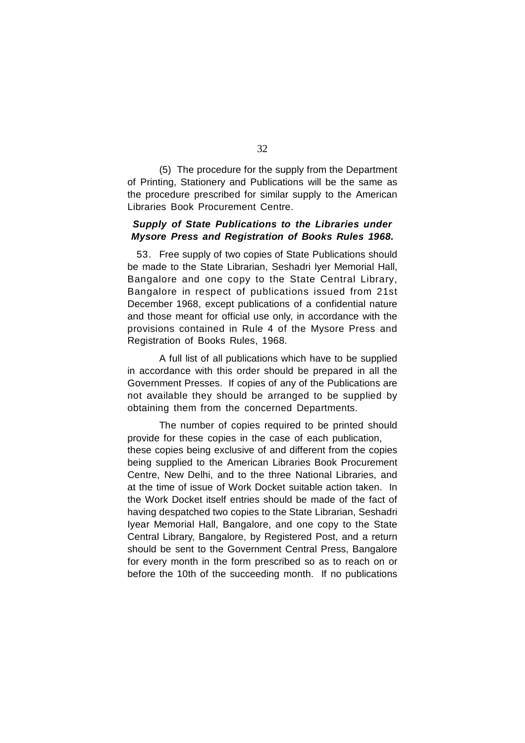(5) The procedure for the supply from the Department of Printing, Stationery and Publications will be the same as the procedure prescribed for similar supply to the American Libraries Book Procurement Centre.

***Supply of State Publications to the Libraries under Mysore Press and Registration of Books Rules 1968.***

53. Free supply of two copies of State Publications should be made to the State Librarian, Seshadri Iyer Memorial Hall, Bangalore and one copy to the State Central Library, Bangalore in respect of publications issued from 21st December 1968, except publications of a confidential nature and those meant for official use only, in accordance with the provisions contained in Rule 4 of the Mysore Press and Registration of Books Rules, 1968.

A full list of all publications which have to be supplied in accordance with this order should be prepared in all the Government Presses. If copies of any of the Publications are not available they should be arranged to be supplied by obtaining them from the concerned Departments.

The number of copies required to be printed should provide for these copies in the case of each publication, these copies being exclusive of and different from the copies being supplied to the American Libraries Book Procurement Centre, New Delhi, and to the three National Libraries, and at the time of issue of Work Docket suitable action taken. In the Work Docket itself entries should be made of the fact of having despatched two copies to the State Librarian, Seshadri Iyear Memorial Hall, Bangalore, and one copy to the State Central Library, Bangalore, by Registered Post, and a return should be sent to the Government Central Press, Bangalore for every month in the form prescribed so as to reach on or before the 10th of the succeeding month. If no publications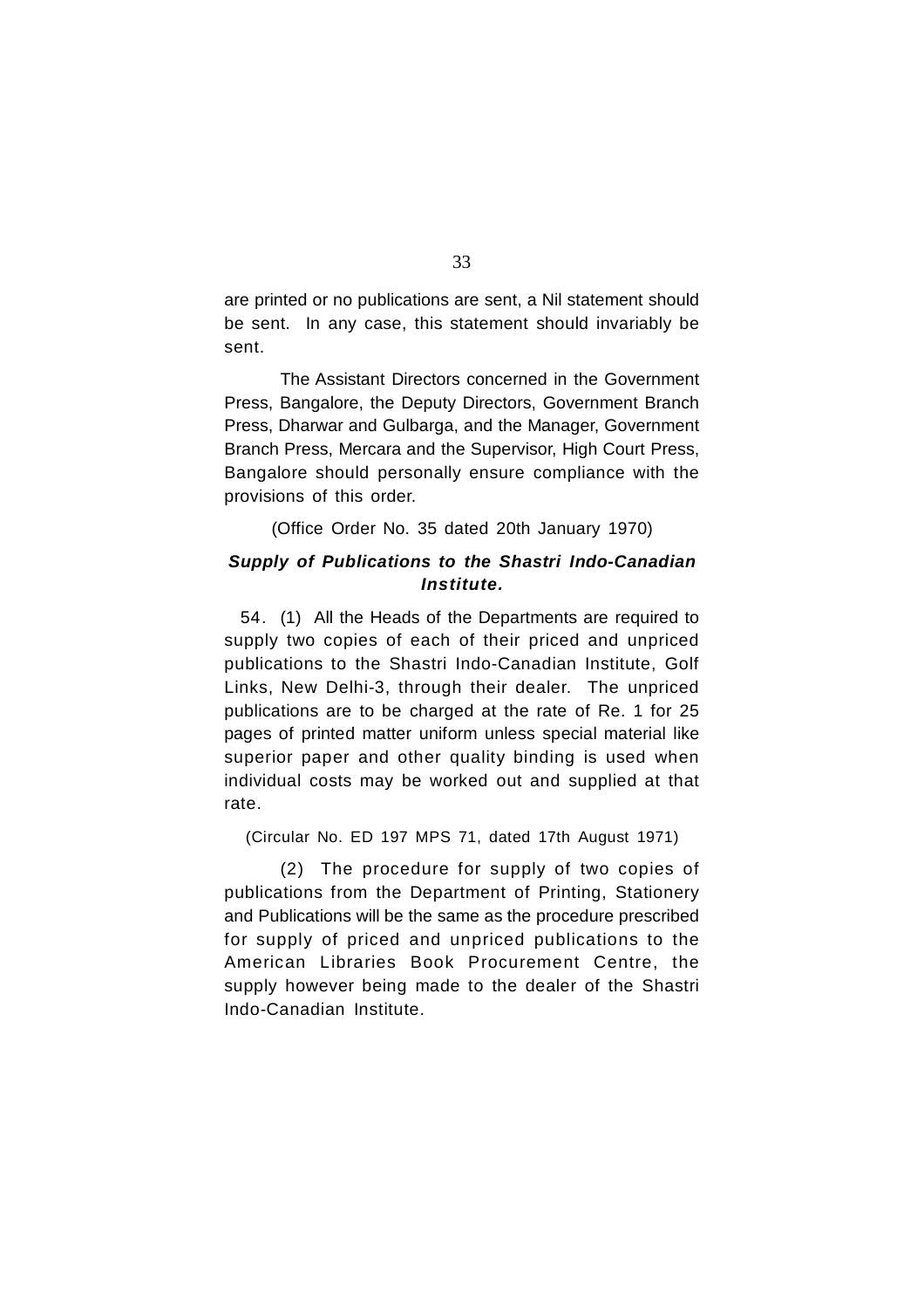are printed or no publications are sent, a Nil statement should be sent. In any case, this statement should invariably be sent.

The Assistant Directors concerned in the Government Press, Bangalore, the Deputy Directors, Government Branch Press, Dharwar and Gulbarga, and the Manager, Government Branch Press, Mercara and the Supervisor, High Court Press, Bangalore should personally ensure compliance with the provisions of this order.

(Office Order No. 35 dated 20th January 1970)

***Supply of Publications to the Shastri Indo-Canadian Institute.***

54. (1) All the Heads of the Departments are required to supply two copies of each of their priced and unpriced publications to the Shastri Indo-Canadian Institute, Golf Links, New Delhi-3, through their dealer. The unpriced publications are to be charged at the rate of Re. 1 for 25 pages of printed matter uniform unless special material like superior paper and other quality binding is used when individual costs may be worked out and supplied at that rate.

(Circular No. ED 197 MPS 71, dated 17th August 1971)

(2) The procedure for supply of two copies of publications from the Department of Printing, Stationery and Publications will be the same as the procedure prescribed for supply of priced and unpriced publications to the American Libraries Book Procurement Centre, the supply however being made to the dealer of the Shastri Indo-Canadian Institute.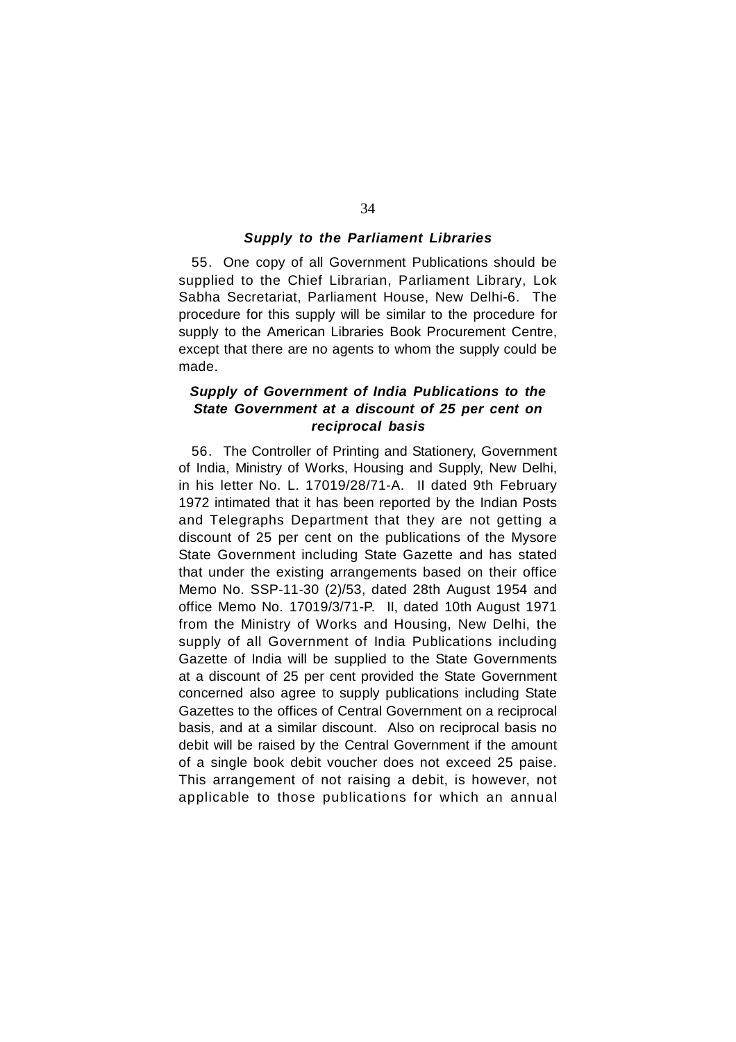### *Supply to the Parliament Libraries*

55. One copy of all Government Publications should be supplied to the Chief Librarian, Parliament Library, Lok Sabha Secretariat, Parliament House, New Delhi-6. The procedure for this supply will be similar to the procedure for supply to the American Libraries Book Procurement Centre, except that there are no agents to whom the supply could be made.

### *Supply of Government of India Publications to the State Government at a discount of 25 per cent on reciprocal basis*

56. The Controller of Printing and Stationery, Government of India, Ministry of Works, Housing and Supply, New Delhi, in his letter No. L. 17019/28/71-A. II dated 9th February 1972 intimated that it has been reported by the Indian Posts and Telegraphs Department that they are not getting a discount of 25 per cent on the publications of the Mysore State Government including State Gazette and has stated that under the existing arrangements based on their office Memo No. SSP-11-30 (2)/53, dated 28th August 1954 and office Memo No. 17019/3/71-P. II, dated 10th August 1971 from the Ministry of Works and Housing, New Delhi, the supply of all Government of India Publications including Gazette of India will be supplied to the State Governments at a discount of 25 per cent provided the State Government concerned also agree to supply publications including State Gazettes to the offices of Central Government on a reciprocal basis, and at a similar discount. Also on reciprocal basis no debit will be raised by the Central Government if the amount of a single book debit voucher does not exceed 25 paise. This arrangement of not raising a debit, is however, not applicable to those publications for which an annual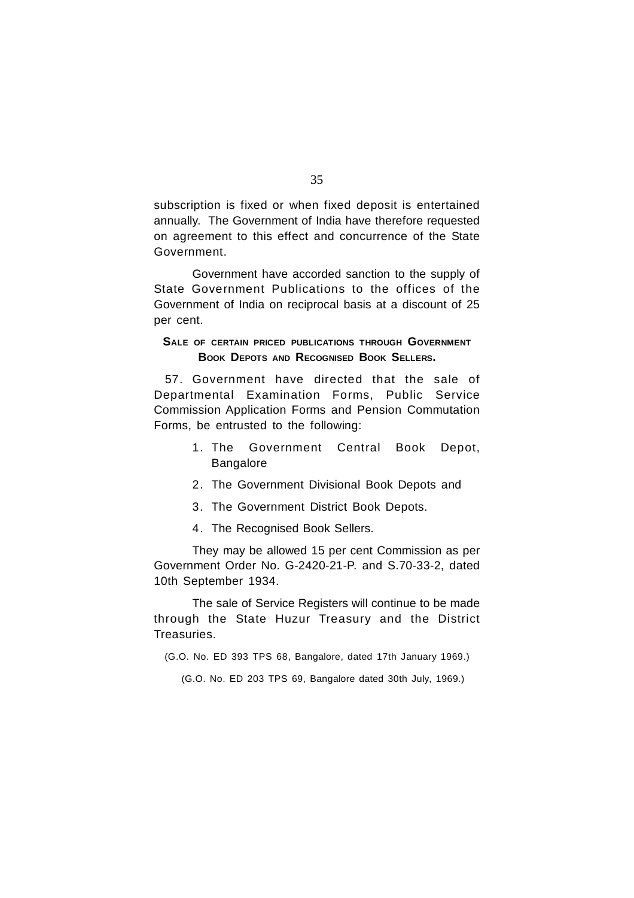subscription is fixed or when fixed deposit is entertained annually. The Government of India have therefore requested on agreement to this effect and concurrence of the State Government.

Government have accorded sanction to the supply of State Government Publications to the offices of the Government of India on reciprocal basis at a discount of 25 per cent.

### Sale of certain priced publications through Government Book Depots and Recognised Book Sellers.

57. Government have directed that the sale of Departmental Examination Forms, Public Service Commission Application Forms and Pension Commutation Forms, be entrusted to the following:

1. The Government Central Book Depot, Bangalore
2. The Government Divisional Book Depots and
3. The Government District Book Depots.
4. The Recognised Book Sellers.

They may be allowed 15 per cent Commission as per Government Order No. G-2420-21-P. and S.70-33-2, dated 10th September 1934.

The sale of Service Registers will continue to be made through the State Huzur Treasury and the District Treasuries.

(G.O. No. ED 393 TPS 68, Bangalore, dated 17th January 1969.)

(G.O. No. ED 203 TPS 69, Bangalore dated 30th July, 1969.)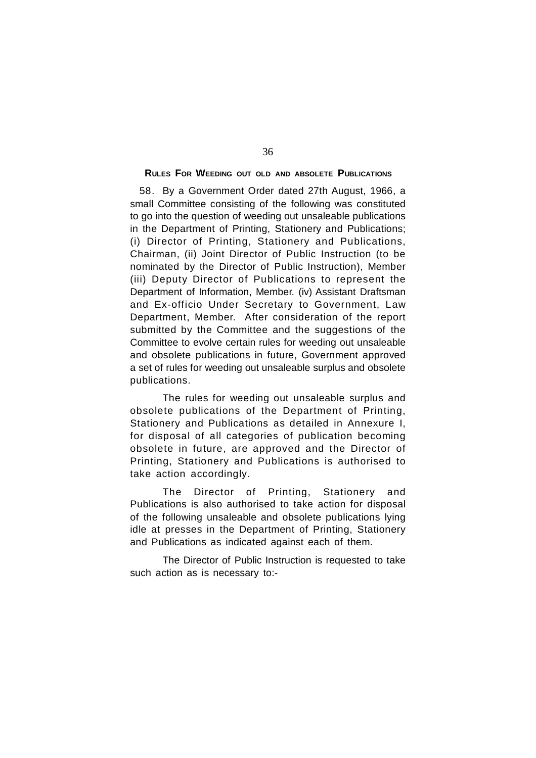## Rules For Weeding out old and absolete Publications

58. By a Government Order dated 27th August, 1966, a small Committee consisting of the following was constituted to go into the question of weeding out unsaleable publications in the Department of Printing, Stationery and Publications; (i) Director of Printing, Stationery and Publications, Chairman, (ii) Joint Director of Public Instruction (to be nominated by the Director of Public Instruction), Member (iii) Deputy Director of Publications to represent the Department of Information, Member. (iv) Assistant Draftsman and Ex-officio Under Secretary to Government, Law Department, Member. After consideration of the report submitted by the Committee and the suggestions of the Committee to evolve certain rules for weeding out unsaleable and obsolete publications in future, Government approved a set of rules for weeding out unsaleable surplus and obsolete publications.

The rules for weeding out unsaleable surplus and obsolete publications of the Department of Printing, Stationery and Publications as detailed in Annexure I, for disposal of all categories of publication becoming obsolete in future, are approved and the Director of Printing, Stationery and Publications is authorised to take action accordingly.

The Director of Printing, Stationery and Publications is also authorised to take action for disposal of the following unsaleable and obsolete publications lying idle at presses in the Department of Printing, Stationery and Publications as indicated against each of them.

The Director of Public Instruction is requested to take such action as is necessary to:-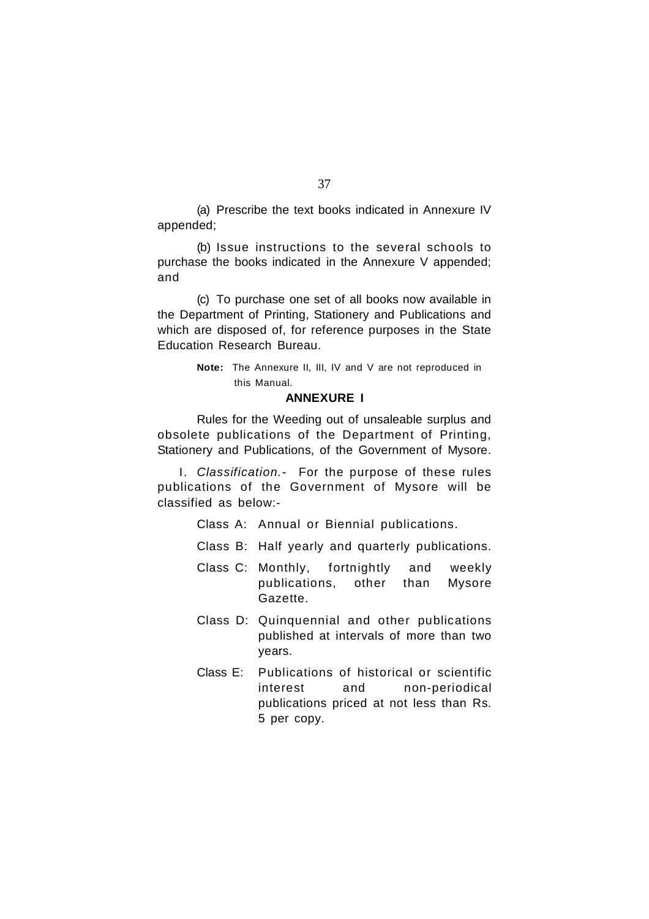(a) Prescribe the text books indicated in Annexure IV appended;

(b) Issue instructions to the several schools to purchase the books indicated in the Annexure V appended; and

(c) To purchase one set of all books now available in the Department of Printing, Stationery and Publications and which are disposed of, for reference purposes in the State Education Research Bureau.

> **Note:** The Annexure II, III, IV and V are not reproduced in this Manual.

## ANNEXURE I

Rules for the Weeding out of unsaleable surplus and obsolete publications of the Department of Printing, Stationery and Publications, of the Government of Mysore.

I. *Classification.-* For the purpose of these rules publications of the Government of Mysore will be classified as below:-

- Class A: Annual or Biennial publications.
- Class B: Half yearly and quarterly publications.
- Class C: Monthly, fortnightly and weekly publications, other than Mysore Gazette.
- Class D: Quinquennial and other publications published at intervals of more than two years.
- Class E: Publications of historical or scientific interest and non-periodical publications priced at not less than Rs. 5 per copy.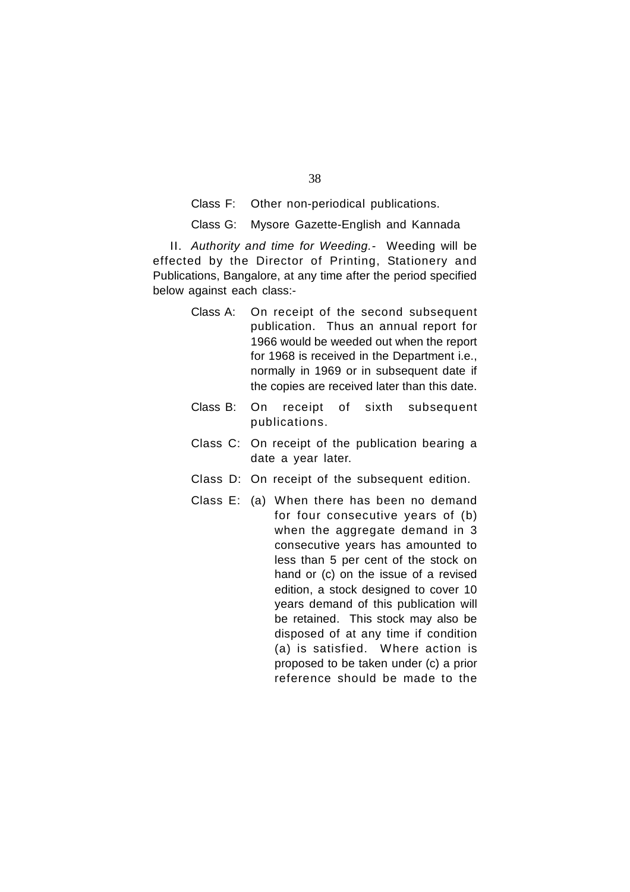Class F: Other non-periodical publications.

Class G: Mysore Gazette-English and Kannada

II. *Authority and time for Weeding.*- Weeding will be effected by the Director of Printing, Stationery and Publications, Bangalore, at any time after the period specified below against each class:-

Class A: On receipt of the second subsequent publication. Thus an annual report for 1966 would be weeded out when the report for 1968 is received in the Department i.e., normally in 1969 or in subsequent date if the copies are received later than this date.

Class B: On receipt of sixth subsequent publications.

Class C: On receipt of the publication bearing a date a year later.

Class D: On receipt of the subsequent edition.

Class E: (a) When there has been no demand for four consecutive years of (b) when the aggregate demand in 3 consecutive years has amounted to less than 5 per cent of the stock on hand or (c) on the issue of a revised edition, a stock designed to cover 10 years demand of this publication will be retained. This stock may also be disposed of at any time if condition (a) is satisfied. Where action is proposed to be taken under (c) a prior reference should be made to the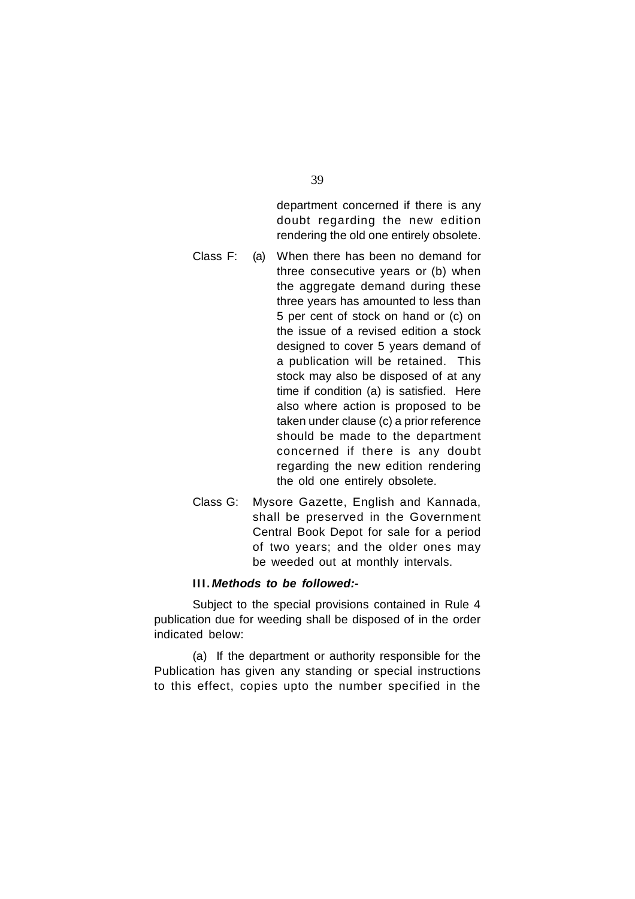department concerned if there is any doubt regarding the new edition rendering the old one entirely obsolete.

Class F: (a) When there has been no demand for three consecutive years or (b) when the aggregate demand during these three years has amounted to less than 5 per cent of stock on hand or (c) on the issue of a revised edition a stock designed to cover 5 years demand of a publication will be retained. This stock may also be disposed of at any time if condition (a) is satisfied. Here also where action is proposed to be taken under clause (c) a prior reference should be made to the department concerned if there is any doubt regarding the new edition rendering the old one entirely obsolete.

Class G: Mysore Gazette, English and Kannada, shall be preserved in the Government Central Book Depot for sale for a period of two years; and the older ones may be weeded out at monthly intervals.

**III.** ***Methods to be followed:-***

Subject to the special provisions contained in Rule 4 publication due for weeding shall be disposed of in the order indicated below:

(a) If the department or authority responsible for the Publication has given any standing or special instructions to this effect, copies upto the number specified in the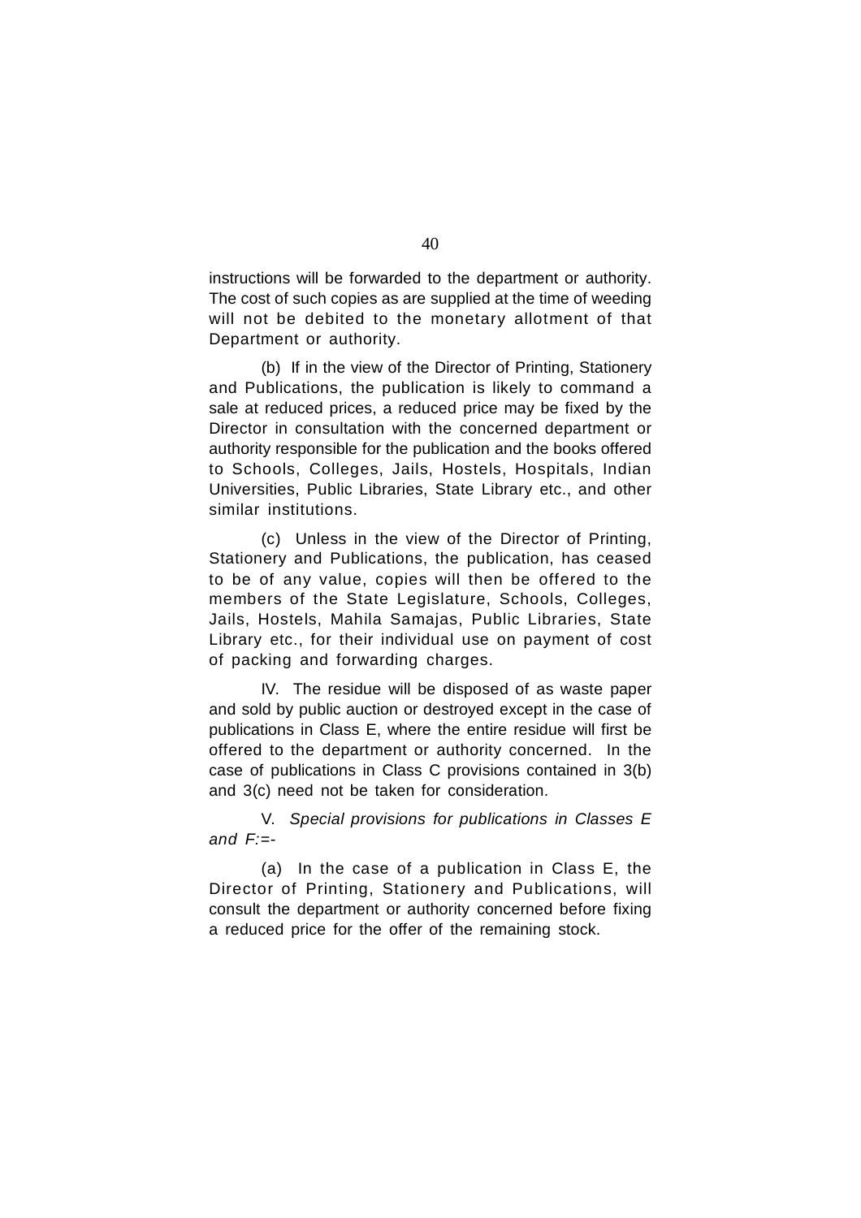instructions will be forwarded to the department or authority. The cost of such copies as are supplied at the time of weeding will not be debited to the monetary allotment of that Department or authority.

(b) If in the view of the Director of Printing, Stationery and Publications, the publication is likely to command a sale at reduced prices, a reduced price may be fixed by the Director in consultation with the concerned department or authority responsible for the publication and the books offered to Schools, Colleges, Jails, Hostels, Hospitals, Indian Universities, Public Libraries, State Library etc., and other similar institutions.

(c) Unless in the view of the Director of Printing, Stationery and Publications, the publication, has ceased to be of any value, copies will then be offered to the members of the State Legislature, Schools, Colleges, Jails, Hostels, Mahila Samajas, Public Libraries, State Library etc., for their individual use on payment of cost of packing and forwarding charges.

IV. The residue will be disposed of as waste paper and sold by public auction or destroyed except in the case of publications in Class E, where the entire residue will first be offered to the department or authority concerned. In the case of publications in Class C provisions contained in 3(b) and 3(c) need not be taken for consideration.

V. *Special provisions for publications in Classes E and F:=-*

(a) In the case of a publication in Class E, the Director of Printing, Stationery and Publications, will consult the department or authority concerned before fixing a reduced price for the offer of the remaining stock.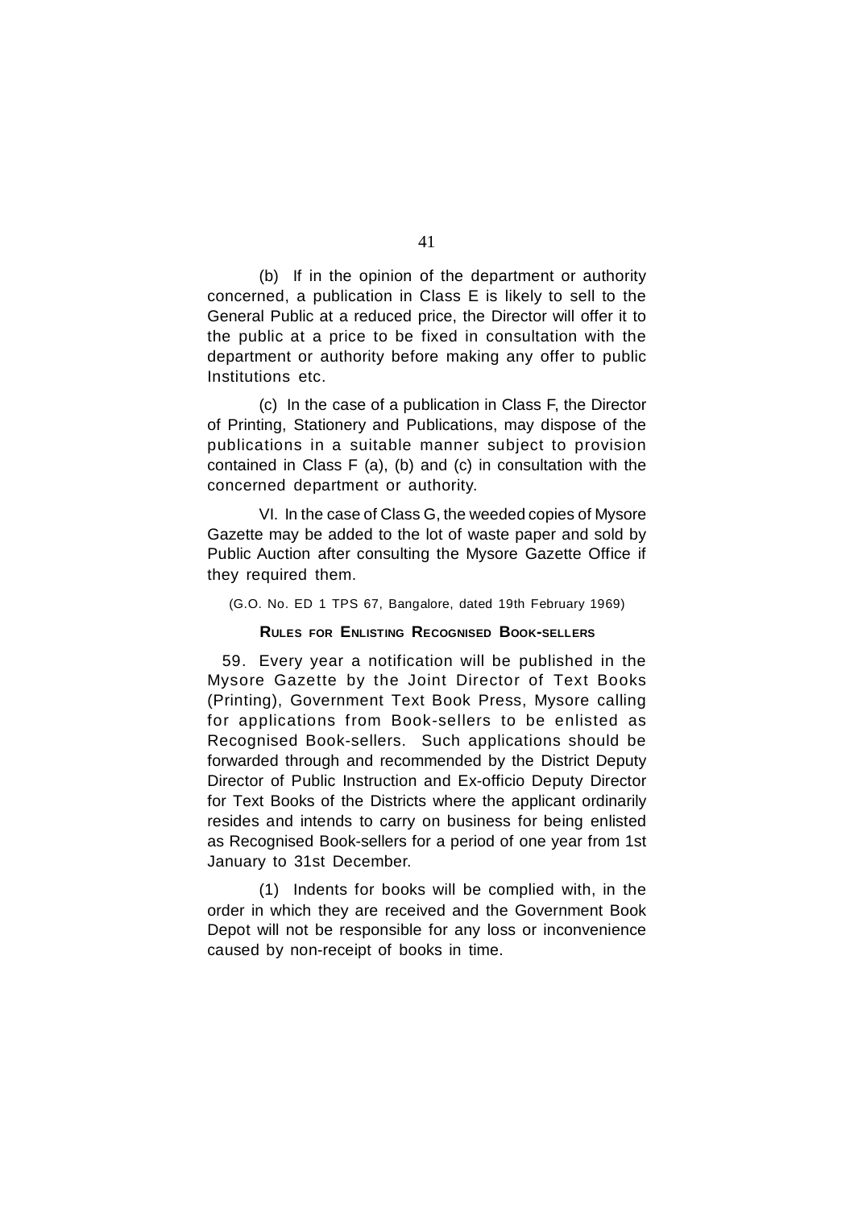(b) If in the opinion of the department or authority concerned, a publication in Class E is likely to sell to the General Public at a reduced price, the Director will offer it to the public at a price to be fixed in consultation with the department or authority before making any offer to public Institutions etc.

(c) In the case of a publication in Class F, the Director of Printing, Stationery and Publications, may dispose of the publications in a suitable manner subject to provision contained in Class F (a), (b) and (c) in consultation with the concerned department or authority.

VI. In the case of Class G, the weeded copies of Mysore Gazette may be added to the lot of waste paper and sold by Public Auction after consulting the Mysore Gazette Office if they required them.

(G.O. No. ED 1 TPS 67, Bangalore, dated 19th February 1969)

### RULES FOR ENLISTING RECOGNISED BOOK-SELLERS

59. Every year a notification will be published in the Mysore Gazette by the Joint Director of Text Books (Printing), Government Text Book Press, Mysore calling for applications from Book-sellers to be enlisted as Recognised Book-sellers. Such applications should be forwarded through and recommended by the District Deputy Director of Public Instruction and Ex-officio Deputy Director for Text Books of the Districts where the applicant ordinarily resides and intends to carry on business for being enlisted as Recognised Book-sellers for a period of one year from 1st January to 31st December.

(1) Indents for books will be complied with, in the order in which they are received and the Government Book Depot will not be responsible for any loss or inconvenience caused by non-receipt of books in time.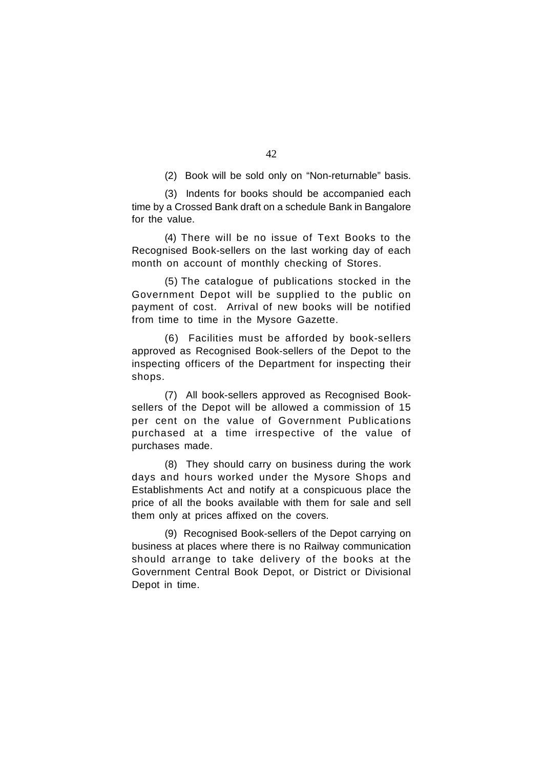(2) Book will be sold only on "Non-returnable" basis.

(3) Indents for books should be accompanied each time by a Crossed Bank draft on a schedule Bank in Bangalore for the value.

(4) There will be no issue of Text Books to the Recognised Book-sellers on the last working day of each month on account of monthly checking of Stores.

(5) The catalogue of publications stocked in the Government Depot will be supplied to the public on payment of cost. Arrival of new books will be notified from time to time in the Mysore Gazette.

(6) Facilities must be afforded by book-sellers approved as Recognised Book-sellers of the Depot to the inspecting officers of the Department for inspecting their shops.

(7) All book-sellers approved as Recognised Book-sellers of the Depot will be allowed a commission of 15 per cent on the value of Government Publications purchased at a time irrespective of the value of purchases made.

(8) They should carry on business during the work days and hours worked under the Mysore Shops and Establishments Act and notify at a conspicuous place the price of all the books available with them for sale and sell them only at prices affixed on the covers.

(9) Recognised Book-sellers of the Depot carrying on business at places where there is no Railway communication should arrange to take delivery of the books at the Government Central Book Depot, or District or Divisional Depot in time.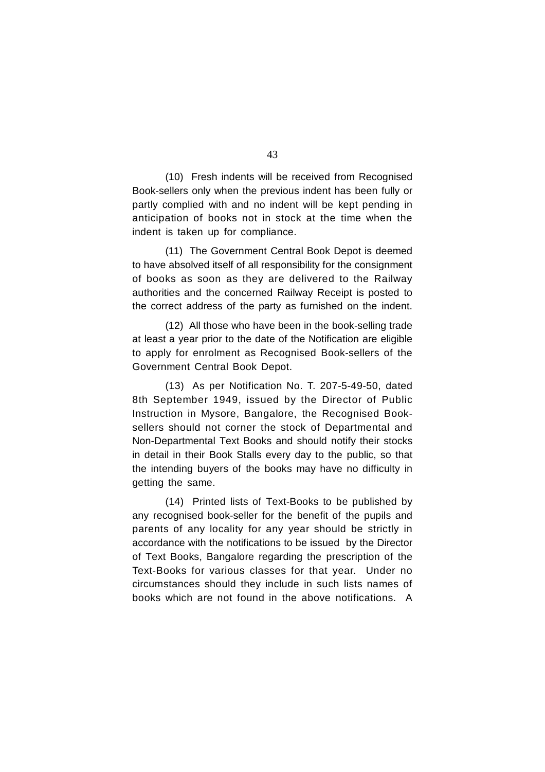(10) Fresh indents will be received from Recognised Book-sellers only when the previous indent has been fully or partly complied with and no indent will be kept pending in anticipation of books not in stock at the time when the indent is taken up for compliance.

(11) The Government Central Book Depot is deemed to have absolved itself of all responsibility for the consignment of books as soon as they are delivered to the Railway authorities and the concerned Railway Receipt is posted to the correct address of the party as furnished on the indent.

(12) All those who have been in the book-selling trade at least a year prior to the date of the Notification are eligible to apply for enrolment as Recognised Book-sellers of the Government Central Book Depot.

(13) As per Notification No. T. 207-5-49-50, dated 8th September 1949, issued by the Director of Public Instruction in Mysore, Bangalore, the Recognised Book-sellers should not corner the stock of Departmental and Non-Departmental Text Books and should notify their stocks in detail in their Book Stalls every day to the public, so that the intending buyers of the books may have no difficulty in getting the same.

(14) Printed lists of Text-Books to be published by any recognised book-seller for the benefit of the pupils and parents of any locality for any year should be strictly in accordance with the notifications to be issued by the Director of Text Books, Bangalore regarding the prescription of the Text-Books for various classes for that year. Under no circumstances should they include in such lists names of books which are not found in the above notifications. A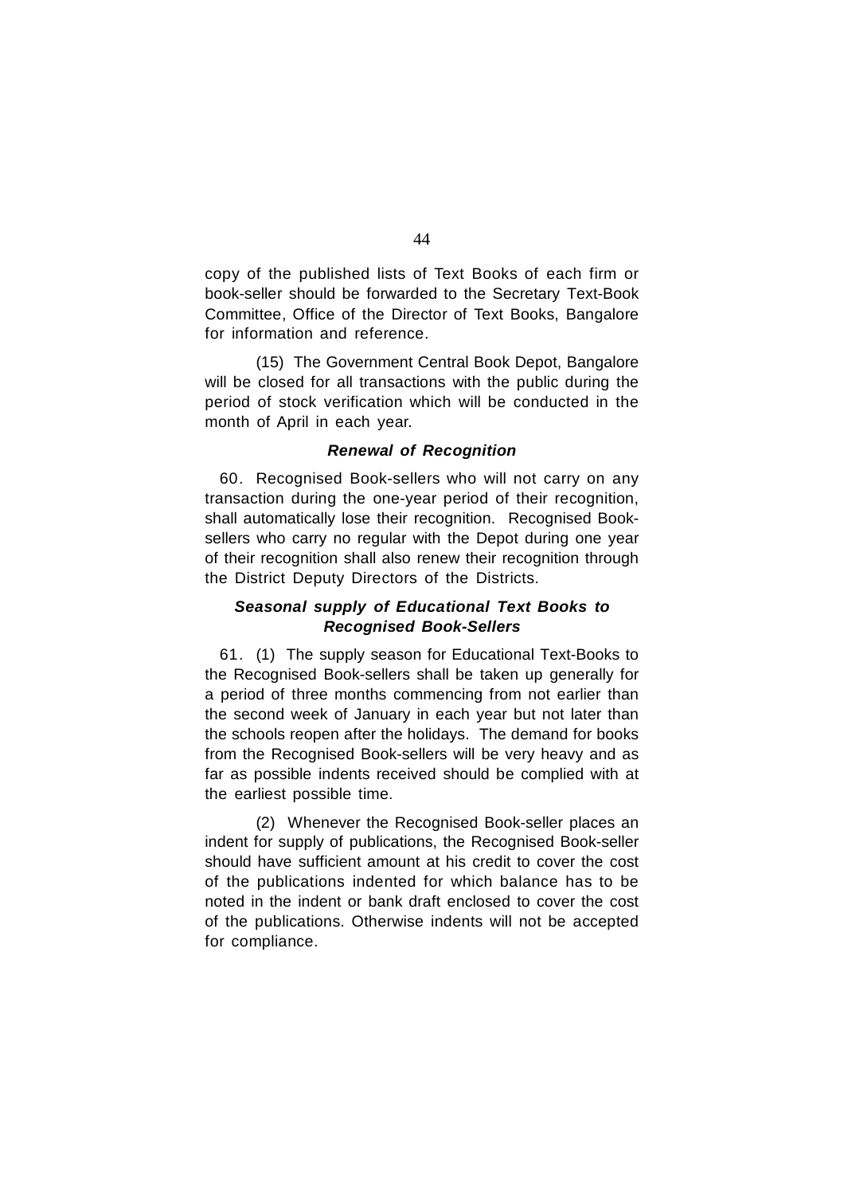copy of the published lists of Text Books of each firm or book-seller should be forwarded to the Secretary Text-Book Committee, Office of the Director of Text Books, Bangalore for information and reference.

(15) The Government Central Book Depot, Bangalore will be closed for all transactions with the public during the period of stock verification which will be conducted in the month of April in each year.

### *Renewal of Recognition*

60. Recognised Book-sellers who will not carry on any transaction during the one-year period of their recognition, shall automatically lose their recognition. Recognised Book-sellers who carry no regular with the Depot during one year of their recognition shall also renew their recognition through the District Deputy Directors of the Districts.

### *Seasonal supply of Educational Text Books to Recognised Book-Sellers*

61. (1) The supply season for Educational Text-Books to the Recognised Book-sellers shall be taken up generally for a period of three months commencing from not earlier than the second week of January in each year but not later than the schools reopen after the holidays. The demand for books from the Recognised Book-sellers will be very heavy and as far as possible indents received should be complied with at the earliest possible time.

(2) Whenever the Recognised Book-seller places an indent for supply of publications, the Recognised Book-seller should have sufficient amount at his credit to cover the cost of the publications indented for which balance has to be noted in the indent or bank draft enclosed to cover the cost of the publications. Otherwise indents will not be accepted for compliance.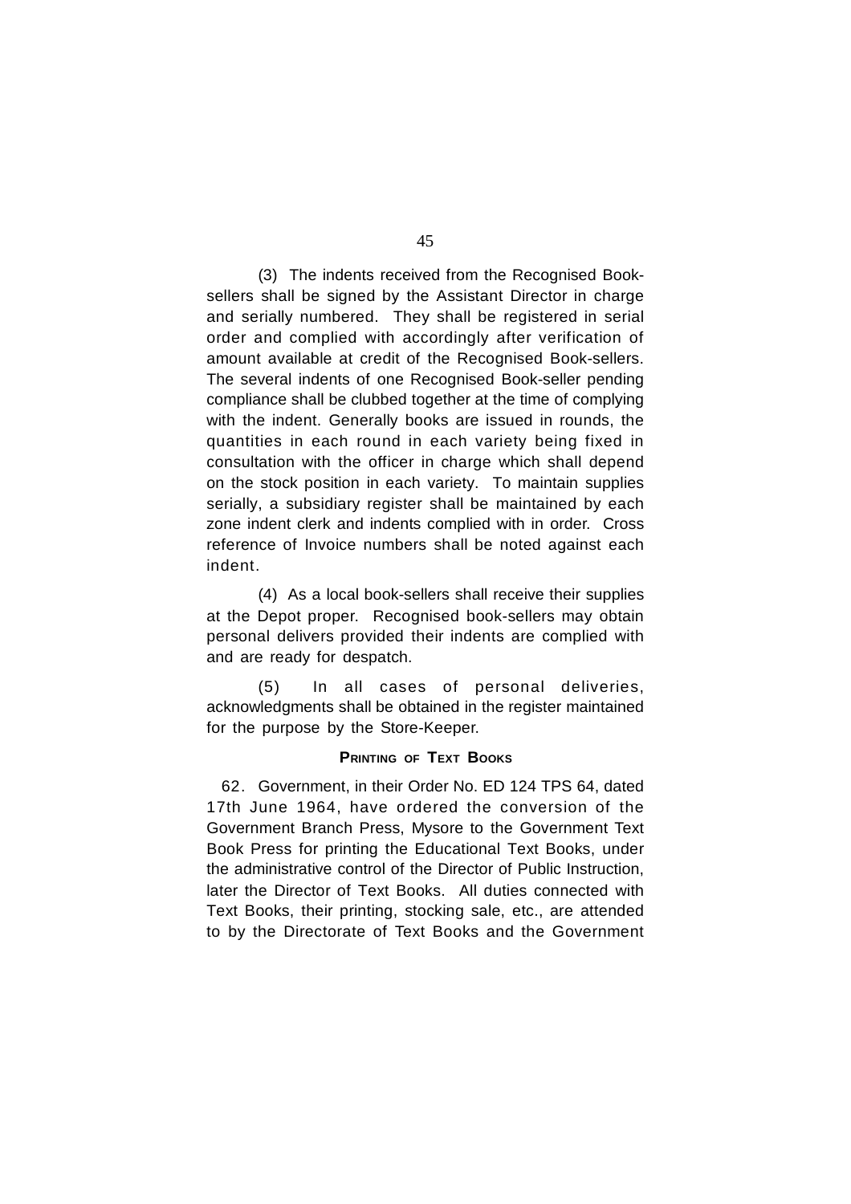(3) The indents received from the Recognised Book-sellers shall be signed by the Assistant Director in charge and serially numbered. They shall be registered in serial order and complied with accordingly after verification of amount available at credit of the Recognised Book-sellers. The several indents of one Recognised Book-seller pending compliance shall be clubbed together at the time of complying with the indent. Generally books are issued in rounds, the quantities in each round in each variety being fixed in consultation with the officer in charge which shall depend on the stock position in each variety. To maintain supplies serially, a subsidiary register shall be maintained by each zone indent clerk and indents complied with in order. Cross reference of Invoice numbers shall be noted against each indent.

(4) As a local book-sellers shall receive their supplies at the Depot proper. Recognised book-sellers may obtain personal delivers provided their indents are complied with and are ready for despatch.

(5) In all cases of personal deliveries, acknowledgments shall be obtained in the register maintained for the purpose by the Store-Keeper.

### PRINTING OF TEXT BOOKS

62. Government, in their Order No. ED 124 TPS 64, dated 17th June 1964, have ordered the conversion of the Government Branch Press, Mysore to the Government Text Book Press for printing the Educational Text Books, under the administrative control of the Director of Public Instruction, later the Director of Text Books. All duties connected with Text Books, their printing, stocking sale, etc., are attended to by the Directorate of Text Books and the Government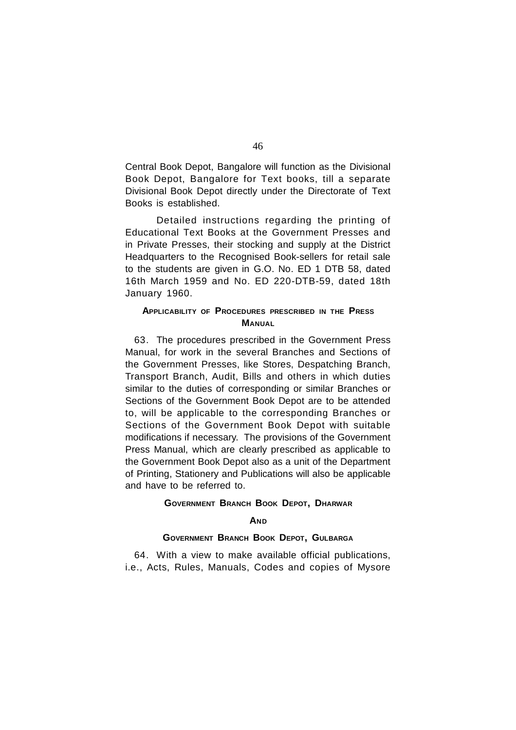Central Book Depot, Bangalore will function as the Divisional Book Depot, Bangalore for Text books, till a separate Divisional Book Depot directly under the Directorate of Text Books is established.

Detailed instructions regarding the printing of Educational Text Books at the Government Presses and in Private Presses, their stocking and supply at the District Headquarters to the Recognised Book-sellers for retail sale to the students are given in G.O. No. ED 1 DTB 58, dated 16th March 1959 and No. ED 220-DTB-59, dated 18th January 1960.

### Applicability of Procedures prescribed in the Press Manual

63. The procedures prescribed in the Government Press Manual, for work in the several Branches and Sections of the Government Presses, like Stores, Despatching Branch, Transport Branch, Audit, Bills and others in which duties similar to the duties of corresponding or similar Branches or Sections of the Government Book Depot are to be attended to, will be applicable to the corresponding Branches or Sections of the Government Book Depot with suitable modifications if necessary. The provisions of the Government Press Manual, which are clearly prescribed as applicable to the Government Book Depot also as a unit of the Department of Printing, Stationery and Publications will also be applicable and have to be referred to.

### Government Branch Book Depot, Dharwar And Government Branch Book Depot, Gulbarga

64. With a view to make available official publications, i.e., Acts, Rules, Manuals, Codes and copies of Mysore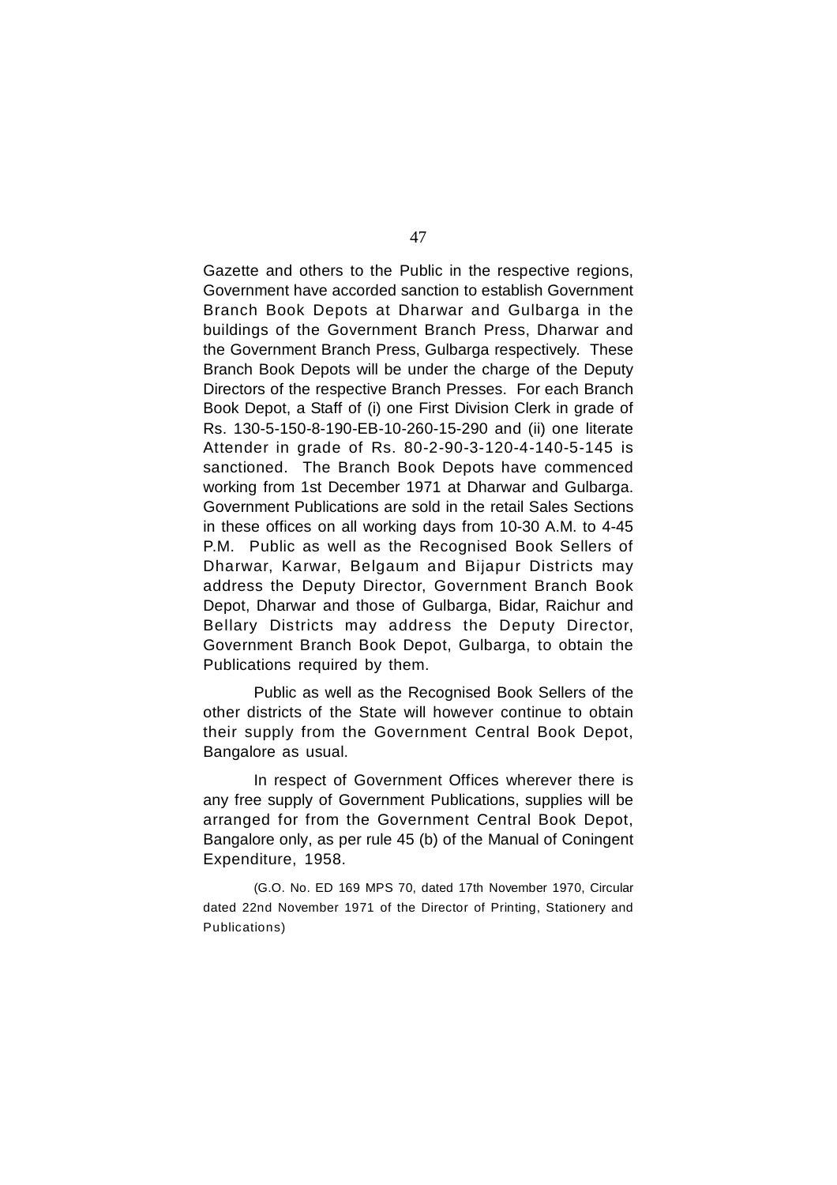Gazette and others to the Public in the respective regions, Government have accorded sanction to establish Government Branch Book Depots at Dharwar and Gulbarga in the buildings of the Government Branch Press, Dharwar and the Government Branch Press, Gulbarga respectively. These Branch Book Depots will be under the charge of the Deputy Directors of the respective Branch Presses. For each Branch Book Depot, a Staff of (i) one First Division Clerk in grade of Rs. 130-5-150-8-190-EB-10-260-15-290 and (ii) one literate Attender in grade of Rs. 80-2-90-3-120-4-140-5-145 is sanctioned. The Branch Book Depots have commenced working from 1st December 1971 at Dharwar and Gulbarga. Government Publications are sold in the retail Sales Sections in these offices on all working days from 10-30 A.M. to 4-45 P.M. Public as well as the Recognised Book Sellers of Dharwar, Karwar, Belgaum and Bijapur Districts may address the Deputy Director, Government Branch Book Depot, Dharwar and those of Gulbarga, Bidar, Raichur and Bellary Districts may address the Deputy Director, Government Branch Book Depot, Gulbarga, to obtain the Publications required by them.

Public as well as the Recognised Book Sellers of the other districts of the State will however continue to obtain their supply from the Government Central Book Depot, Bangalore as usual.

In respect of Government Offices wherever there is any free supply of Government Publications, supplies will be arranged for from the Government Central Book Depot, Bangalore only, as per rule 45 (b) of the Manual of Coningent Expenditure, 1958.

(G.O. No. ED 169 MPS 70, dated 17th November 1970, Circular dated 22nd November 1971 of the Director of Printing, Stationery and Publications)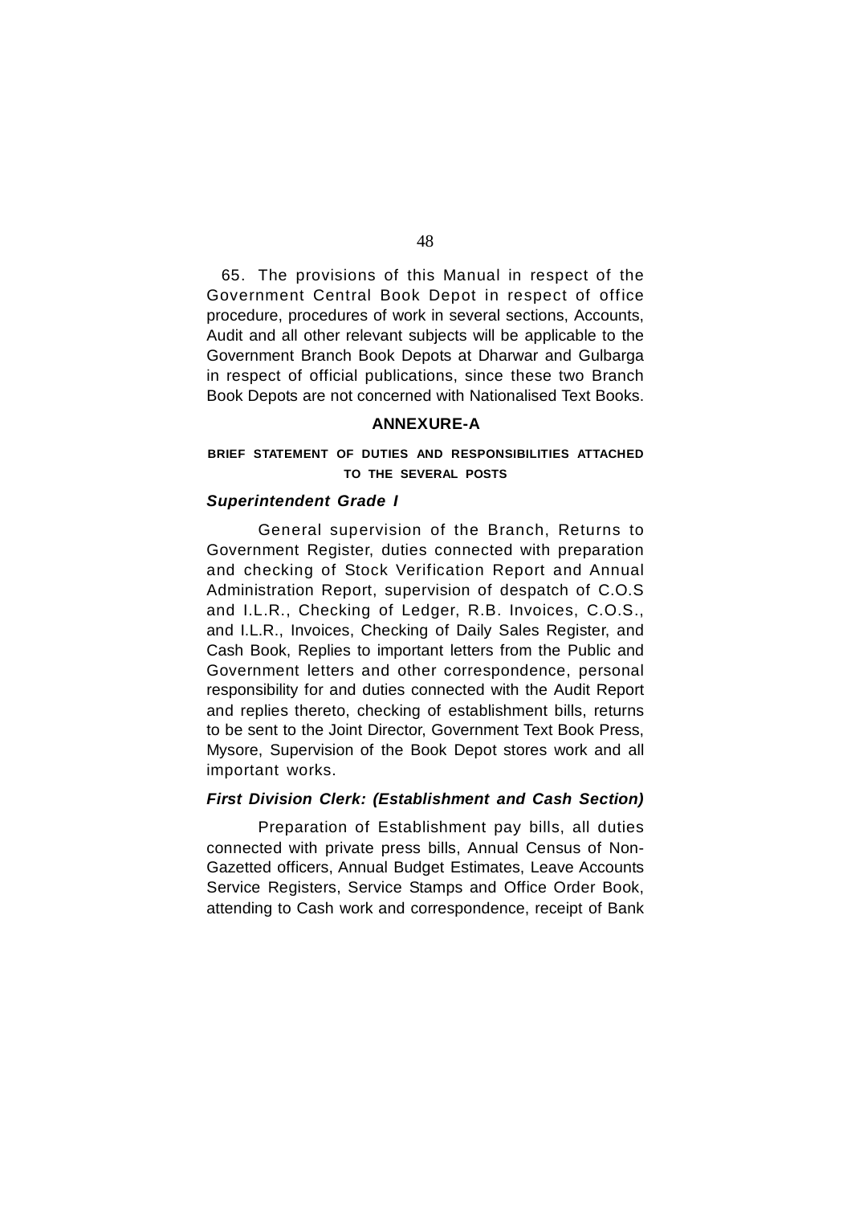65. The provisions of this Manual in respect of the Government Central Book Depot in respect of office procedure, procedures of work in several sections, Accounts, Audit and all other relevant subjects will be applicable to the Government Branch Book Depots at Dharwar and Gulbarga in respect of official publications, since these two Branch Book Depots are not concerned with Nationalised Text Books.

## ANNEXURE-A

### BRIEF STATEMENT OF DUTIES AND RESPONSIBILITIES ATTACHED TO THE SEVERAL POSTS

***Superintendent Grade I***

General supervision of the Branch, Returns to Government Register, duties connected with preparation and checking of Stock Verification Report and Annual Administration Report, supervision of despatch of C.O.S and I.L.R., Checking of Ledger, R.B. Invoices, C.O.S., and I.L.R., Invoices, Checking of Daily Sales Register, and Cash Book, Replies to important letters from the Public and Government letters and other correspondence, personal responsibility for and duties connected with the Audit Report and replies thereto, checking of establishment bills, returns to be sent to the Joint Director, Government Text Book Press, Mysore, Supervision of the Book Depot stores work and all important works.

***First Division Clerk: (Establishment and Cash Section)***

Preparation of Establishment pay bills, all duties connected with private press bills, Annual Census of Non-Gazetted officers, Annual Budget Estimates, Leave Accounts Service Registers, Service Stamps and Office Order Book, attending to Cash work and correspondence, receipt of Bank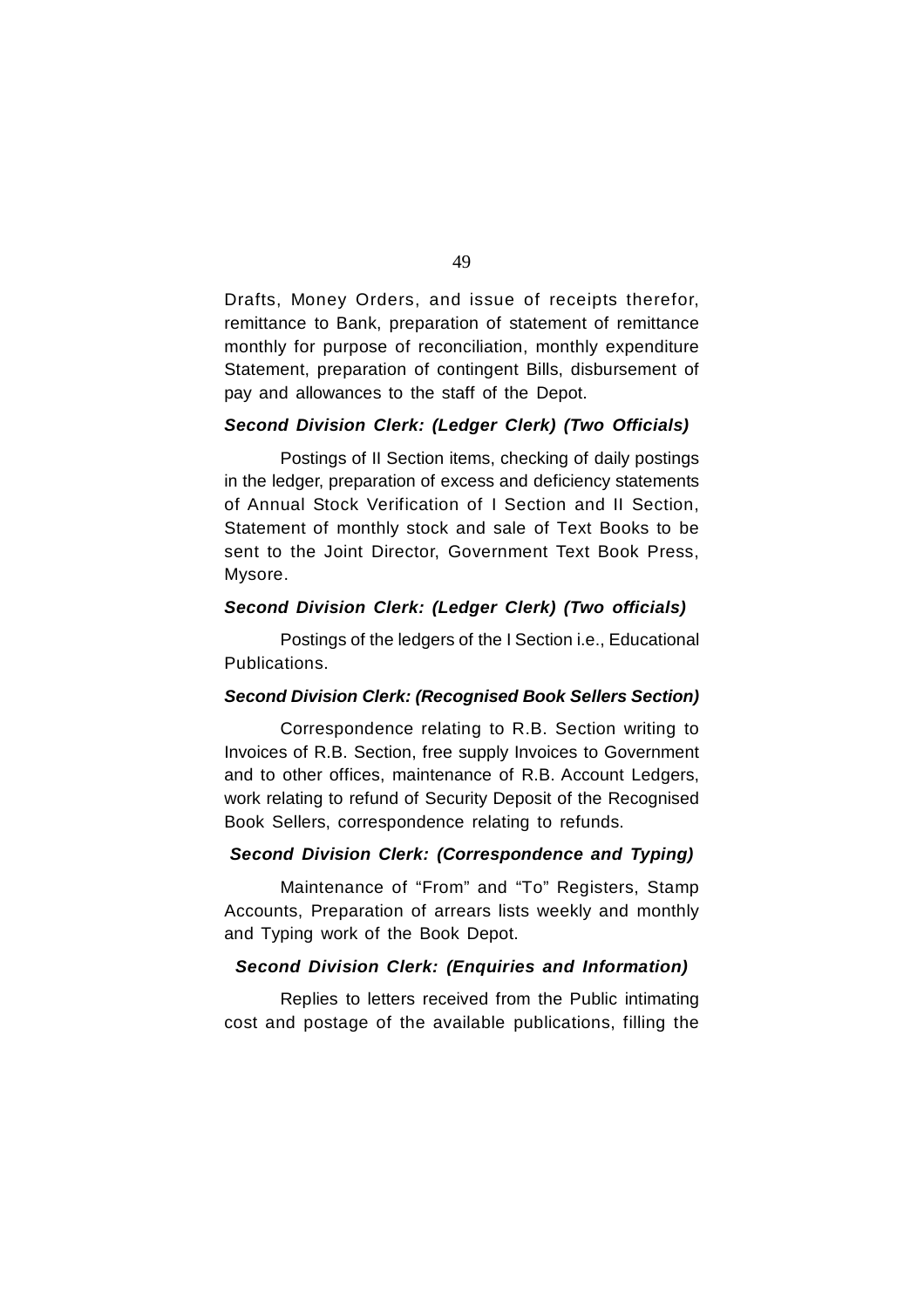Drafts, Money Orders, and issue of receipts therefor, remittance to Bank, preparation of statement of remittance monthly for purpose of reconciliation, monthly expenditure Statement, preparation of contingent Bills, disbursement of pay and allowances to the staff of the Depot.

***Second Division Clerk: (Ledger Clerk) (Two Officials)***

Postings of II Section items, checking of daily postings in the ledger, preparation of excess and deficiency statements of Annual Stock Verification of I Section and II Section, Statement of monthly stock and sale of Text Books to be sent to the Joint Director, Government Text Book Press, Mysore.

***Second Division Clerk: (Ledger Clerk) (Two officials)***

Postings of the ledgers of the I Section i.e., Educational Publications.

***Second Division Clerk: (Recognised Book Sellers Section)***

Correspondence relating to R.B. Section writing to Invoices of R.B. Section, free supply Invoices to Government and to other offices, maintenance of R.B. Account Ledgers, work relating to refund of Security Deposit of the Recognised Book Sellers, correspondence relating to refunds.

***Second Division Clerk: (Correspondence and Typing)***

Maintenance of "From" and "To" Registers, Stamp Accounts, Preparation of arrears lists weekly and monthly and Typing work of the Book Depot.

***Second Division Clerk: (Enquiries and Information)***

Replies to letters received from the Public intimating cost and postage of the available publications, filling the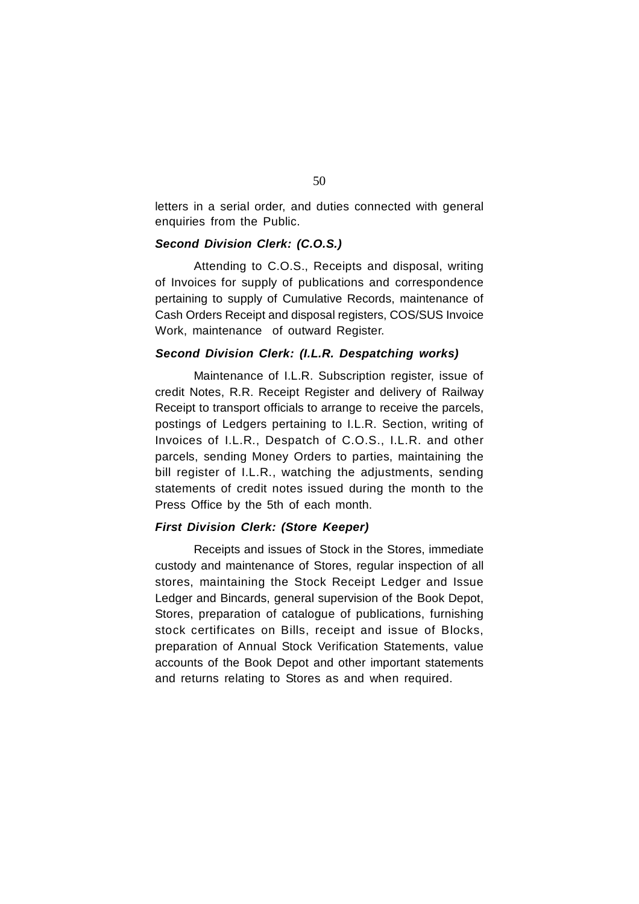letters in a serial order, and duties connected with general enquiries from the Public.

***Second Division Clerk: (C.O.S.)***

Attending to C.O.S., Receipts and disposal, writing of Invoices for supply of publications and correspondence pertaining to supply of Cumulative Records, maintenance of Cash Orders Receipt and disposal registers, COS/SUS Invoice Work, maintenance of outward Register.

***Second Division Clerk: (I.L.R. Despatching works)***

Maintenance of I.L.R. Subscription register, issue of credit Notes, R.R. Receipt Register and delivery of Railway Receipt to transport officials to arrange to receive the parcels, postings of Ledgers pertaining to I.L.R. Section, writing of Invoices of I.L.R., Despatch of C.O.S., I.L.R. and other parcels, sending Money Orders to parties, maintaining the bill register of I.L.R., watching the adjustments, sending statements of credit notes issued during the month to the Press Office by the 5th of each month.

***First Division Clerk: (Store Keeper)***

Receipts and issues of Stock in the Stores, immediate custody and maintenance of Stores, regular inspection of all stores, maintaining the Stock Receipt Ledger and Issue Ledger and Bincards, general supervision of the Book Depot, Stores, preparation of catalogue of publications, furnishing stock certificates on Bills, receipt and issue of Blocks, preparation of Annual Stock Verification Statements, value accounts of the Book Depot and other important statements and returns relating to Stores as and when required.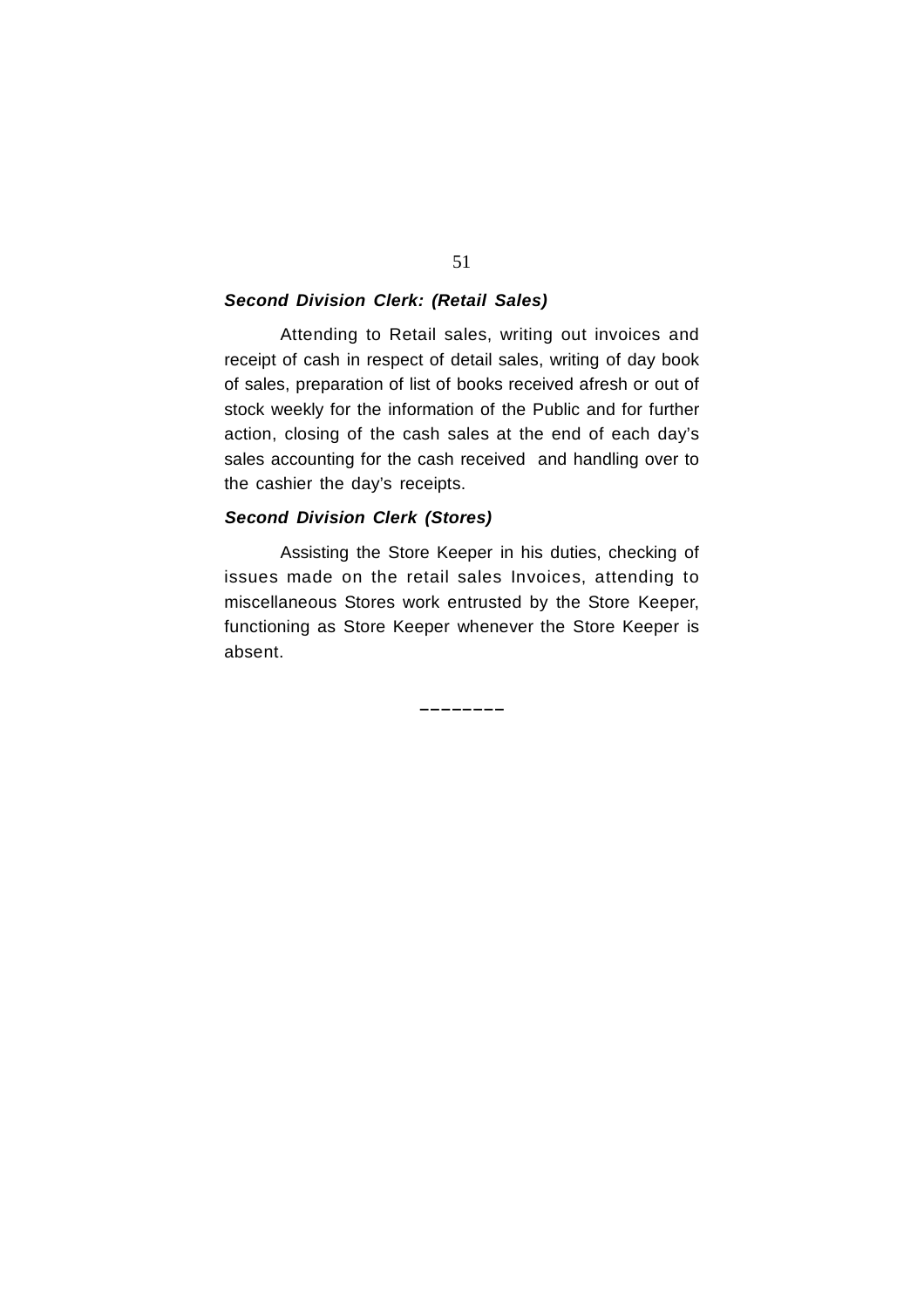***Second Division Clerk: (Retail Sales)***

Attending to Retail sales, writing out invoices and receipt of cash in respect of detail sales, writing of day book of sales, preparation of list of books received afresh or out of stock weekly for the information of the Public and for further action, closing of the cash sales at the end of each day's sales accounting for the cash received and handling over to the cashier the day's receipts.

***Second Division Clerk (Stores)***

Assisting the Store Keeper in his duties, checking of issues made on the retail sales Invoices, attending to miscellaneous Stores work entrusted by the Store Keeper, functioning as Store Keeper whenever the Store Keeper is absent.

--------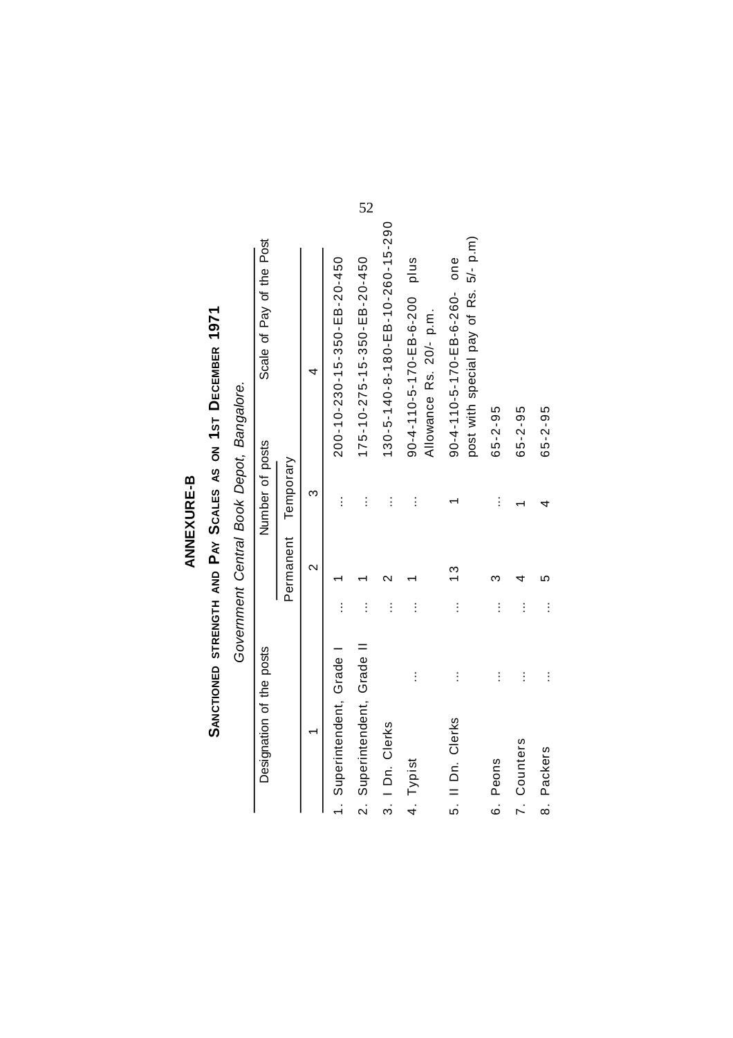# ANNEXURE-B

## SANCTIONED STRENGTH AND PAY SCALES AS ON 1ST DECEMBER 1971

*Government Central Book Depot, Bangalore.*

| Designation of the posts | Number of posts | | Scale of Pay of the Post |
|---|---|---|---|
| | Permanent | Temporary | |
| 1 | 2 | 3 | 4 |
| 1. Superintendent, Grade I ... | 1 | ... | 200-10-230-15-350-EB-20-450 |
| 2. Superintendent, Grade II ... | 1 | ... | 175-10-275-15-350-EB-20-450 |
| 3. I Dn. Clerks ... | 2 | ... | 130-5-140-8-180-EB-10-260-15-290 |
| 4. Typist ... ... | 1 | ... | 90-4-110-5-170-EB-6-200 plus Allowance Rs. 20/- p.m. |
| 5. II Dn. Clerks ... ... | 13 | 1 | 90-4-110-5-170-EB-6-260- one post with special pay of Rs. 5/- p.m) |
| 6. Peons ... ... | 3 | ... | 65-2-95 |
| 7. Counters ... ... | 4 | 1 | 65-2-95 |
| 8. Packers ... ... | 5 | 4 | 65-2-95 |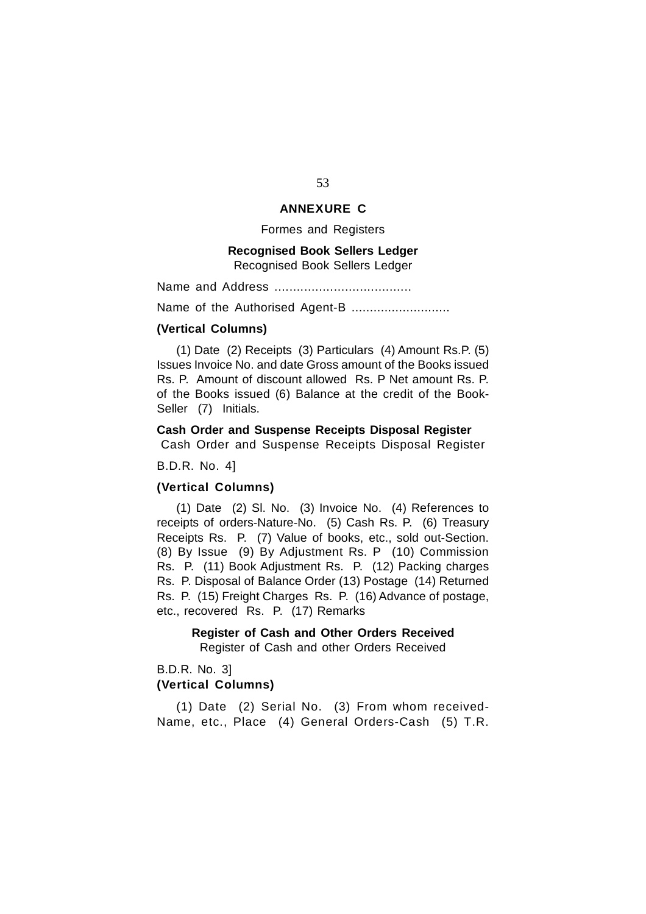## ANNEXURE C

Formes and Registers

**Recognised Book Sellers Ledger**

Recognised Book Sellers Ledger

Name and Address .....................................

Name of the Authorised Agent-B ...........................

**(Vertical Columns)**

(1) Date (2) Receipts (3) Particulars (4) Amount Rs.P. (5) Issues Invoice No. and date Gross amount of the Books issued Rs. P. Amount of discount allowed Rs. P Net amount Rs. P. of the Books issued (6) Balance at the credit of the Book-Seller (7) Initials.

**Cash Order and Suspense Receipts Disposal Register**

Cash Order and Suspense Receipts Disposal Register

B.D.R. No. 4]

**(Vertical Columns)**

(1) Date (2) Sl. No. (3) Invoice No. (4) References to receipts of orders-Nature-No. (5) Cash Rs. P. (6) Treasury Receipts Rs. P. (7) Value of books, etc., sold out-Section. (8) By Issue (9) By Adjustment Rs. P (10) Commission Rs. P. (11) Book Adjustment Rs. P. (12) Packing charges Rs. P. Disposal of Balance Order (13) Postage (14) Returned Rs. P. (15) Freight Charges Rs. P. (16) Advance of postage, etc., recovered Rs. P. (17) Remarks

**Register of Cash and Other Orders Received**

Register of Cash and other Orders Received

B.D.R. No. 3]

**(Vertical Columns)**

(1) Date (2) Serial No. (3) From whom received-Name, etc., Place (4) General Orders-Cash (5) T.R.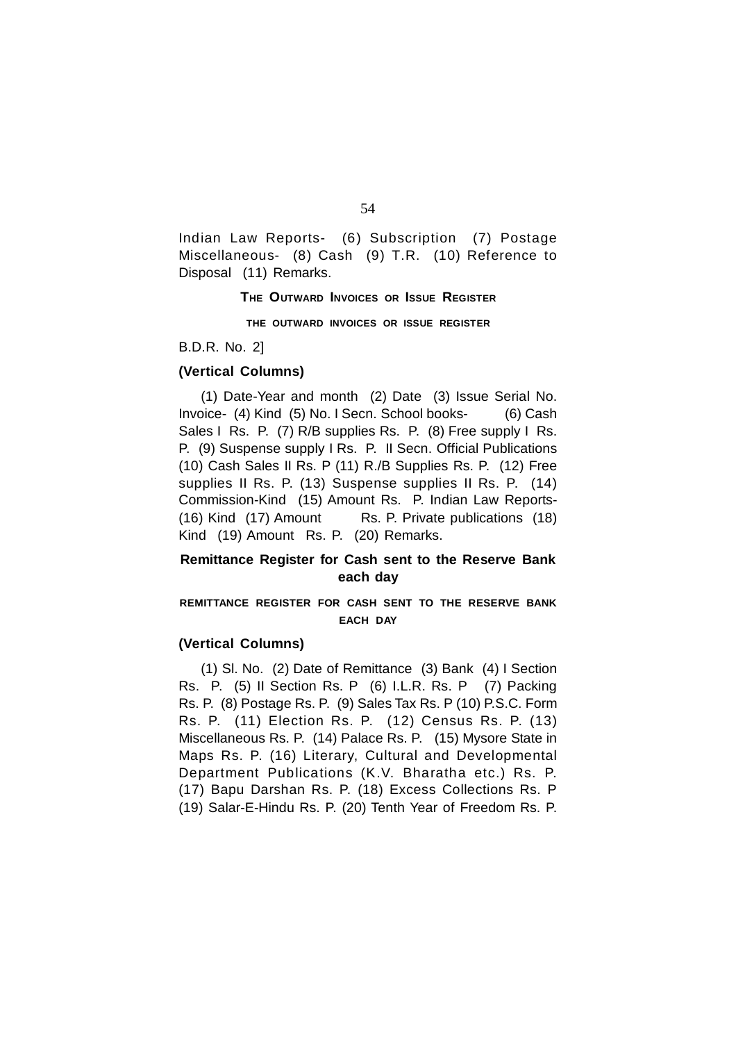Indian Law Reports- (6) Subscription (7) Postage Miscellaneous- (8) Cash (9) T.R. (10) Reference to Disposal (11) Remarks.

### THE OUTWARD INVOICES OR ISSUE REGISTER

THE OUTWARD INVOICES OR ISSUE REGISTER

B.D.R. No. 2]

**(Vertical Columns)**

(1) Date-Year and month (2) Date (3) Issue Serial No. Invoice- (4) Kind (5) No. I Secn. School books- (6) Cash Sales I Rs. P. (7) R/B supplies Rs. P. (8) Free supply I Rs. P. (9) Suspense supply I Rs. P. II Secn. Official Publications (10) Cash Sales II Rs. P (11) R./B Supplies Rs. P. (12) Free supplies II Rs. P. (13) Suspense supplies II Rs. P. (14) Commission-Kind (15) Amount Rs. P. Indian Law Reports- (16) Kind (17) Amount Rs. P. Private publications (18) Kind (19) Amount Rs. P. (20) Remarks.

### Remittance Register for Cash sent to the Reserve Bank each day

REMITTANCE REGISTER FOR CASH SENT TO THE RESERVE BANK EACH DAY

**(Vertical Columns)**

(1) Sl. No. (2) Date of Remittance (3) Bank (4) I Section Rs. P. (5) II Section Rs. P (6) I.L.R. Rs. P (7) Packing Rs. P. (8) Postage Rs. P. (9) Sales Tax Rs. P (10) P.S.C. Form Rs. P. (11) Election Rs. P. (12) Census Rs. P. (13) Miscellaneous Rs. P. (14) Palace Rs. P. (15) Mysore State in Maps Rs. P. (16) Literary, Cultural and Developmental Department Publications (K.V. Bharatha etc.) Rs. P. (17) Bapu Darshan Rs. P. (18) Excess Collections Rs. P (19) Salar-E-Hindu Rs. P. (20) Tenth Year of Freedom Rs. P.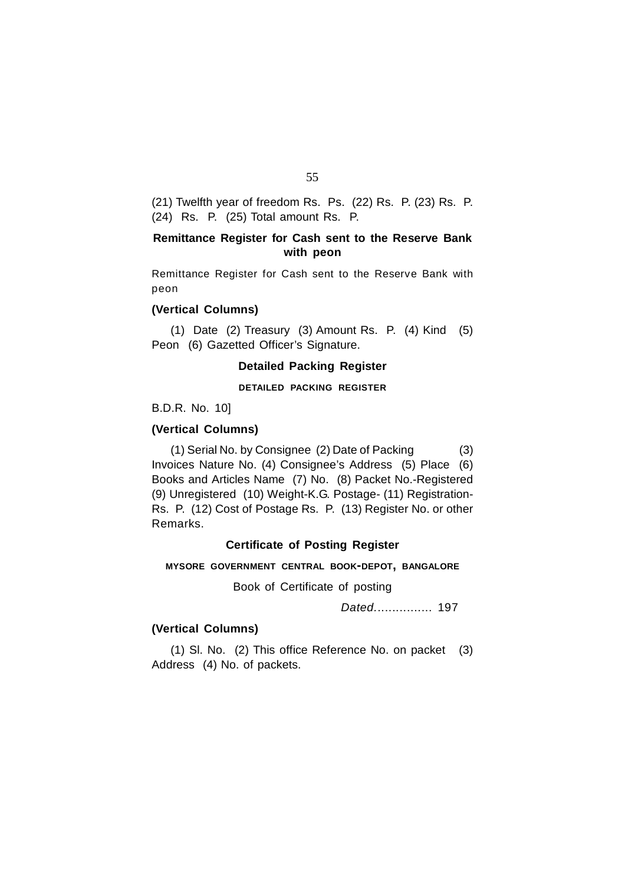(21) Twelfth year of freedom Rs. Ps. (22) Rs. P. (23) Rs. P. (24) Rs. P. (25) Total amount Rs. P.

## Remittance Register for Cash sent to the Reserve Bank with peon

Remittance Register for Cash sent to the Reserve Bank with peon

**(Vertical Columns)**

(1) Date (2) Treasury (3) Amount Rs. P. (4) Kind (5) Peon (6) Gazetted Officer's Signature.

## Detailed Packing Register

DETAILED PACKING REGISTER

B.D.R. No. 10]

**(Vertical Columns)**

(1) Serial No. by Consignee (2) Date of Packing (3) Invoices Nature No. (4) Consignee's Address (5) Place (6) Books and Articles Name (7) No. (8) Packet No.-Registered (9) Unregistered (10) Weight-K.G. Postage- (11) Registration-Rs. P. (12) Cost of Postage Rs. P. (13) Register No. or other Remarks.

## Certificate of Posting Register

MYSORE GOVERNMENT CENTRAL BOOK-DEPOT, BANGALORE

Book of Certificate of posting

*Dated*................ 197

**(Vertical Columns)**

(1) Sl. No. (2) This office Reference No. on packet (3) Address (4) No. of packets.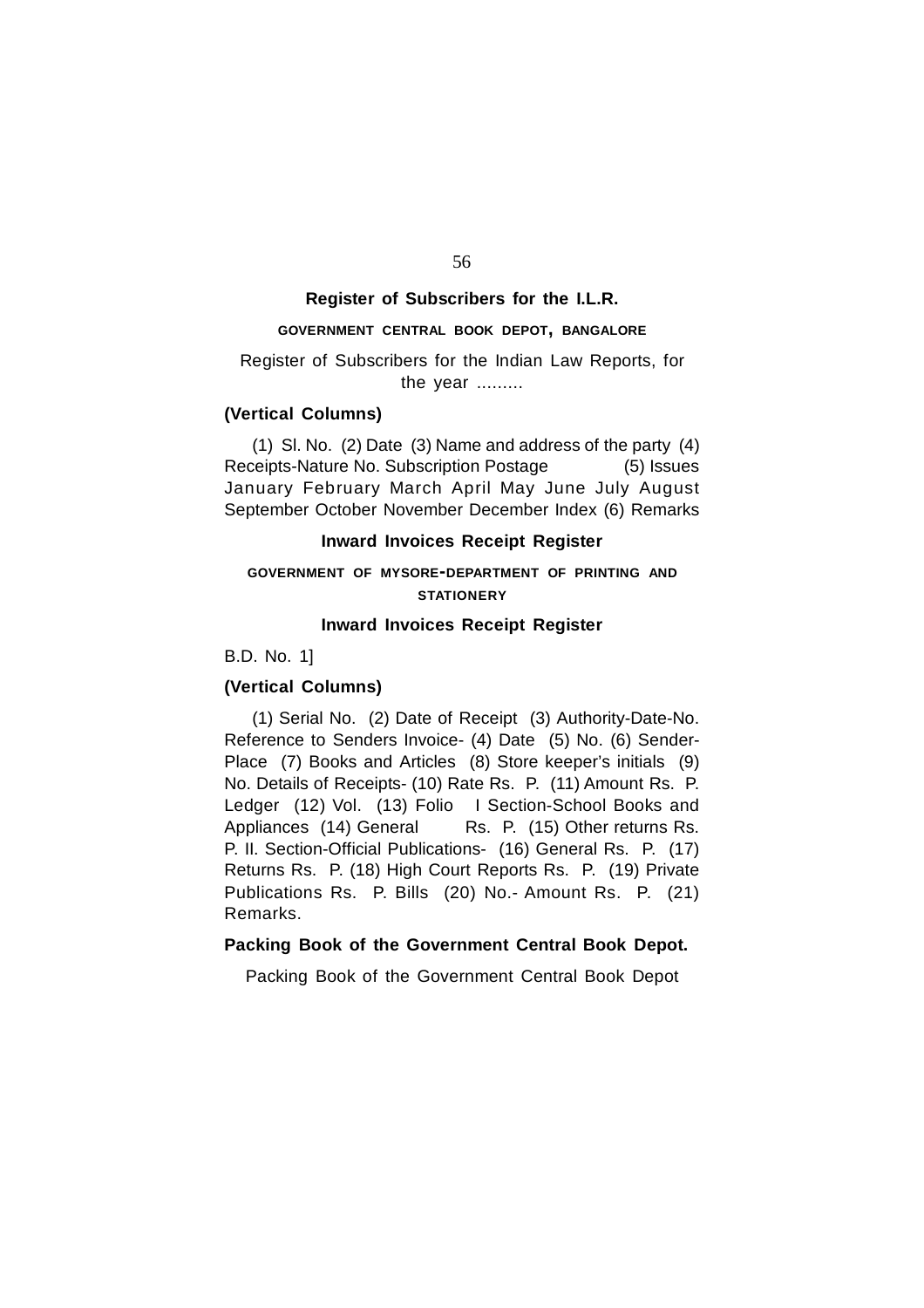## Register of Subscribers for the I.L.R.

GOVERNMENT CENTRAL BOOK DEPOT, BANGALORE

Register of Subscribers for the Indian Law Reports, for the year .........

**(Vertical Columns)**

(1) Sl. No. (2) Date (3) Name and address of the party (4) Receipts-Nature No. Subscription Postage (5) Issues January February March April May June July August September October November December Index (6) Remarks

## Inward Invoices Receipt Register

GOVERNMENT OF MYSORE-DEPARTMENT OF PRINTING AND STATIONERY

**Inward Invoices Receipt Register**

B.D. No. 1]

**(Vertical Columns)**

(1) Serial No. (2) Date of Receipt (3) Authority-Date-No. Reference to Senders Invoice- (4) Date (5) No. (6) Sender-Place (7) Books and Articles (8) Store keeper's initials (9) No. Details of Receipts- (10) Rate Rs. P. (11) Amount Rs. P. Ledger (12) Vol. (13) Folio I Section-School Books and Appliances (14) General Rs. P. (15) Other returns Rs. P. II. Section-Official Publications- (16) General Rs. P. (17) Returns Rs. P. (18) High Court Reports Rs. P. (19) Private Publications Rs. P. Bills (20) No.- Amount Rs. P. (21) Remarks.

## Packing Book of the Government Central Book Depot.

Packing Book of the Government Central Book Depot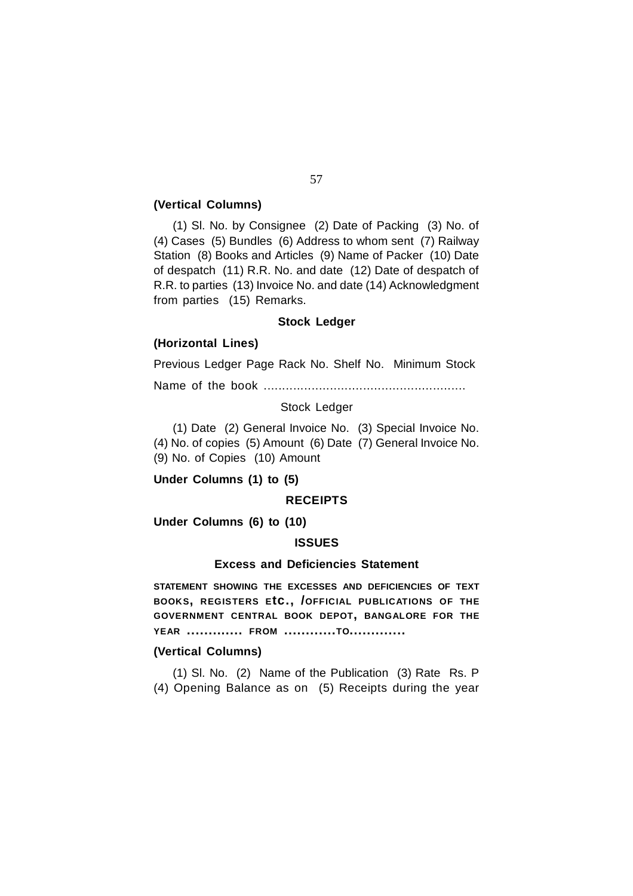**(Vertical Columns)**

(1) Sl. No. by Consignee (2) Date of Packing (3) No. of (4) Cases (5) Bundles (6) Address to whom sent (7) Railway Station (8) Books and Articles (9) Name of Packer (10) Date of despatch (11) R.R. No. and date (12) Date of despatch of R.R. to parties (13) Invoice No. and date (14) Acknowledgment from parties (15) Remarks.

**Stock Ledger**

**(Horizontal Lines)**

Previous Ledger Page Rack No. Shelf No. Minimum Stock

Name of the book ......................................................

Stock Ledger

(1) Date (2) General Invoice No. (3) Special Invoice No. (4) No. of copies (5) Amount (6) Date (7) General Invoice No. (9) No. of Copies (10) Amount

**Under Columns (1) to (5)**

**RECEIPTS**

**Under Columns (6) to (10)**

**ISSUES**

**Excess and Deficiencies Statement**

**STATEMENT SHOWING THE EXCESSES AND DEFICIENCIES OF TEXT BOOKS, REGISTERS ETC., /OFFICIAL PUBLICATIONS OF THE GOVERNMENT CENTRAL BOOK DEPOT, BANGALORE FOR THE YEAR ............. FROM ............TO.............**

**(Vertical Columns)**

(1) Sl. No. (2) Name of the Publication (3) Rate Rs. P (4) Opening Balance as on (5) Receipts during the year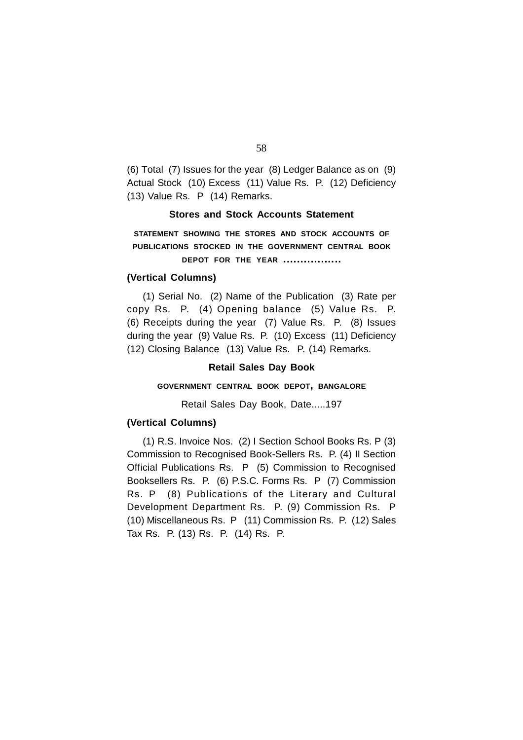(6) Total (7) Issues for the year (8) Ledger Balance as on (9) Actual Stock (10) Excess (11) Value Rs. P. (12) Deficiency (13) Value Rs. P (14) Remarks.

### Stores and Stock Accounts Statement

STATEMENT SHOWING THE STORES AND STOCK ACCOUNTS OF PUBLICATIONS STOCKED IN THE GOVERNMENT CENTRAL BOOK DEPOT FOR THE YEAR .................

**(Vertical Columns)**

(1) Serial No. (2) Name of the Publication (3) Rate per copy Rs. P. (4) Opening balance (5) Value Rs. P. (6) Receipts during the year (7) Value Rs. P. (8) Issues during the year (9) Value Rs. P. (10) Excess (11) Deficiency (12) Closing Balance (13) Value Rs. P. (14) Remarks.

### Retail Sales Day Book

GOVERNMENT CENTRAL BOOK DEPOT, BANGALORE

Retail Sales Day Book, Date.....197

**(Vertical Columns)**

(1) R.S. Invoice Nos. (2) I Section School Books Rs. P (3) Commission to Recognised Book-Sellers Rs. P. (4) II Section Official Publications Rs. P (5) Commission to Recognised Booksellers Rs. P. (6) P.S.C. Forms Rs. P (7) Commission Rs. P (8) Publications of the Literary and Cultural Development Department Rs. P. (9) Commission Rs. P (10) Miscellaneous Rs. P (11) Commission Rs. P. (12) Sales Tax Rs. P. (13) Rs. P. (14) Rs. P.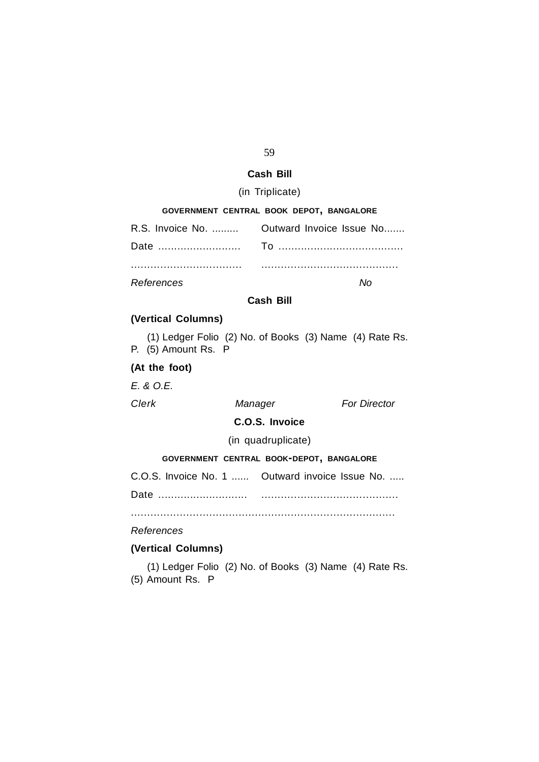## Cash Bill

(in Triplicate)

GOVERNMENT CENTRAL BOOK DEPOT, BANGALORE

R.S. Invoice No. ......... Outward Invoice Issue No.......

Date .......................... To .......................................

.................................. .........................................

*References* *No*

**Cash Bill**

**(Vertical Columns)**

(1) Ledger Folio (2) No. of Books (3) Name (4) Rate Rs. P. (5) Amount Rs. P

**(At the foot)**

*E. & O.E.*

*Clerk* *Manager* *For Director*

## C.O.S. Invoice

(in quadruplicate)

GOVERNMENT CENTRAL BOOK-DEPOT, BANGALORE

C.O.S. Invoice No. 1 ...... Outward invoice Issue No. .....

Date ............................ .........................................

................................................................................

*References*

**(Vertical Columns)**

(1) Ledger Folio (2) No. of Books (3) Name (4) Rate Rs. (5) Amount Rs. P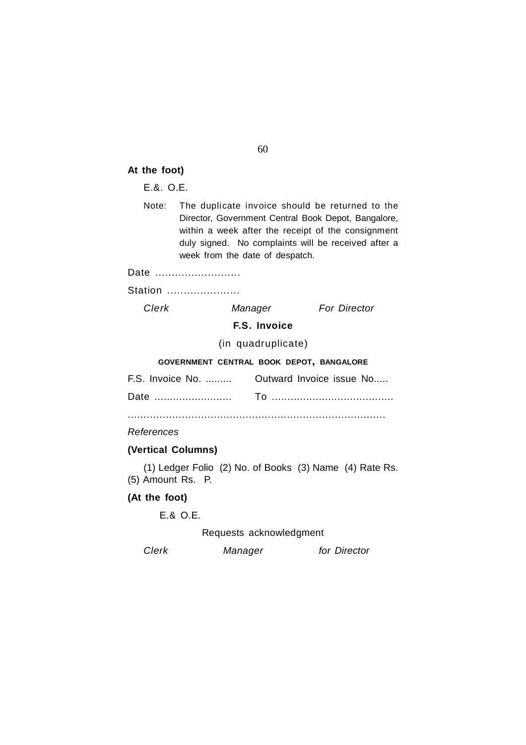**At the foot)**

E.&. O.E.

Note: The duplicate invoice should be returned to the Director, Government Central Book Depot, Bangalore, within a week after the receipt of the consignment duly signed. No complaints will be received after a week from the date of despatch.

Date ……………………..

Station …………………

*Clerk* *Manager* *For Director*

**F.S. Invoice**

(in quadruplicate)

GOVERNMENT CENTRAL BOOK DEPOT, BANGALORE

F.S. Invoice No. ……… Outward Invoice issue No.....

Date …………………… To …………………………………

………………………………………………………………………

*References*

**(Vertical Columns)**

(1) Ledger Folio (2) No. of Books (3) Name (4) Rate Rs. (5) Amount Rs. P.

**(At the foot)**

E.& O.E.

Requests acknowledgment

*Clerk* *Manager* *for Director*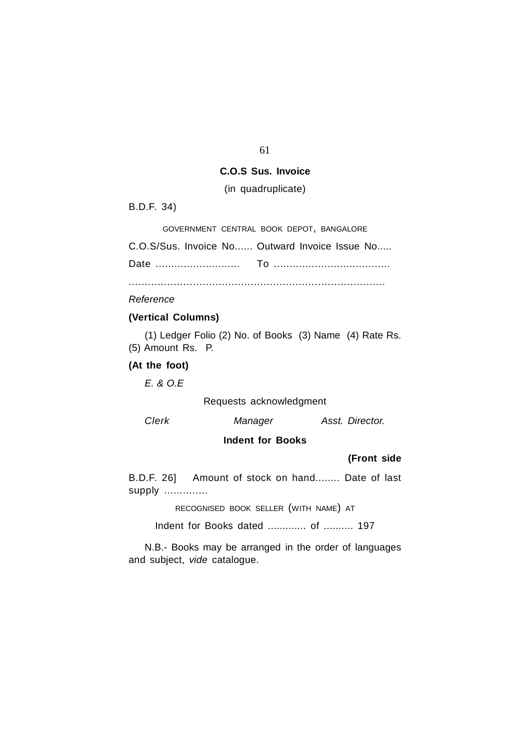## C.O.S Sus. Invoice

(in quadruplicate)

B.D.F. 34)

GOVERNMENT CENTRAL BOOK DEPOT, BANGALORE

C.O.S/Sus. Invoice No...... Outward Invoice Issue No.....

Date ........................... To ....................................

...............................................................................

*Reference*

**(Vertical Columns)**

(1) Ledger Folio (2) No. of Books (3) Name (4) Rate Rs. (5) Amount Rs. P.

**(At the foot)**

*E. & O.E*

Requests acknowledgment

*Clerk* *Manager* *Asst. Director.*

## Indent for Books

**(Front side**

B.D.F. 26] Amount of stock on hand........ Date of last supply ..............

RECOGNISED BOOK SELLER (WITH NAME) AT

Indent for Books dated ............. of .......... 197

N.B.- Books may be arranged in the order of languages and subject, *vide* catalogue.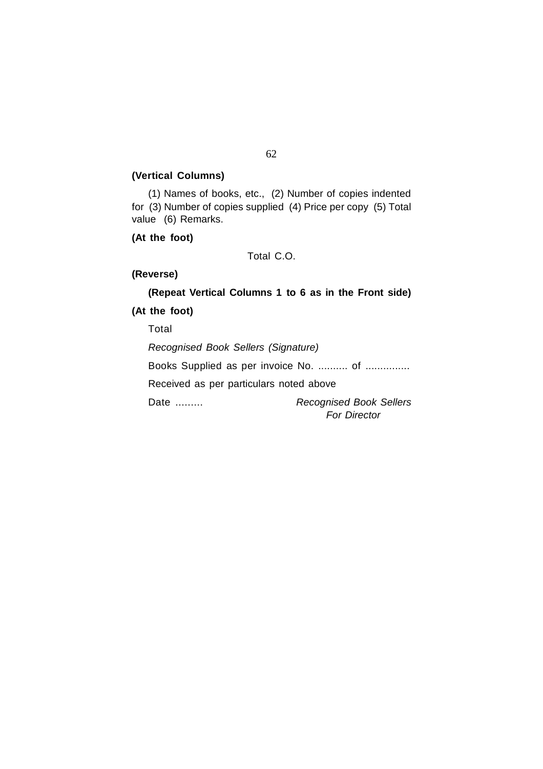**(Vertical Columns)**

(1) Names of books, etc., (2) Number of copies indented for (3) Number of copies supplied (4) Price per copy (5) Total value (6) Remarks.

**(At the foot)**

Total C.O.

**(Reverse)**

**(Repeat Vertical Columns 1 to 6 as in the Front side)**

**(At the foot)**

Total

*Recognised Book Sellers (Signature)*

Books Supplied as per invoice No. .......... of ...............

Received as per particulars noted above

Date ......... *Recognised Book Sellers*
*For Director*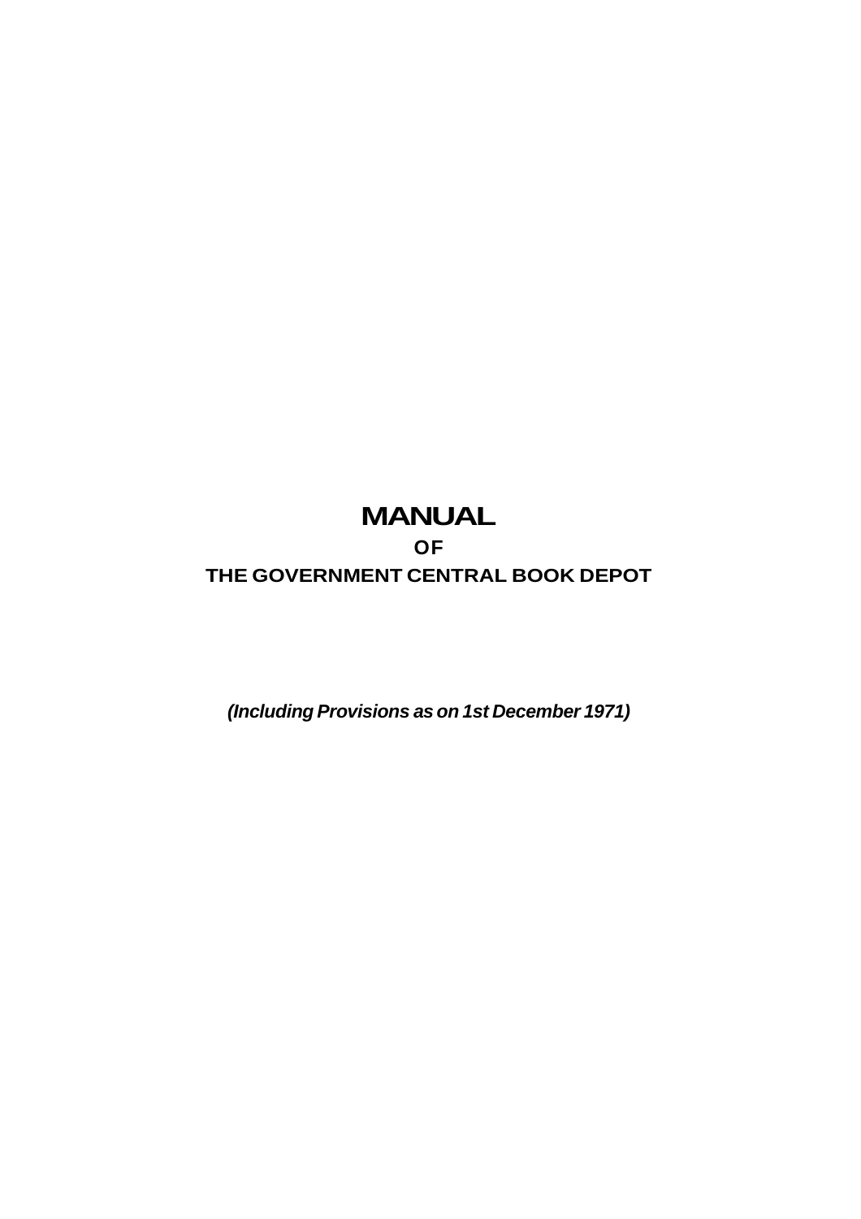# MANUAL

## OF

## THE GOVERNMENT CENTRAL BOOK DEPOT

***(Including Provisions as on 1st December 1971)***